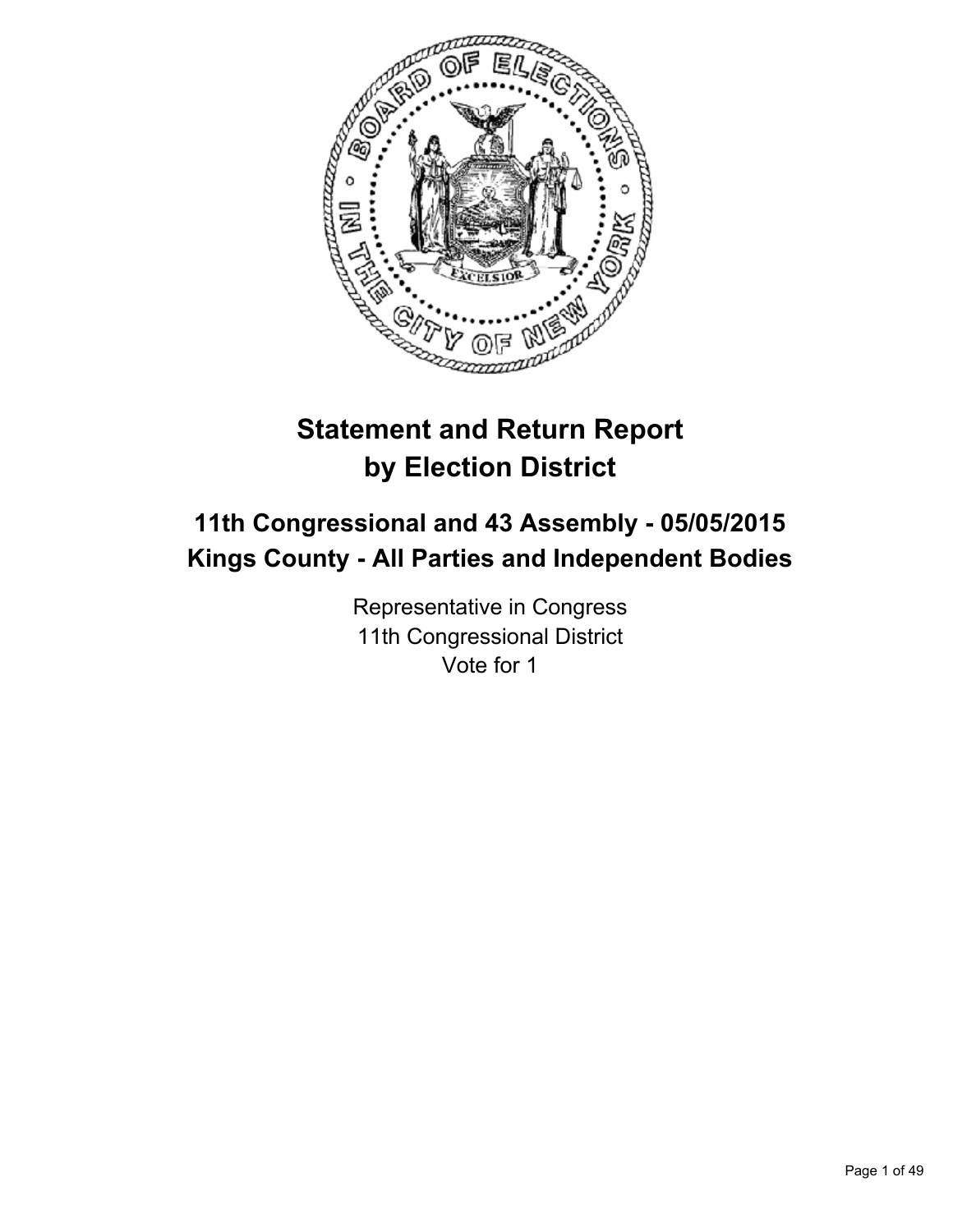# Statement and Return Report by Election District

## 11th Congressional and 43 Assembly - 05/05/2015
## Kings County - All Parties and Independent Bodies

Representative in Congress
11th Congressional District
Vote for 1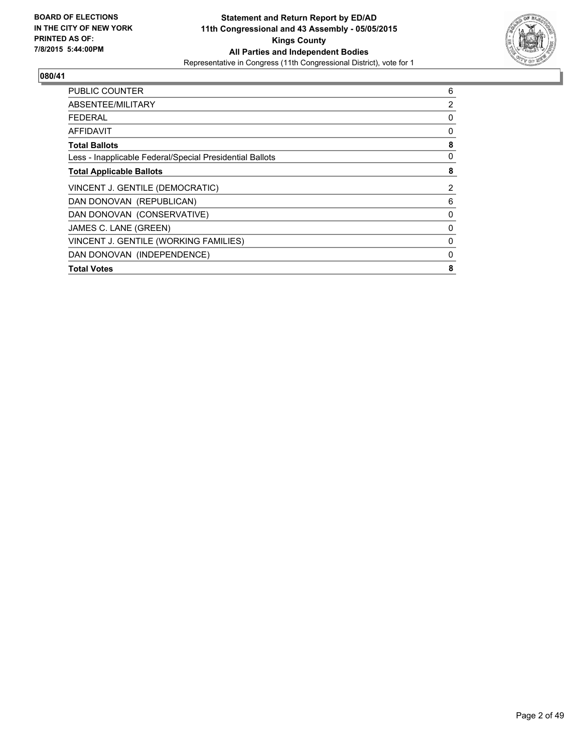**BOARD OF ELECTIONS IN THE CITY OF NEW YORK PRINTED AS OF: 7/8/2015 5:44:00PM**

**Statement and Return Report by ED/AD**
**11th Congressional and 43 Assembly - 05/05/2015**
**Kings County**
**All Parties and Independent Bodies**
Representative in Congress (11th Congressional District), vote for 1

## 080/41

| | |
|---|---|
| PUBLIC COUNTER | 6 |
| ABSENTEE/MILITARY | 2 |
| FEDERAL | 0 |
| AFFIDAVIT | 0 |
| **Total Ballots** | **8** |
| Less - Inapplicable Federal/Special Presidential Ballots | 0 |
| **Total Applicable Ballots** | **8** |
| VINCENT J. GENTILE (DEMOCRATIC) | 2 |
| DAN DONOVAN (REPUBLICAN) | 6 |
| DAN DONOVAN (CONSERVATIVE) | 0 |
| JAMES C. LANE (GREEN) | 0 |
| VINCENT J. GENTILE (WORKING FAMILIES) | 0 |
| DAN DONOVAN (INDEPENDENCE) | 0 |
| **Total Votes** | **8** |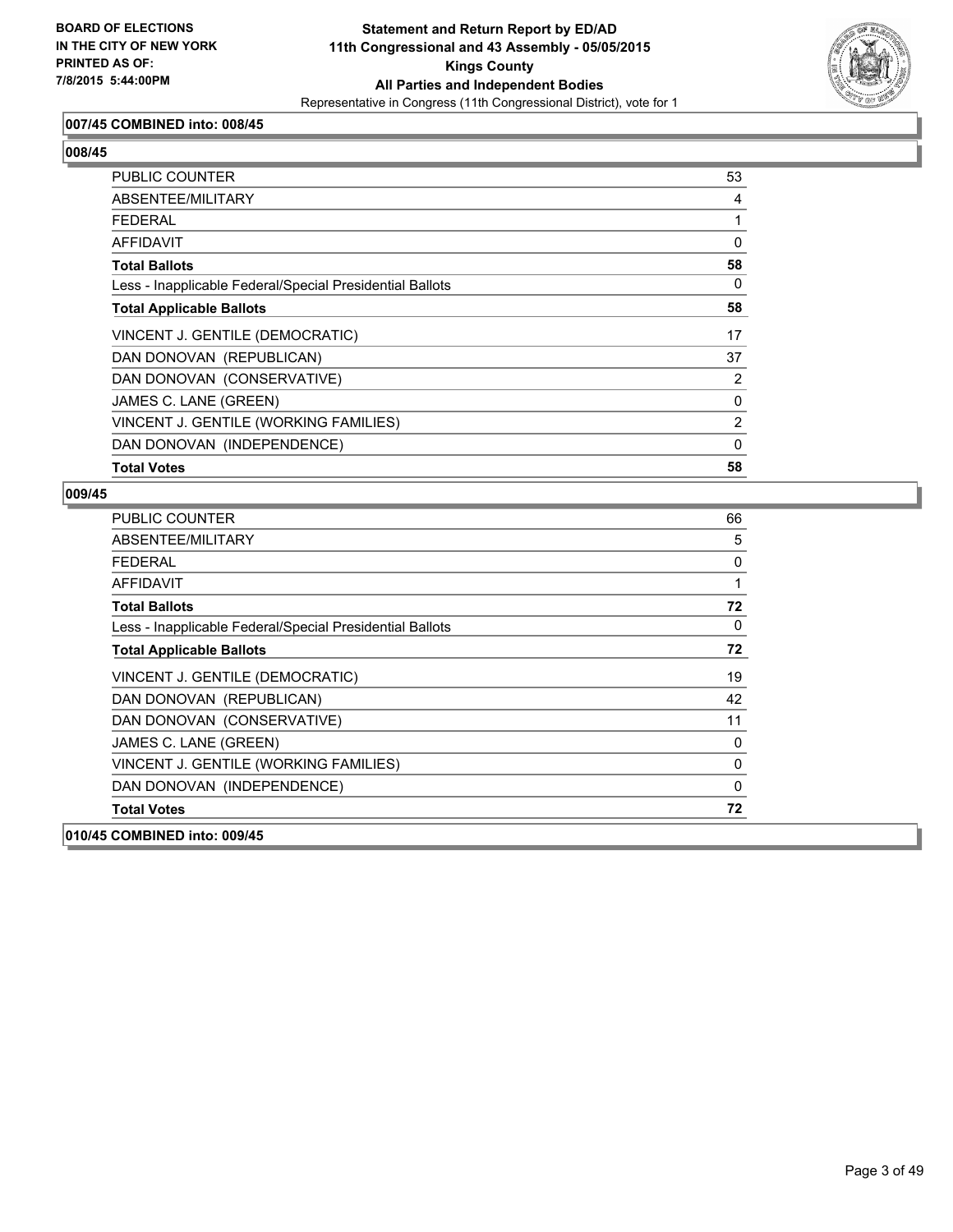**007/45 COMBINED into: 008/45**

**008/45**

| | |
|---|---|
| PUBLIC COUNTER | 53 |
| ABSENTEE/MILITARY | 4 |
| FEDERAL | 1 |
| AFFIDAVIT | 0 |
| **Total Ballots** | **58** |
| Less - Inapplicable Federal/Special Presidential Ballots | 0 |
| **Total Applicable Ballots** | **58** |
| VINCENT J. GENTILE (DEMOCRATIC) | 17 |
| DAN DONOVAN (REPUBLICAN) | 37 |
| DAN DONOVAN (CONSERVATIVE) | 2 |
| JAMES C. LANE (GREEN) | 0 |
| VINCENT J. GENTILE (WORKING FAMILIES) | 2 |
| DAN DONOVAN (INDEPENDENCE) | 0 |
| **Total Votes** | **58** |

**009/45**

| | |
|---|---|
| PUBLIC COUNTER | 66 |
| ABSENTEE/MILITARY | 5 |
| FEDERAL | 0 |
| AFFIDAVIT | 1 |
| **Total Ballots** | **72** |
| Less - Inapplicable Federal/Special Presidential Ballots | 0 |
| **Total Applicable Ballots** | **72** |
| VINCENT J. GENTILE (DEMOCRATIC) | 19 |
| DAN DONOVAN (REPUBLICAN) | 42 |
| DAN DONOVAN (CONSERVATIVE) | 11 |
| JAMES C. LANE (GREEN) | 0 |
| VINCENT J. GENTILE (WORKING FAMILIES) | 0 |
| DAN DONOVAN (INDEPENDENCE) | 0 |
| **Total Votes** | **72** |

**010/45 COMBINED into: 009/45**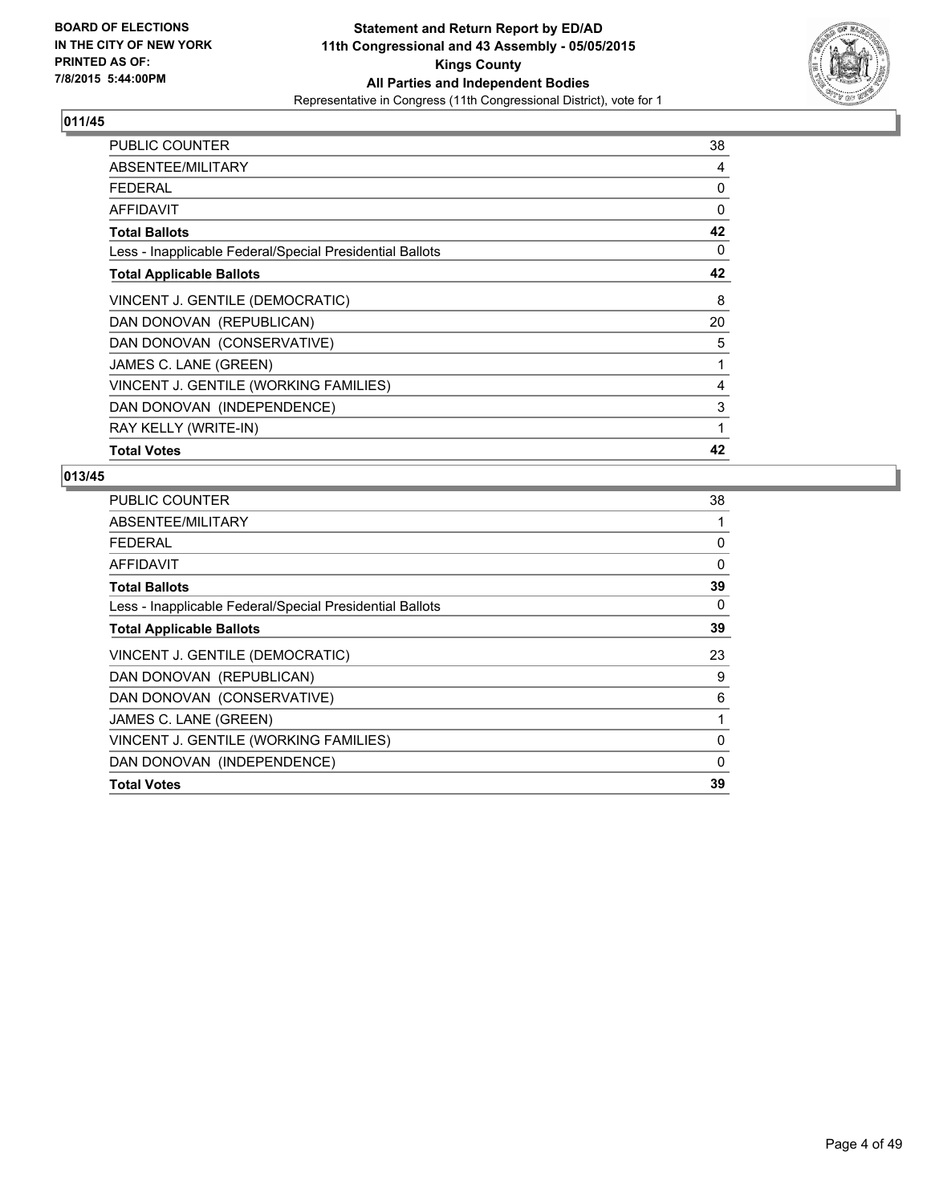**BOARD OF ELECTIONS IN THE CITY OF NEW YORK PRINTED AS OF: 7/8/2015 5:44:00PM**

**Statement and Return Report by ED/AD**
**11th Congressional and 43 Assembly - 05/05/2015**
**Kings County**
**All Parties and Independent Bodies**
Representative in Congress (11th Congressional District), vote for 1

### 011/45

| | |
|---|---|
| PUBLIC COUNTER | 38 |
| ABSENTEE/MILITARY | 4 |
| FEDERAL | 0 |
| AFFIDAVIT | 0 |
| **Total Ballots** | **42** |
| Less - Inapplicable Federal/Special Presidential Ballots | 0 |
| **Total Applicable Ballots** | **42** |
| VINCENT J. GENTILE (DEMOCRATIC) | 8 |
| DAN DONOVAN (REPUBLICAN) | 20 |
| DAN DONOVAN (CONSERVATIVE) | 5 |
| JAMES C. LANE (GREEN) | 1 |
| VINCENT J. GENTILE (WORKING FAMILIES) | 4 |
| DAN DONOVAN (INDEPENDENCE) | 3 |
| RAY KELLY (WRITE-IN) | 1 |
| **Total Votes** | **42** |

### 013/45

| | |
|---|---|
| PUBLIC COUNTER | 38 |
| ABSENTEE/MILITARY | 1 |
| FEDERAL | 0 |
| AFFIDAVIT | 0 |
| **Total Ballots** | **39** |
| Less - Inapplicable Federal/Special Presidential Ballots | 0 |
| **Total Applicable Ballots** | **39** |
| VINCENT J. GENTILE (DEMOCRATIC) | 23 |
| DAN DONOVAN (REPUBLICAN) | 9 |
| DAN DONOVAN (CONSERVATIVE) | 6 |
| JAMES C. LANE (GREEN) | 1 |
| VINCENT J. GENTILE (WORKING FAMILIES) | 0 |
| DAN DONOVAN (INDEPENDENCE) | 0 |
| **Total Votes** | **39** |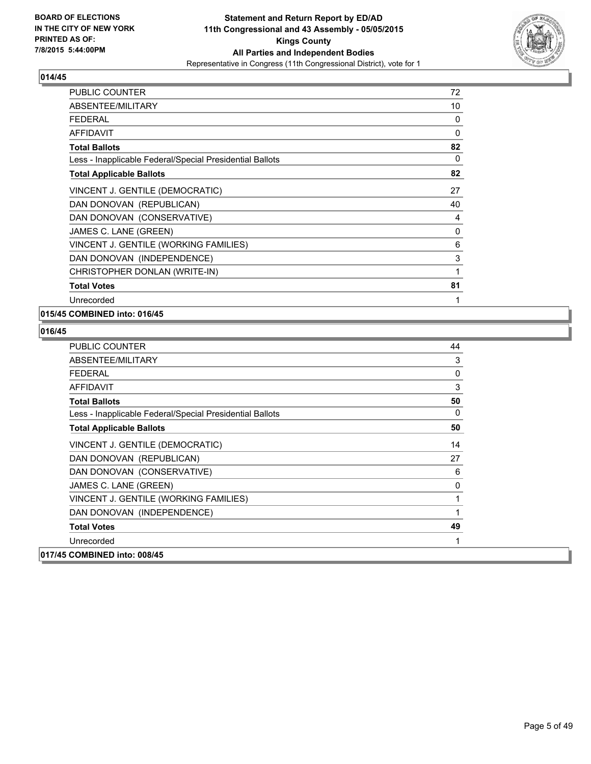### 014/45

| | |
|---|---|
| PUBLIC COUNTER | 72 |
| ABSENTEE/MILITARY | 10 |
| FEDERAL | 0 |
| AFFIDAVIT | 0 |
| **Total Ballots** | **82** |
| Less - Inapplicable Federal/Special Presidential Ballots | 0 |
| **Total Applicable Ballots** | **82** |
| VINCENT J. GENTILE (DEMOCRATIC) | 27 |
| DAN DONOVAN (REPUBLICAN) | 40 |
| DAN DONOVAN (CONSERVATIVE) | 4 |
| JAMES C. LANE (GREEN) | 0 |
| VINCENT J. GENTILE (WORKING FAMILIES) | 6 |
| DAN DONOVAN (INDEPENDENCE) | 3 |
| CHRISTOPHER DONLAN (WRITE-IN) | 1 |
| **Total Votes** | **81** |
| Unrecorded | 1 |

### 015/45 COMBINED into: 016/45

### 016/45

| | |
|---|---|
| PUBLIC COUNTER | 44 |
| ABSENTEE/MILITARY | 3 |
| FEDERAL | 0 |
| AFFIDAVIT | 3 |
| **Total Ballots** | **50** |
| Less - Inapplicable Federal/Special Presidential Ballots | 0 |
| **Total Applicable Ballots** | **50** |
| VINCENT J. GENTILE (DEMOCRATIC) | 14 |
| DAN DONOVAN (REPUBLICAN) | 27 |
| DAN DONOVAN (CONSERVATIVE) | 6 |
| JAMES C. LANE (GREEN) | 0 |
| VINCENT J. GENTILE (WORKING FAMILIES) | 1 |
| DAN DONOVAN (INDEPENDENCE) | 1 |
| **Total Votes** | **49** |
| Unrecorded | 1 |

### 017/45 COMBINED into: 008/45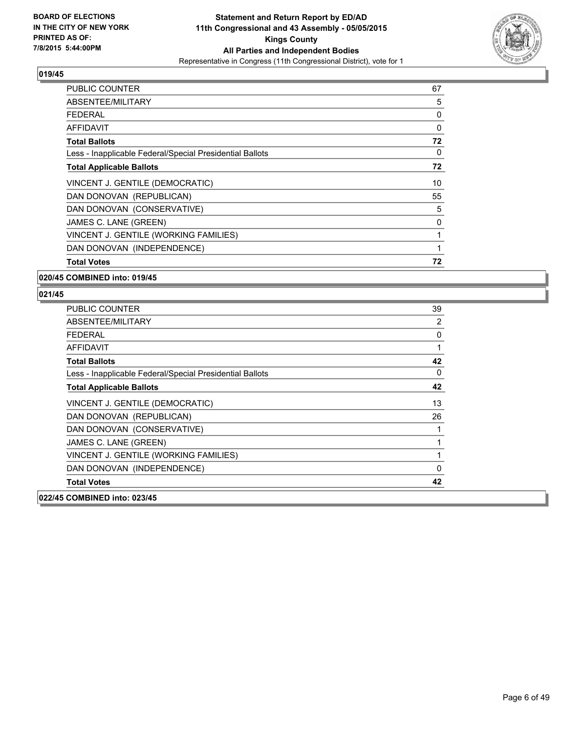**Statement and Return Report by ED/AD**
**11th Congressional and 43 Assembly - 05/05/2015**
**Kings County**
**All Parties and Independent Bodies**
Representative in Congress (11th Congressional District), vote for 1

BOARD OF ELECTIONS
IN THE CITY OF NEW YORK
PRINTED AS OF:
7/8/2015 5:44:00PM

### 019/45

| | |
|---|---|
| PUBLIC COUNTER | 67 |
| ABSENTEE/MILITARY | 5 |
| FEDERAL | 0 |
| AFFIDAVIT | 0 |
| **Total Ballots** | **72** |
| Less - Inapplicable Federal/Special Presidential Ballots | 0 |
| **Total Applicable Ballots** | **72** |
| VINCENT J. GENTILE (DEMOCRATIC) | 10 |
| DAN DONOVAN (REPUBLICAN) | 55 |
| DAN DONOVAN (CONSERVATIVE) | 5 |
| JAMES C. LANE (GREEN) | 0 |
| VINCENT J. GENTILE (WORKING FAMILIES) | 1 |
| DAN DONOVAN (INDEPENDENCE) | 1 |
| **Total Votes** | **72** |

### 020/45 COMBINED into: 019/45

### 021/45

| | |
|---|---|
| PUBLIC COUNTER | 39 |
| ABSENTEE/MILITARY | 2 |
| FEDERAL | 0 |
| AFFIDAVIT | 1 |
| **Total Ballots** | **42** |
| Less - Inapplicable Federal/Special Presidential Ballots | 0 |
| **Total Applicable Ballots** | **42** |
| VINCENT J. GENTILE (DEMOCRATIC) | 13 |
| DAN DONOVAN (REPUBLICAN) | 26 |
| DAN DONOVAN (CONSERVATIVE) | 1 |
| JAMES C. LANE (GREEN) | 1 |
| VINCENT J. GENTILE (WORKING FAMILIES) | 1 |
| DAN DONOVAN (INDEPENDENCE) | 0 |
| **Total Votes** | **42** |

### 022/45 COMBINED into: 023/45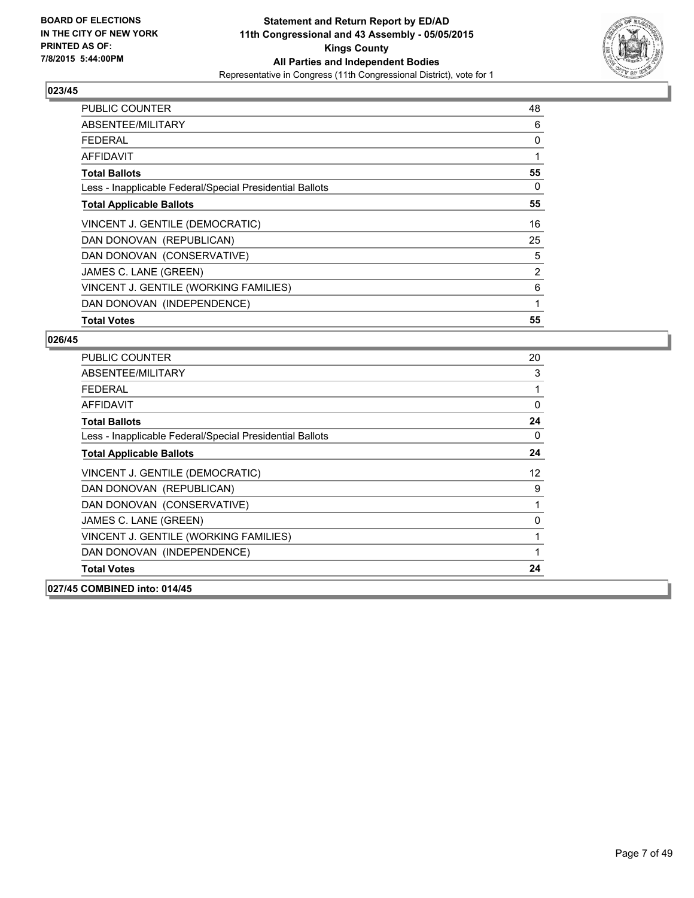**BOARD OF ELECTIONS IN THE CITY OF NEW YORK PRINTED AS OF: 7/8/2015 5:44:00PM**

**Statement and Return Report by ED/AD**
**11th Congressional and 43 Assembly - 05/05/2015**
**Kings County**
**All Parties and Independent Bodies**
Representative in Congress (11th Congressional District), vote for 1

**023/45**

| | |
|---|---|
| PUBLIC COUNTER | 48 |
| ABSENTEE/MILITARY | 6 |
| FEDERAL | 0 |
| AFFIDAVIT | 1 |
| **Total Ballots** | **55** |
| Less - Inapplicable Federal/Special Presidential Ballots | 0 |
| **Total Applicable Ballots** | **55** |
| VINCENT J. GENTILE (DEMOCRATIC) | 16 |
| DAN DONOVAN (REPUBLICAN) | 25 |
| DAN DONOVAN (CONSERVATIVE) | 5 |
| JAMES C. LANE (GREEN) | 2 |
| VINCENT J. GENTILE (WORKING FAMILIES) | 6 |
| DAN DONOVAN (INDEPENDENCE) | 1 |
| **Total Votes** | **55** |

**026/45**

| | |
|---|---|
| PUBLIC COUNTER | 20 |
| ABSENTEE/MILITARY | 3 |
| FEDERAL | 1 |
| AFFIDAVIT | 0 |
| **Total Ballots** | **24** |
| Less - Inapplicable Federal/Special Presidential Ballots | 0 |
| **Total Applicable Ballots** | **24** |
| VINCENT J. GENTILE (DEMOCRATIC) | 12 |
| DAN DONOVAN (REPUBLICAN) | 9 |
| DAN DONOVAN (CONSERVATIVE) | 1 |
| JAMES C. LANE (GREEN) | 0 |
| VINCENT J. GENTILE (WORKING FAMILIES) | 1 |
| DAN DONOVAN (INDEPENDENCE) | 1 |
| **Total Votes** | **24** |

**027/45 COMBINED into: 014/45**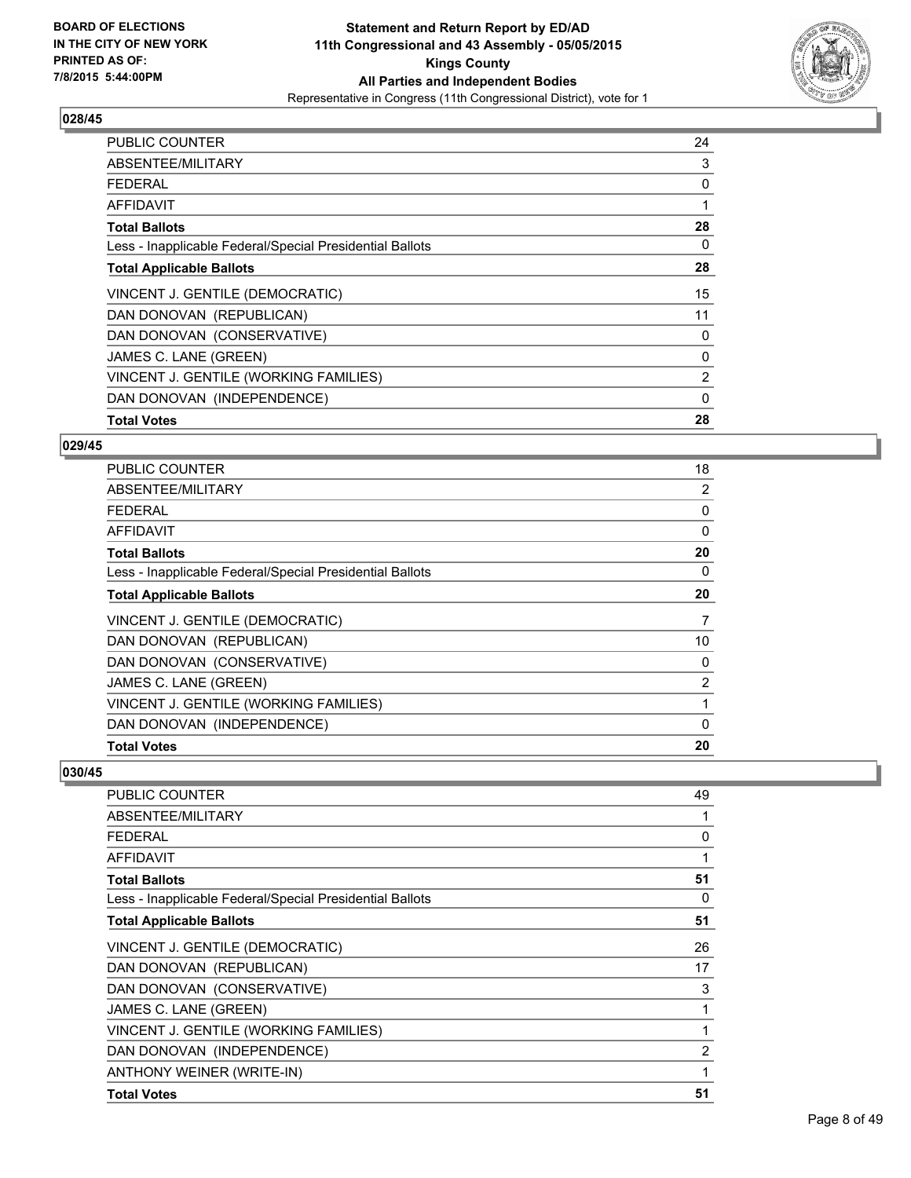**BOARD OF ELECTIONS IN THE CITY OF NEW YORK PRINTED AS OF: 7/8/2015 5:44:00PM**

**Statement and Return Report by ED/AD 11th Congressional and 43 Assembly - 05/05/2015 Kings County All Parties and Independent Bodies**
Representative in Congress (11th Congressional District), vote for 1

**028/45**

| | |
|---|---|
| PUBLIC COUNTER | 24 |
| ABSENTEE/MILITARY | 3 |
| FEDERAL | 0 |
| AFFIDAVIT | 1 |
| **Total Ballots** | **28** |
| Less - Inapplicable Federal/Special Presidential Ballots | 0 |
| **Total Applicable Ballots** | **28** |
| VINCENT J. GENTILE (DEMOCRATIC) | 15 |
| DAN DONOVAN (REPUBLICAN) | 11 |
| DAN DONOVAN (CONSERVATIVE) | 0 |
| JAMES C. LANE (GREEN) | 0 |
| VINCENT J. GENTILE (WORKING FAMILIES) | 2 |
| DAN DONOVAN (INDEPENDENCE) | 0 |
| **Total Votes** | **28** |

**029/45**

| | |
|---|---|
| PUBLIC COUNTER | 18 |
| ABSENTEE/MILITARY | 2 |
| FEDERAL | 0 |
| AFFIDAVIT | 0 |
| **Total Ballots** | **20** |
| Less - Inapplicable Federal/Special Presidential Ballots | 0 |
| **Total Applicable Ballots** | **20** |
| VINCENT J. GENTILE (DEMOCRATIC) | 7 |
| DAN DONOVAN (REPUBLICAN) | 10 |
| DAN DONOVAN (CONSERVATIVE) | 0 |
| JAMES C. LANE (GREEN) | 2 |
| VINCENT J. GENTILE (WORKING FAMILIES) | 1 |
| DAN DONOVAN (INDEPENDENCE) | 0 |
| **Total Votes** | **20** |

**030/45**

| | |
|---|---|
| PUBLIC COUNTER | 49 |
| ABSENTEE/MILITARY | 1 |
| FEDERAL | 0 |
| AFFIDAVIT | 1 |
| **Total Ballots** | **51** |
| Less - Inapplicable Federal/Special Presidential Ballots | 0 |
| **Total Applicable Ballots** | **51** |
| VINCENT J. GENTILE (DEMOCRATIC) | 26 |
| DAN DONOVAN (REPUBLICAN) | 17 |
| DAN DONOVAN (CONSERVATIVE) | 3 |
| JAMES C. LANE (GREEN) | 1 |
| VINCENT J. GENTILE (WORKING FAMILIES) | 1 |
| DAN DONOVAN (INDEPENDENCE) | 2 |
| ANTHONY WEINER (WRITE-IN) | 1 |
| **Total Votes** | **51** |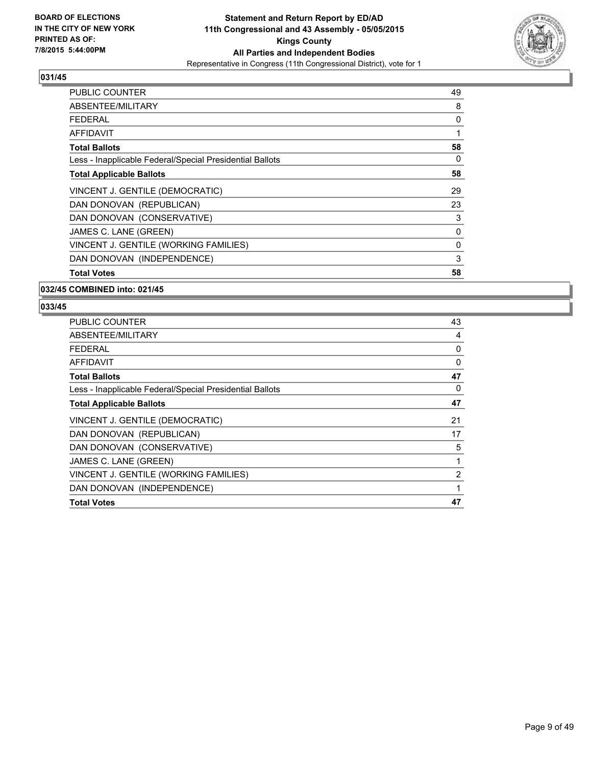**BOARD OF ELECTIONS IN THE CITY OF NEW YORK PRINTED AS OF: 7/8/2015 5:44:00PM**

**Statement and Return Report by ED/AD 11th Congressional and 43 Assembly - 05/05/2015 Kings County All Parties and Independent Bodies**

Representative in Congress (11th Congressional District), vote for 1

### 031/45

| | |
|---|---|
| PUBLIC COUNTER | 49 |
| ABSENTEE/MILITARY | 8 |
| FEDERAL | 0 |
| AFFIDAVIT | 1 |
| **Total Ballots** | **58** |
| Less - Inapplicable Federal/Special Presidential Ballots | 0 |
| **Total Applicable Ballots** | **58** |
| VINCENT J. GENTILE (DEMOCRATIC) | 29 |
| DAN DONOVAN (REPUBLICAN) | 23 |
| DAN DONOVAN (CONSERVATIVE) | 3 |
| JAMES C. LANE (GREEN) | 0 |
| VINCENT J. GENTILE (WORKING FAMILIES) | 0 |
| DAN DONOVAN (INDEPENDENCE) | 3 |
| **Total Votes** | **58** |

### 032/45 COMBINED into: 021/45

### 033/45

| | |
|---|---|
| PUBLIC COUNTER | 43 |
| ABSENTEE/MILITARY | 4 |
| FEDERAL | 0 |
| AFFIDAVIT | 0 |
| **Total Ballots** | **47** |
| Less - Inapplicable Federal/Special Presidential Ballots | 0 |
| **Total Applicable Ballots** | **47** |
| VINCENT J. GENTILE (DEMOCRATIC) | 21 |
| DAN DONOVAN (REPUBLICAN) | 17 |
| DAN DONOVAN (CONSERVATIVE) | 5 |
| JAMES C. LANE (GREEN) | 1 |
| VINCENT J. GENTILE (WORKING FAMILIES) | 2 |
| DAN DONOVAN (INDEPENDENCE) | 1 |
| **Total Votes** | **47** |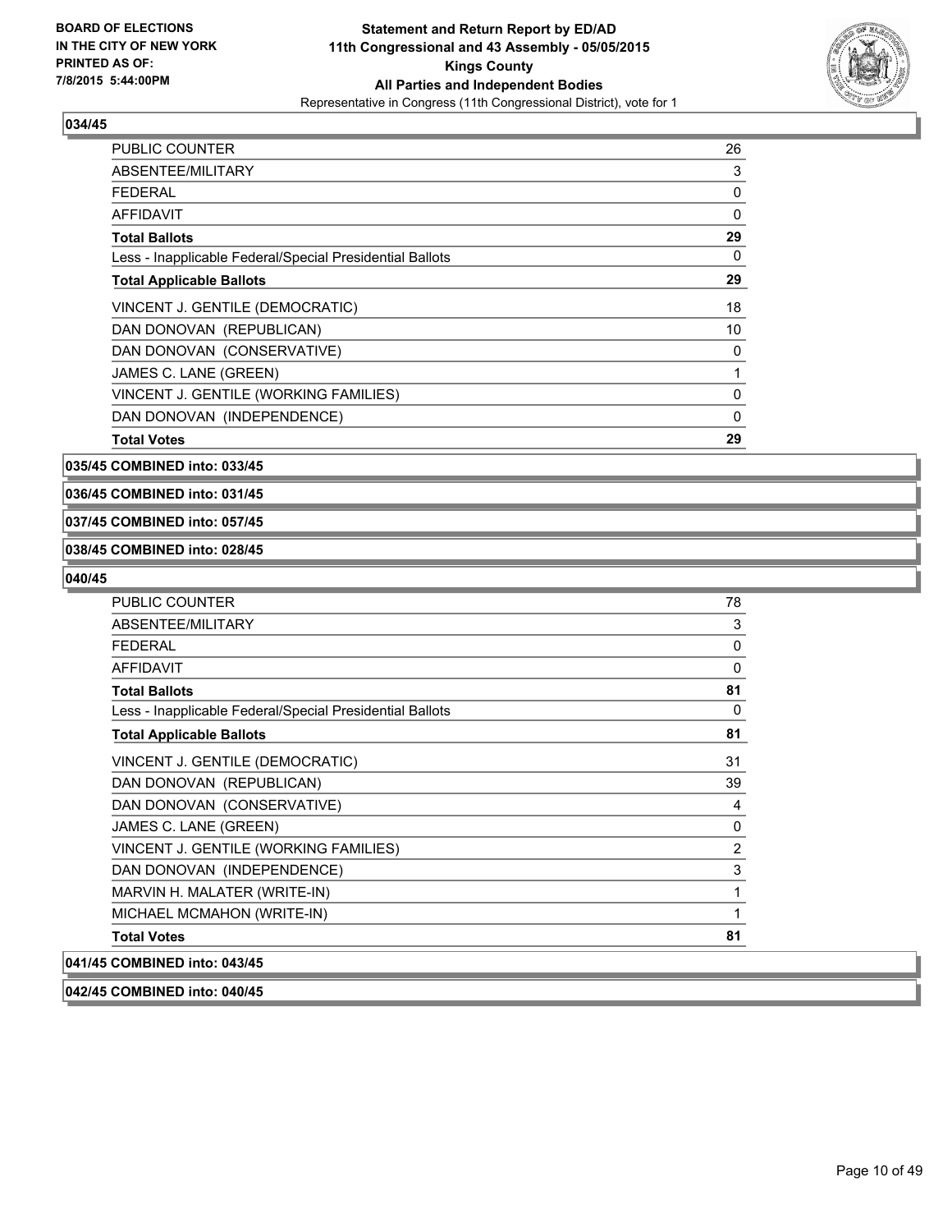**Statement and Return Report by ED/AD**
**11th Congressional and 43 Assembly - 05/05/2015**
**Kings County**
**All Parties and Independent Bodies**
Representative in Congress (11th Congressional District), vote for 1

BOARD OF ELECTIONS IN THE CITY OF NEW YORK PRINTED AS OF: 7/8/2015 5:44:00PM

### 034/45

| | |
|---|---|
| PUBLIC COUNTER | 26 |
| ABSENTEE/MILITARY | 3 |
| FEDERAL | 0 |
| AFFIDAVIT | 0 |
| **Total Ballots** | **29** |
| Less - Inapplicable Federal/Special Presidential Ballots | 0 |
| **Total Applicable Ballots** | **29** |
| VINCENT J. GENTILE (DEMOCRATIC) | 18 |
| DAN DONOVAN (REPUBLICAN) | 10 |
| DAN DONOVAN (CONSERVATIVE) | 0 |
| JAMES C. LANE (GREEN) | 1 |
| VINCENT J. GENTILE (WORKING FAMILIES) | 0 |
| DAN DONOVAN (INDEPENDENCE) | 0 |
| **Total Votes** | **29** |

**035/45 COMBINED into: 033/45**

**036/45 COMBINED into: 031/45**

**037/45 COMBINED into: 057/45**

**038/45 COMBINED into: 028/45**

### 040/45

| | |
|---|---|
| PUBLIC COUNTER | 78 |
| ABSENTEE/MILITARY | 3 |
| FEDERAL | 0 |
| AFFIDAVIT | 0 |
| **Total Ballots** | **81** |
| Less - Inapplicable Federal/Special Presidential Ballots | 0 |
| **Total Applicable Ballots** | **81** |
| VINCENT J. GENTILE (DEMOCRATIC) | 31 |
| DAN DONOVAN (REPUBLICAN) | 39 |
| DAN DONOVAN (CONSERVATIVE) | 4 |
| JAMES C. LANE (GREEN) | 0 |
| VINCENT J. GENTILE (WORKING FAMILIES) | 2 |
| DAN DONOVAN (INDEPENDENCE) | 3 |
| MARVIN H. MALATER (WRITE-IN) | 1 |
| MICHAEL MCMAHON (WRITE-IN) | 1 |
| **Total Votes** | **81** |

**041/45 COMBINED into: 043/45**

**042/45 COMBINED into: 040/45**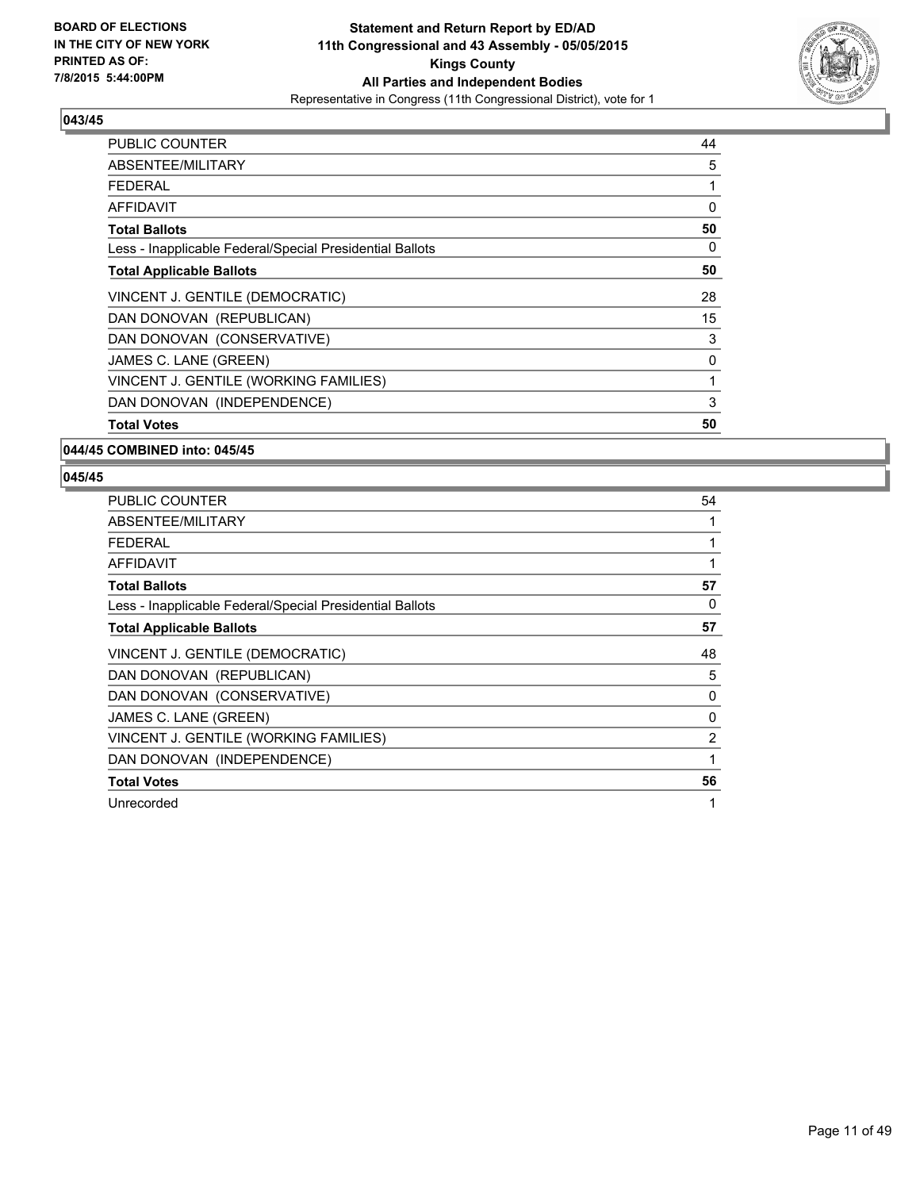**BOARD OF ELECTIONS IN THE CITY OF NEW YORK PRINTED AS OF: 7/8/2015 5:44:00PM**

**Statement and Return Report by ED/AD**
**11th Congressional and 43 Assembly - 05/05/2015**
**Kings County**
**All Parties and Independent Bodies**
Representative in Congress (11th Congressional District), vote for 1

### 043/45

| | |
|---|---|
| PUBLIC COUNTER | 44 |
| ABSENTEE/MILITARY | 5 |
| FEDERAL | 1 |
| AFFIDAVIT | 0 |
| **Total Ballots** | **50** |
| Less - Inapplicable Federal/Special Presidential Ballots | 0 |
| **Total Applicable Ballots** | **50** |
| VINCENT J. GENTILE (DEMOCRATIC) | 28 |
| DAN DONOVAN (REPUBLICAN) | 15 |
| DAN DONOVAN (CONSERVATIVE) | 3 |
| JAMES C. LANE (GREEN) | 0 |
| VINCENT J. GENTILE (WORKING FAMILIES) | 1 |
| DAN DONOVAN (INDEPENDENCE) | 3 |
| **Total Votes** | **50** |

### 044/45 COMBINED into: 045/45

### 045/45

| | |
|---|---|
| PUBLIC COUNTER | 54 |
| ABSENTEE/MILITARY | 1 |
| FEDERAL | 1 |
| AFFIDAVIT | 1 |
| **Total Ballots** | **57** |
| Less - Inapplicable Federal/Special Presidential Ballots | 0 |
| **Total Applicable Ballots** | **57** |
| VINCENT J. GENTILE (DEMOCRATIC) | 48 |
| DAN DONOVAN (REPUBLICAN) | 5 |
| DAN DONOVAN (CONSERVATIVE) | 0 |
| JAMES C. LANE (GREEN) | 0 |
| VINCENT J. GENTILE (WORKING FAMILIES) | 2 |
| DAN DONOVAN (INDEPENDENCE) | 1 |
| **Total Votes** | **56** |
| Unrecorded | 1 |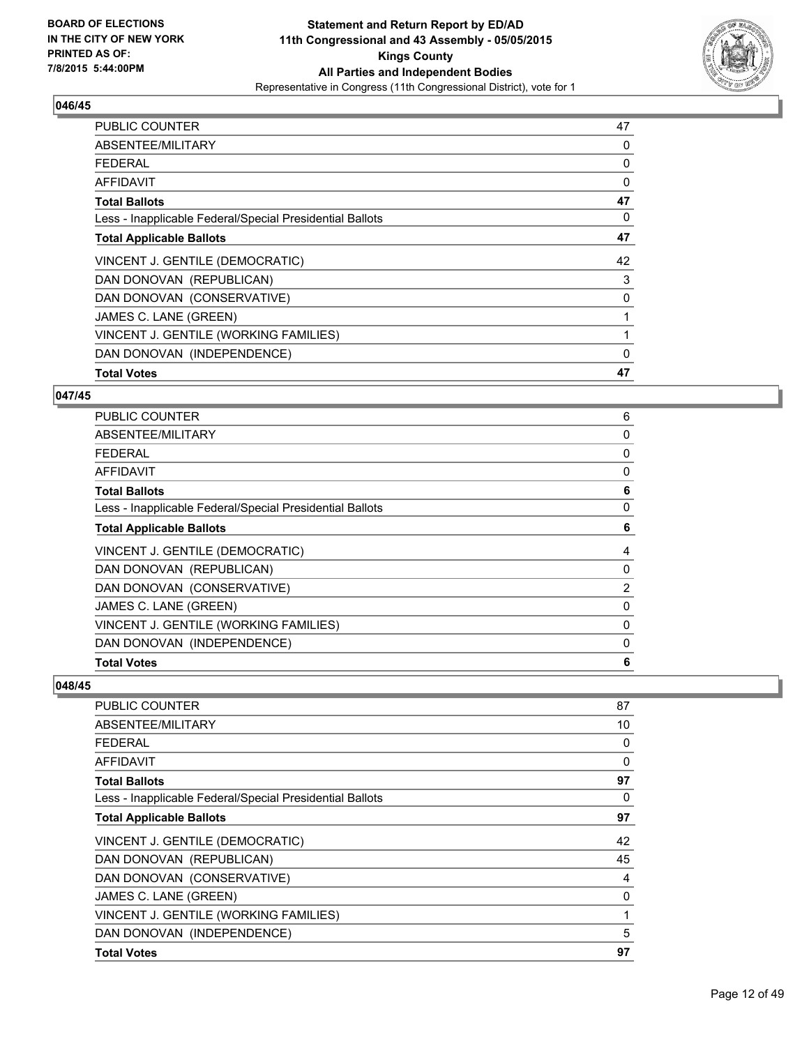### 046/45

| | |
|---|---|
| PUBLIC COUNTER | 47 |
| ABSENTEE/MILITARY | 0 |
| FEDERAL | 0 |
| AFFIDAVIT | 0 |
| **Total Ballots** | **47** |
| Less - Inapplicable Federal/Special Presidential Ballots | 0 |
| **Total Applicable Ballots** | **47** |
| VINCENT J. GENTILE (DEMOCRATIC) | 42 |
| DAN DONOVAN (REPUBLICAN) | 3 |
| DAN DONOVAN (CONSERVATIVE) | 0 |
| JAMES C. LANE (GREEN) | 1 |
| VINCENT J. GENTILE (WORKING FAMILIES) | 1 |
| DAN DONOVAN (INDEPENDENCE) | 0 |
| **Total Votes** | **47** |

### 047/45

| | |
|---|---|
| PUBLIC COUNTER | 6 |
| ABSENTEE/MILITARY | 0 |
| FEDERAL | 0 |
| AFFIDAVIT | 0 |
| **Total Ballots** | **6** |
| Less - Inapplicable Federal/Special Presidential Ballots | 0 |
| **Total Applicable Ballots** | **6** |
| VINCENT J. GENTILE (DEMOCRATIC) | 4 |
| DAN DONOVAN (REPUBLICAN) | 0 |
| DAN DONOVAN (CONSERVATIVE) | 2 |
| JAMES C. LANE (GREEN) | 0 |
| VINCENT J. GENTILE (WORKING FAMILIES) | 0 |
| DAN DONOVAN (INDEPENDENCE) | 0 |
| **Total Votes** | **6** |

### 048/45

| | |
|---|---|
| PUBLIC COUNTER | 87 |
| ABSENTEE/MILITARY | 10 |
| FEDERAL | 0 |
| AFFIDAVIT | 0 |
| **Total Ballots** | **97** |
| Less - Inapplicable Federal/Special Presidential Ballots | 0 |
| **Total Applicable Ballots** | **97** |
| VINCENT J. GENTILE (DEMOCRATIC) | 42 |
| DAN DONOVAN (REPUBLICAN) | 45 |
| DAN DONOVAN (CONSERVATIVE) | 4 |
| JAMES C. LANE (GREEN) | 0 |
| VINCENT J. GENTILE (WORKING FAMILIES) | 1 |
| DAN DONOVAN (INDEPENDENCE) | 5 |
| **Total Votes** | **97** |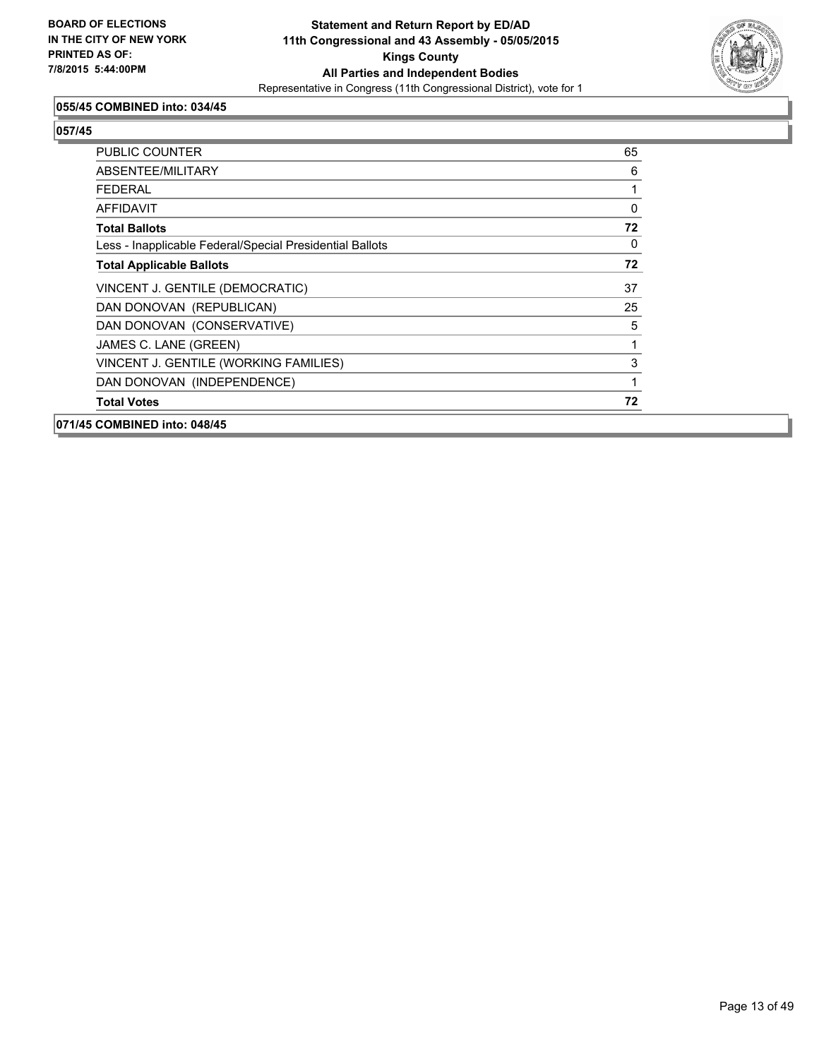**055/45 COMBINED into: 034/45**

**057/45**

| | |
|---|---|
| PUBLIC COUNTER | 65 |
| ABSENTEE/MILITARY | 6 |
| FEDERAL | 1 |
| AFFIDAVIT | 0 |
| **Total Ballots** | **72** |
| Less - Inapplicable Federal/Special Presidential Ballots | 0 |
| **Total Applicable Ballots** | **72** |
| VINCENT J. GENTILE (DEMOCRATIC) | 37 |
| DAN DONOVAN (REPUBLICAN) | 25 |
| DAN DONOVAN (CONSERVATIVE) | 5 |
| JAMES C. LANE (GREEN) | 1 |
| VINCENT J. GENTILE (WORKING FAMILIES) | 3 |
| DAN DONOVAN (INDEPENDENCE) | 1 |
| **Total Votes** | **72** |

**071/45 COMBINED into: 048/45**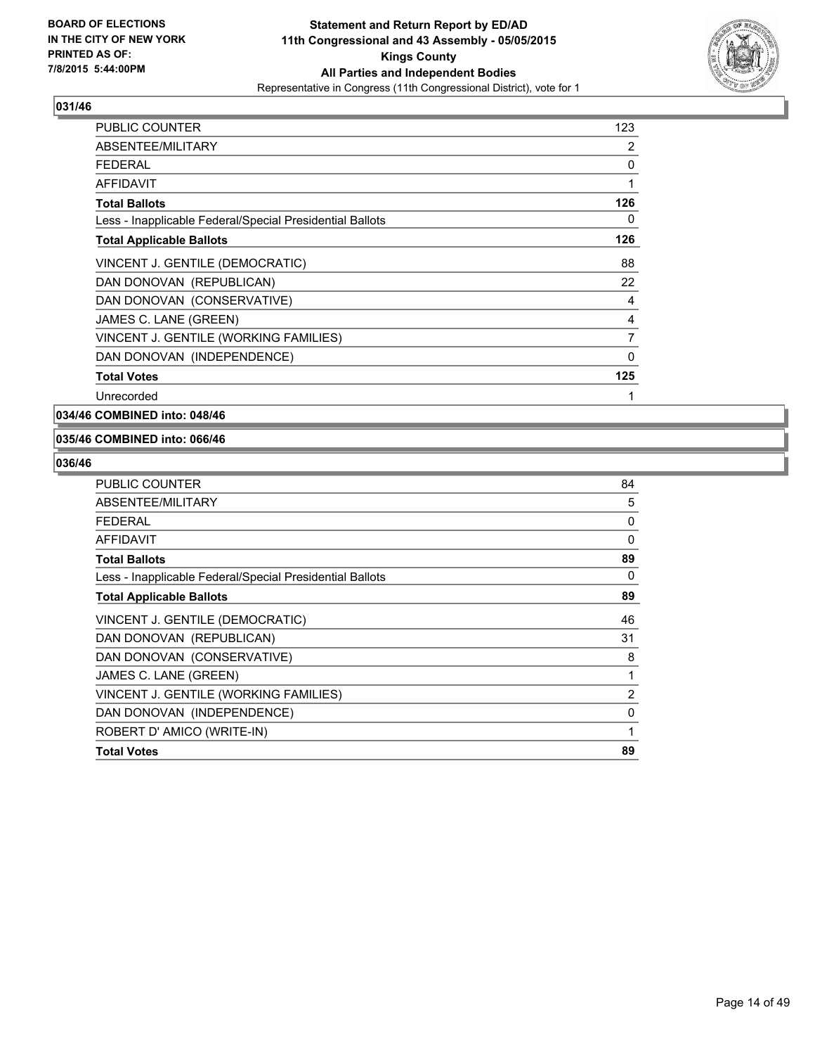**BOARD OF ELECTIONS IN THE CITY OF NEW YORK PRINTED AS OF: 7/8/2015 5:44:00PM**

**Statement and Return Report by ED/AD**
**11th Congressional and 43 Assembly - 05/05/2015**
**Kings County**
**All Parties and Independent Bodies**
Representative in Congress (11th Congressional District), vote for 1

### 031/46

| | |
|---|---|
| PUBLIC COUNTER | 123 |
| ABSENTEE/MILITARY | 2 |
| FEDERAL | 0 |
| AFFIDAVIT | 1 |
| **Total Ballots** | **126** |
| Less - Inapplicable Federal/Special Presidential Ballots | 0 |
| **Total Applicable Ballots** | **126** |
| VINCENT J. GENTILE (DEMOCRATIC) | 88 |
| DAN DONOVAN (REPUBLICAN) | 22 |
| DAN DONOVAN (CONSERVATIVE) | 4 |
| JAMES C. LANE (GREEN) | 4 |
| VINCENT J. GENTILE (WORKING FAMILIES) | 7 |
| DAN DONOVAN (INDEPENDENCE) | 0 |
| **Total Votes** | **125** |
| Unrecorded | 1 |

### 034/46 COMBINED into: 048/46

### 035/46 COMBINED into: 066/46

### 036/46

| | |
|---|---|
| PUBLIC COUNTER | 84 |
| ABSENTEE/MILITARY | 5 |
| FEDERAL | 0 |
| AFFIDAVIT | 0 |
| **Total Ballots** | **89** |
| Less - Inapplicable Federal/Special Presidential Ballots | 0 |
| **Total Applicable Ballots** | **89** |
| VINCENT J. GENTILE (DEMOCRATIC) | 46 |
| DAN DONOVAN (REPUBLICAN) | 31 |
| DAN DONOVAN (CONSERVATIVE) | 8 |
| JAMES C. LANE (GREEN) | 1 |
| VINCENT J. GENTILE (WORKING FAMILIES) | 2 |
| DAN DONOVAN (INDEPENDENCE) | 0 |
| ROBERT D' AMICO (WRITE-IN) | 1 |
| **Total Votes** | **89** |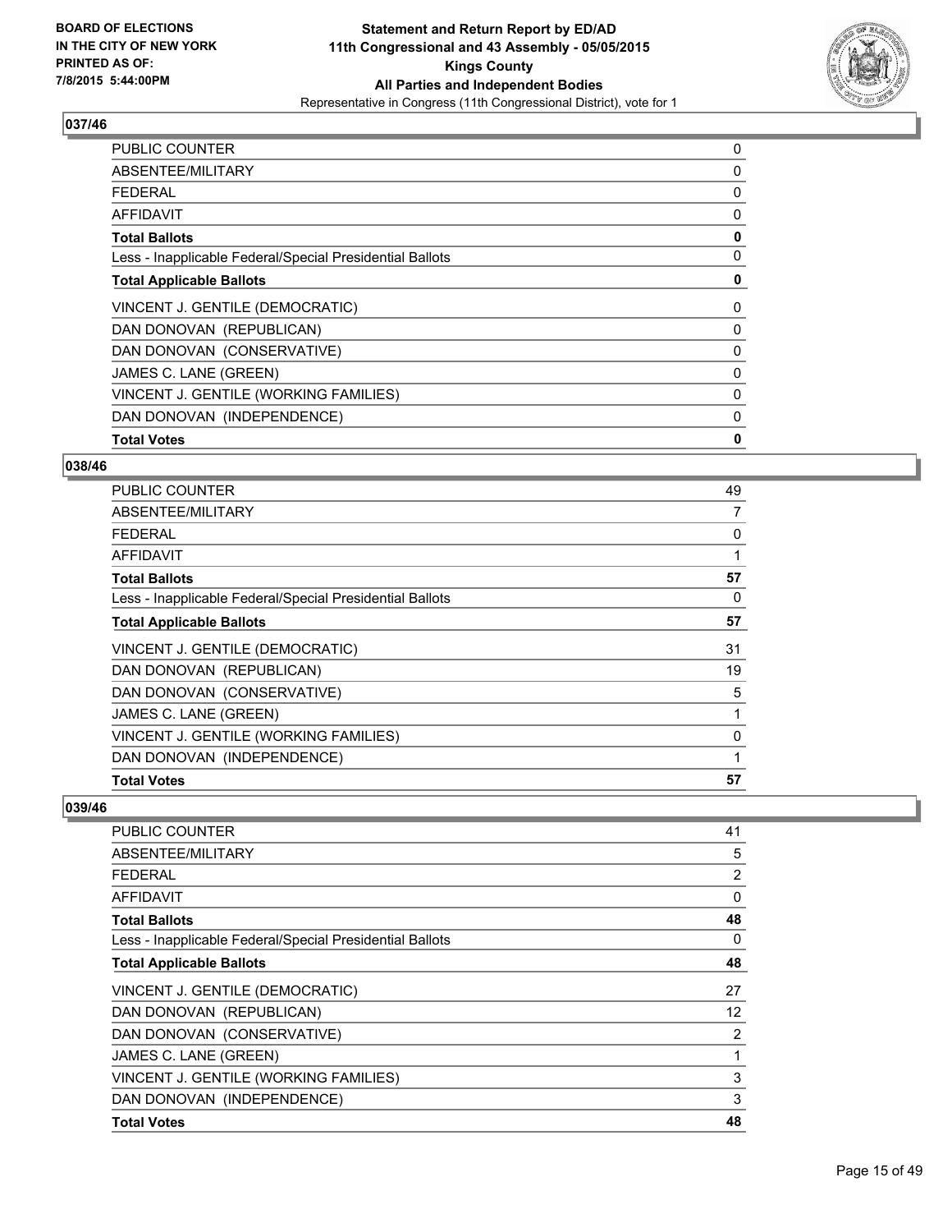**BOARD OF ELECTIONS IN THE CITY OF NEW YORK PRINTED AS OF: 7/8/2015 5:44:00PM**

**Statement and Return Report by ED/AD**
**11th Congressional and 43 Assembly - 05/05/2015**
**Kings County**
**All Parties and Independent Bodies**
Representative in Congress (11th Congressional District), vote for 1

### 037/46

| | |
|---|---|
| PUBLIC COUNTER | 0 |
| ABSENTEE/MILITARY | 0 |
| FEDERAL | 0 |
| AFFIDAVIT | 0 |
| **Total Ballots** | **0** |
| Less - Inapplicable Federal/Special Presidential Ballots | 0 |
| **Total Applicable Ballots** | **0** |
| VINCENT J. GENTILE (DEMOCRATIC) | 0 |
| DAN DONOVAN (REPUBLICAN) | 0 |
| DAN DONOVAN (CONSERVATIVE) | 0 |
| JAMES C. LANE (GREEN) | 0 |
| VINCENT J. GENTILE (WORKING FAMILIES) | 0 |
| DAN DONOVAN (INDEPENDENCE) | 0 |
| **Total Votes** | **0** |

### 038/46

| | |
|---|---|
| PUBLIC COUNTER | 49 |
| ABSENTEE/MILITARY | 7 |
| FEDERAL | 0 |
| AFFIDAVIT | 1 |
| **Total Ballots** | **57** |
| Less - Inapplicable Federal/Special Presidential Ballots | 0 |
| **Total Applicable Ballots** | **57** |
| VINCENT J. GENTILE (DEMOCRATIC) | 31 |
| DAN DONOVAN (REPUBLICAN) | 19 |
| DAN DONOVAN (CONSERVATIVE) | 5 |
| JAMES C. LANE (GREEN) | 1 |
| VINCENT J. GENTILE (WORKING FAMILIES) | 0 |
| DAN DONOVAN (INDEPENDENCE) | 1 |
| **Total Votes** | **57** |

### 039/46

| | |
|---|---|
| PUBLIC COUNTER | 41 |
| ABSENTEE/MILITARY | 5 |
| FEDERAL | 2 |
| AFFIDAVIT | 0 |
| **Total Ballots** | **48** |
| Less - Inapplicable Federal/Special Presidential Ballots | 0 |
| **Total Applicable Ballots** | **48** |
| VINCENT J. GENTILE (DEMOCRATIC) | 27 |
| DAN DONOVAN (REPUBLICAN) | 12 |
| DAN DONOVAN (CONSERVATIVE) | 2 |
| JAMES C. LANE (GREEN) | 1 |
| VINCENT J. GENTILE (WORKING FAMILIES) | 3 |
| DAN DONOVAN (INDEPENDENCE) | 3 |
| **Total Votes** | **48** |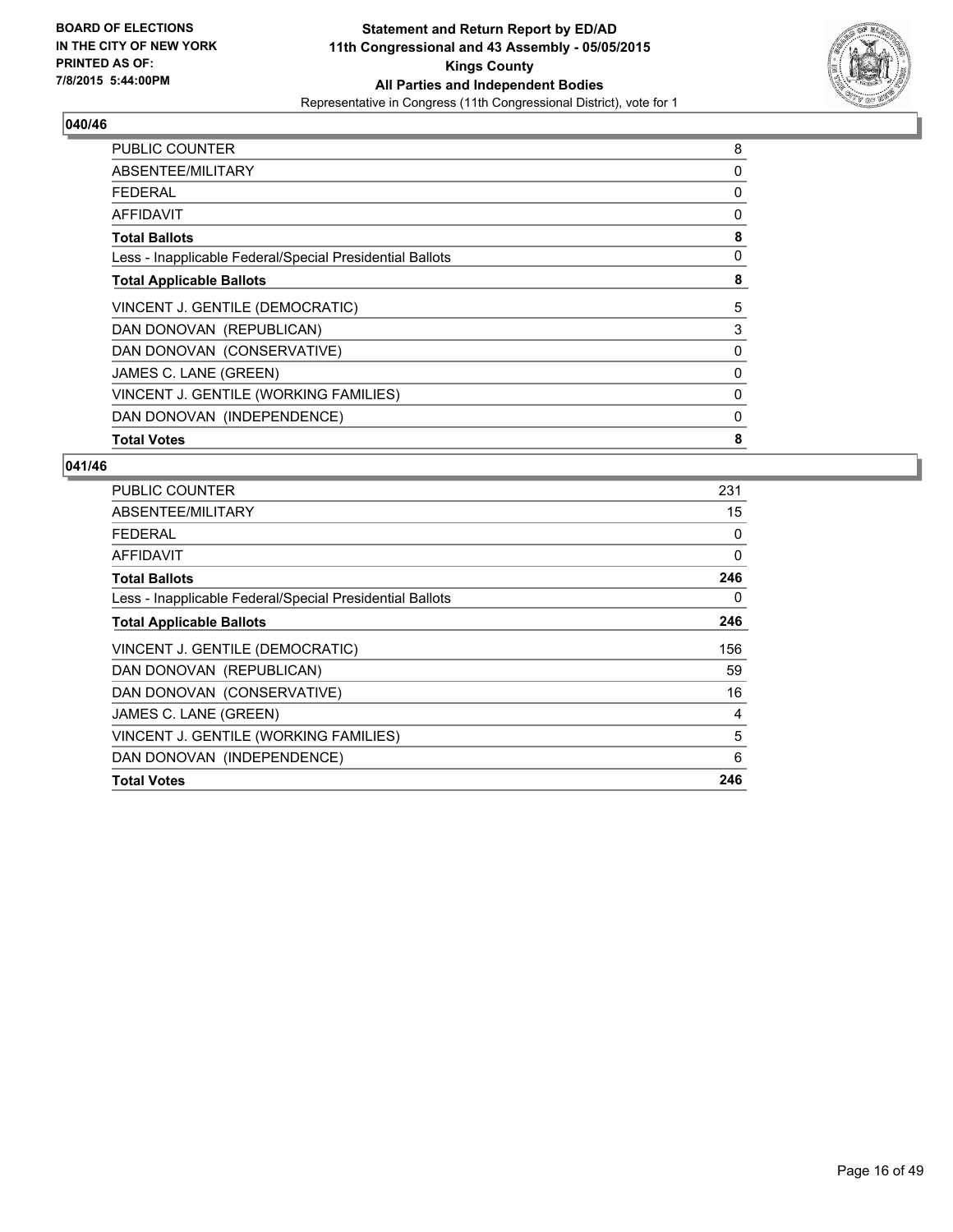**BOARD OF ELECTIONS IN THE CITY OF NEW YORK PRINTED AS OF: 7/8/2015 5:44:00PM**

**Statement and Return Report by ED/AD 11th Congressional and 43 Assembly - 05/05/2015 Kings County All Parties and Independent Bodies**

Representative in Congress (11th Congressional District), vote for 1

### 040/46

| | |
|---|---|
| PUBLIC COUNTER | 8 |
| ABSENTEE/MILITARY | 0 |
| FEDERAL | 0 |
| AFFIDAVIT | 0 |
| **Total Ballots** | **8** |
| Less - Inapplicable Federal/Special Presidential Ballots | 0 |
| **Total Applicable Ballots** | **8** |
| VINCENT J. GENTILE (DEMOCRATIC) | 5 |
| DAN DONOVAN (REPUBLICAN) | 3 |
| DAN DONOVAN (CONSERVATIVE) | 0 |
| JAMES C. LANE (GREEN) | 0 |
| VINCENT J. GENTILE (WORKING FAMILIES) | 0 |
| DAN DONOVAN (INDEPENDENCE) | 0 |
| **Total Votes** | **8** |

### 041/46

| | |
|---|---|
| PUBLIC COUNTER | 231 |
| ABSENTEE/MILITARY | 15 |
| FEDERAL | 0 |
| AFFIDAVIT | 0 |
| **Total Ballots** | **246** |
| Less - Inapplicable Federal/Special Presidential Ballots | 0 |
| **Total Applicable Ballots** | **246** |
| VINCENT J. GENTILE (DEMOCRATIC) | 156 |
| DAN DONOVAN (REPUBLICAN) | 59 |
| DAN DONOVAN (CONSERVATIVE) | 16 |
| JAMES C. LANE (GREEN) | 4 |
| VINCENT J. GENTILE (WORKING FAMILIES) | 5 |
| DAN DONOVAN (INDEPENDENCE) | 6 |
| **Total Votes** | **246** |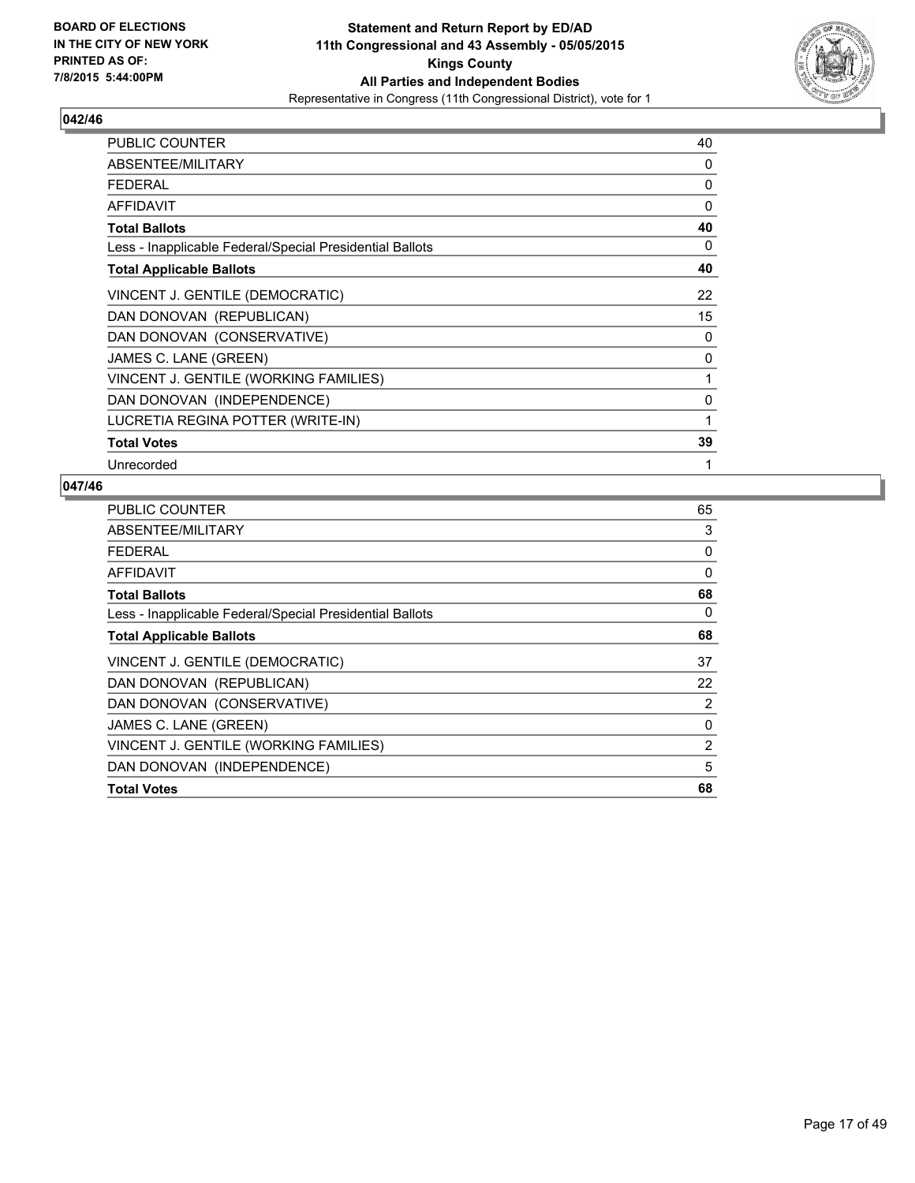**BOARD OF ELECTIONS IN THE CITY OF NEW YORK PRINTED AS OF: 7/8/2015 5:44:00PM**

**Statement and Return Report by ED/AD**
**11th Congressional and 43 Assembly - 05/05/2015**
**Kings County**
**All Parties and Independent Bodies**
Representative in Congress (11th Congressional District), vote for 1

### 042/46

| | |
|---|---|
| PUBLIC COUNTER | 40 |
| ABSENTEE/MILITARY | 0 |
| FEDERAL | 0 |
| AFFIDAVIT | 0 |
| **Total Ballots** | **40** |
| Less - Inapplicable Federal/Special Presidential Ballots | 0 |
| **Total Applicable Ballots** | **40** |
| VINCENT J. GENTILE (DEMOCRATIC) | 22 |
| DAN DONOVAN (REPUBLICAN) | 15 |
| DAN DONOVAN (CONSERVATIVE) | 0 |
| JAMES C. LANE (GREEN) | 0 |
| VINCENT J. GENTILE (WORKING FAMILIES) | 1 |
| DAN DONOVAN (INDEPENDENCE) | 0 |
| LUCRETIA REGINA POTTER (WRITE-IN) | 1 |
| **Total Votes** | **39** |
| Unrecorded | 1 |

### 047/46

| | |
|---|---|
| PUBLIC COUNTER | 65 |
| ABSENTEE/MILITARY | 3 |
| FEDERAL | 0 |
| AFFIDAVIT | 0 |
| **Total Ballots** | **68** |
| Less - Inapplicable Federal/Special Presidential Ballots | 0 |
| **Total Applicable Ballots** | **68** |
| VINCENT J. GENTILE (DEMOCRATIC) | 37 |
| DAN DONOVAN (REPUBLICAN) | 22 |
| DAN DONOVAN (CONSERVATIVE) | 2 |
| JAMES C. LANE (GREEN) | 0 |
| VINCENT J. GENTILE (WORKING FAMILIES) | 2 |
| DAN DONOVAN (INDEPENDENCE) | 5 |
| **Total Votes** | **68** |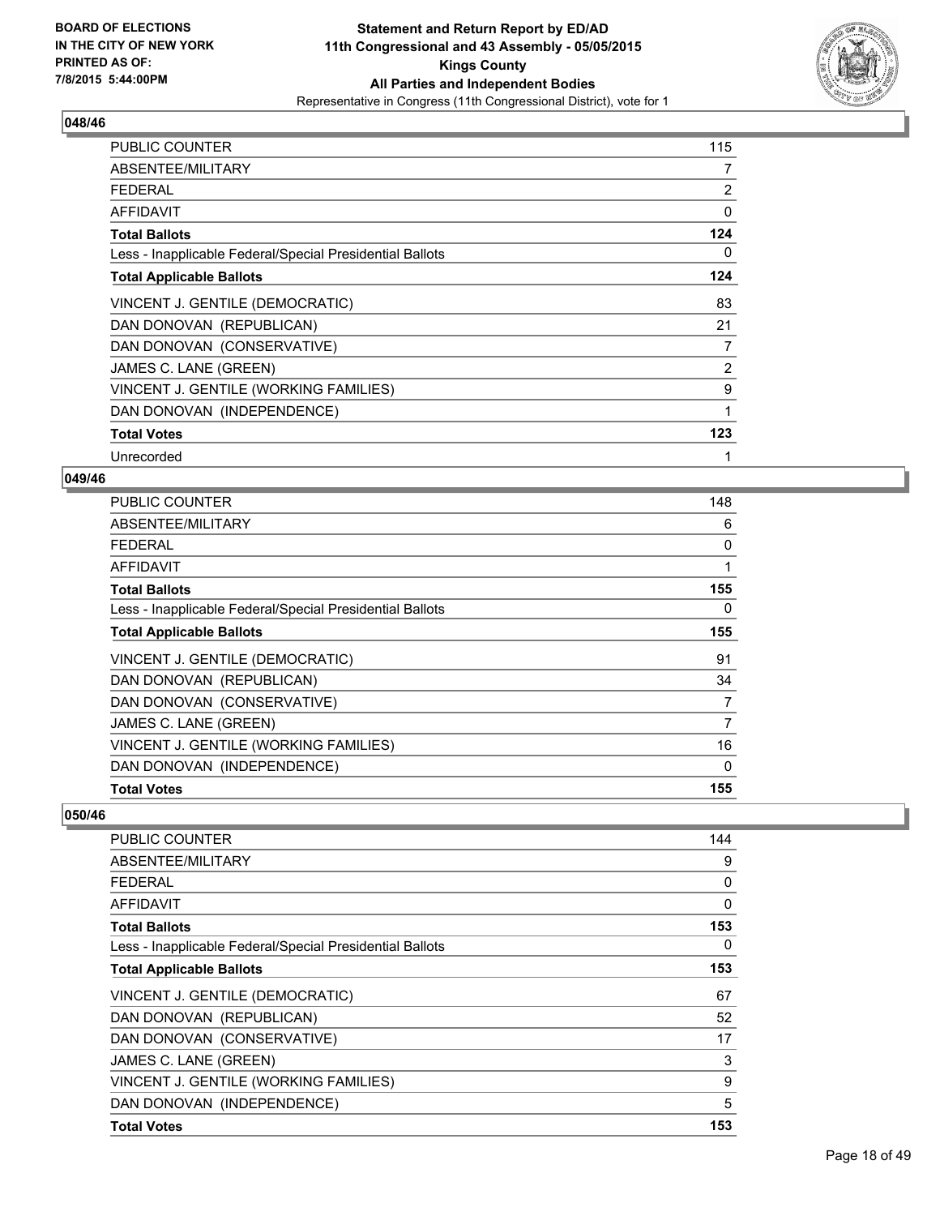### 048/46

| | |
|---|---|
| PUBLIC COUNTER | 115 |
| ABSENTEE/MILITARY | 7 |
| FEDERAL | 2 |
| AFFIDAVIT | 0 |
| **Total Ballots** | **124** |
| Less - Inapplicable Federal/Special Presidential Ballots | 0 |
| **Total Applicable Ballots** | **124** |
| VINCENT J. GENTILE (DEMOCRATIC) | 83 |
| DAN DONOVAN (REPUBLICAN) | 21 |
| DAN DONOVAN (CONSERVATIVE) | 7 |
| JAMES C. LANE (GREEN) | 2 |
| VINCENT J. GENTILE (WORKING FAMILIES) | 9 |
| DAN DONOVAN (INDEPENDENCE) | 1 |
| **Total Votes** | **123** |
| Unrecorded | 1 |

### 049/46

| | |
|---|---|
| PUBLIC COUNTER | 148 |
| ABSENTEE/MILITARY | 6 |
| FEDERAL | 0 |
| AFFIDAVIT | 1 |
| **Total Ballots** | **155** |
| Less - Inapplicable Federal/Special Presidential Ballots | 0 |
| **Total Applicable Ballots** | **155** |
| VINCENT J. GENTILE (DEMOCRATIC) | 91 |
| DAN DONOVAN (REPUBLICAN) | 34 |
| DAN DONOVAN (CONSERVATIVE) | 7 |
| JAMES C. LANE (GREEN) | 7 |
| VINCENT J. GENTILE (WORKING FAMILIES) | 16 |
| DAN DONOVAN (INDEPENDENCE) | 0 |
| **Total Votes** | **155** |

### 050/46

| | |
|---|---|
| PUBLIC COUNTER | 144 |
| ABSENTEE/MILITARY | 9 |
| FEDERAL | 0 |
| AFFIDAVIT | 0 |
| **Total Ballots** | **153** |
| Less - Inapplicable Federal/Special Presidential Ballots | 0 |
| **Total Applicable Ballots** | **153** |
| VINCENT J. GENTILE (DEMOCRATIC) | 67 |
| DAN DONOVAN (REPUBLICAN) | 52 |
| DAN DONOVAN (CONSERVATIVE) | 17 |
| JAMES C. LANE (GREEN) | 3 |
| VINCENT J. GENTILE (WORKING FAMILIES) | 9 |
| DAN DONOVAN (INDEPENDENCE) | 5 |
| **Total Votes** | **153** |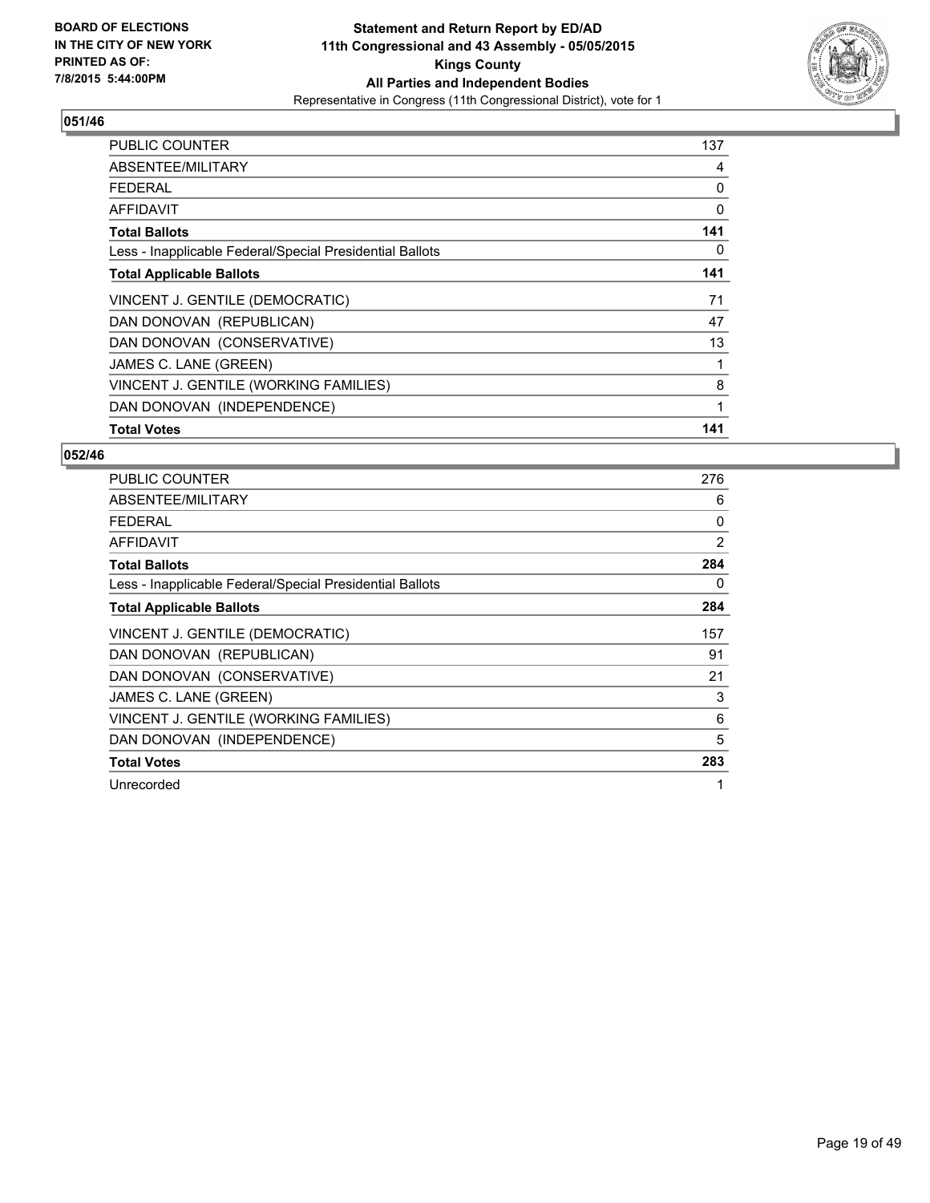**BOARD OF ELECTIONS IN THE CITY OF NEW YORK PRINTED AS OF: 7/8/2015 5:44:00PM**

**Statement and Return Report by ED/AD**
**11th Congressional and 43 Assembly - 05/05/2015**
**Kings County**
**All Parties and Independent Bodies**
Representative in Congress (11th Congressional District), vote for 1

## 051/46

| | |
|---|---|
| PUBLIC COUNTER | 137 |
| ABSENTEE/MILITARY | 4 |
| FEDERAL | 0 |
| AFFIDAVIT | 0 |
| **Total Ballots** | **141** |
| Less - Inapplicable Federal/Special Presidential Ballots | 0 |
| **Total Applicable Ballots** | **141** |
| VINCENT J. GENTILE (DEMOCRATIC) | 71 |
| DAN DONOVAN (REPUBLICAN) | 47 |
| DAN DONOVAN (CONSERVATIVE) | 13 |
| JAMES C. LANE (GREEN) | 1 |
| VINCENT J. GENTILE (WORKING FAMILIES) | 8 |
| DAN DONOVAN (INDEPENDENCE) | 1 |
| **Total Votes** | **141** |

## 052/46

| | |
|---|---|
| PUBLIC COUNTER | 276 |
| ABSENTEE/MILITARY | 6 |
| FEDERAL | 0 |
| AFFIDAVIT | 2 |
| **Total Ballots** | **284** |
| Less - Inapplicable Federal/Special Presidential Ballots | 0 |
| **Total Applicable Ballots** | **284** |
| VINCENT J. GENTILE (DEMOCRATIC) | 157 |
| DAN DONOVAN (REPUBLICAN) | 91 |
| DAN DONOVAN (CONSERVATIVE) | 21 |
| JAMES C. LANE (GREEN) | 3 |
| VINCENT J. GENTILE (WORKING FAMILIES) | 6 |
| DAN DONOVAN (INDEPENDENCE) | 5 |
| **Total Votes** | **283** |
| Unrecorded | 1 |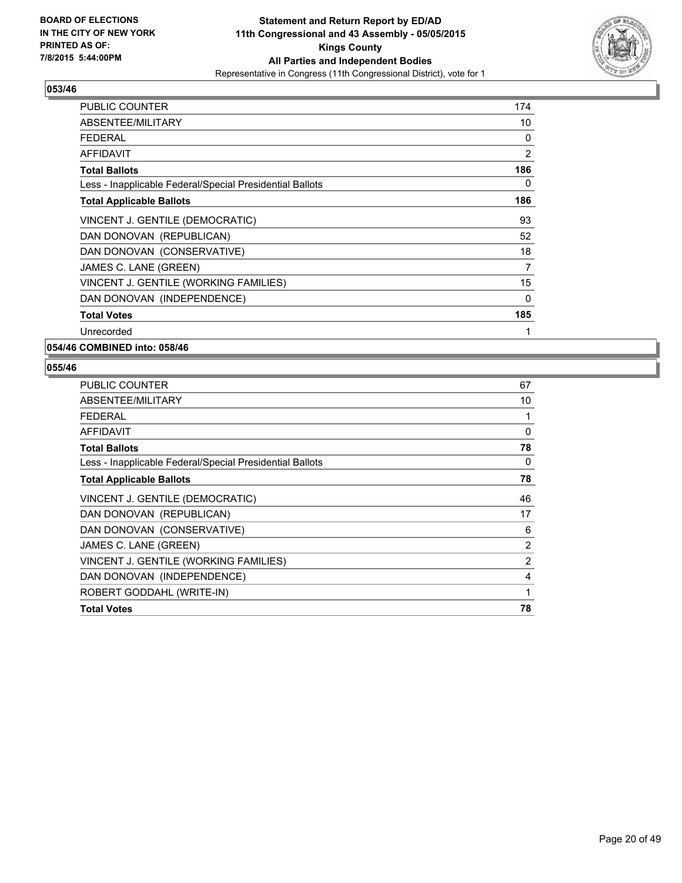**BOARD OF ELECTIONS IN THE CITY OF NEW YORK PRINTED AS OF: 7/8/2015 5:44:00PM**

**Statement and Return Report by ED/AD 11th Congressional and 43 Assembly - 05/05/2015 Kings County All Parties and Independent Bodies**

Representative in Congress (11th Congressional District), vote for 1

### 053/46

| | |
|---|---|
| PUBLIC COUNTER | 174 |
| ABSENTEE/MILITARY | 10 |
| FEDERAL | 0 |
| AFFIDAVIT | 2 |
| **Total Ballots** | **186** |
| Less - Inapplicable Federal/Special Presidential Ballots | 0 |
| **Total Applicable Ballots** | **186** |
| VINCENT J. GENTILE (DEMOCRATIC) | 93 |
| DAN DONOVAN (REPUBLICAN) | 52 |
| DAN DONOVAN (CONSERVATIVE) | 18 |
| JAMES C. LANE (GREEN) | 7 |
| VINCENT J. GENTILE (WORKING FAMILIES) | 15 |
| DAN DONOVAN (INDEPENDENCE) | 0 |
| **Total Votes** | **185** |
| Unrecorded | 1 |

### 054/46 COMBINED into: 058/46

### 055/46

| | |
|---|---|
| PUBLIC COUNTER | 67 |
| ABSENTEE/MILITARY | 10 |
| FEDERAL | 1 |
| AFFIDAVIT | 0 |
| **Total Ballots** | **78** |
| Less - Inapplicable Federal/Special Presidential Ballots | 0 |
| **Total Applicable Ballots** | **78** |
| VINCENT J. GENTILE (DEMOCRATIC) | 46 |
| DAN DONOVAN (REPUBLICAN) | 17 |
| DAN DONOVAN (CONSERVATIVE) | 6 |
| JAMES C. LANE (GREEN) | 2 |
| VINCENT J. GENTILE (WORKING FAMILIES) | 2 |
| DAN DONOVAN (INDEPENDENCE) | 4 |
| ROBERT GODDAHL (WRITE-IN) | 1 |
| **Total Votes** | **78** |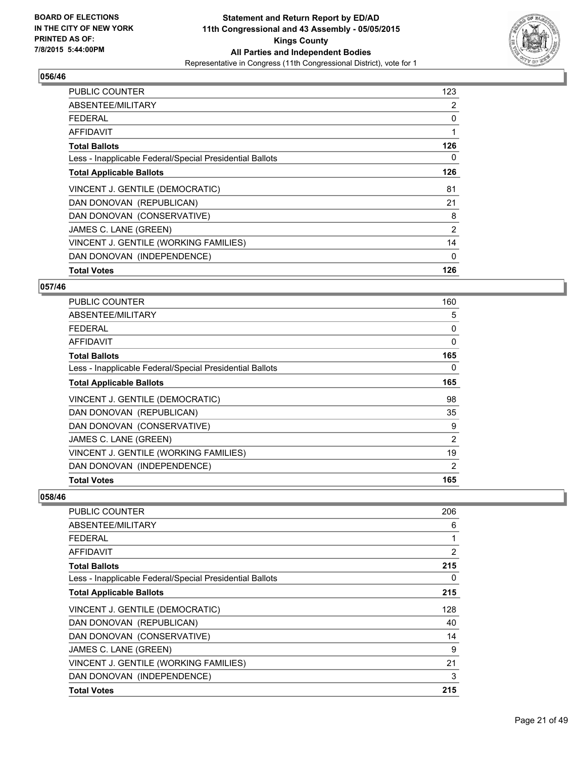**BOARD OF ELECTIONS IN THE CITY OF NEW YORK PRINTED AS OF: 7/8/2015 5:44:00PM**

**Statement and Return Report by ED/AD 11th Congressional and 43 Assembly - 05/05/2015 Kings County All Parties and Independent Bodies**
Representative in Congress (11th Congressional District), vote for 1

**056/46**

| | |
|---|---|
| PUBLIC COUNTER | 123 |
| ABSENTEE/MILITARY | 2 |
| FEDERAL | 0 |
| AFFIDAVIT | 1 |
| **Total Ballots** | **126** |
| Less - Inapplicable Federal/Special Presidential Ballots | 0 |
| **Total Applicable Ballots** | **126** |
| VINCENT J. GENTILE (DEMOCRATIC) | 81 |
| DAN DONOVAN (REPUBLICAN) | 21 |
| DAN DONOVAN (CONSERVATIVE) | 8 |
| JAMES C. LANE (GREEN) | 2 |
| VINCENT J. GENTILE (WORKING FAMILIES) | 14 |
| DAN DONOVAN (INDEPENDENCE) | 0 |
| **Total Votes** | **126** |

**057/46**

| | |
|---|---|
| PUBLIC COUNTER | 160 |
| ABSENTEE/MILITARY | 5 |
| FEDERAL | 0 |
| AFFIDAVIT | 0 |
| **Total Ballots** | **165** |
| Less - Inapplicable Federal/Special Presidential Ballots | 0 |
| **Total Applicable Ballots** | **165** |
| VINCENT J. GENTILE (DEMOCRATIC) | 98 |
| DAN DONOVAN (REPUBLICAN) | 35 |
| DAN DONOVAN (CONSERVATIVE) | 9 |
| JAMES C. LANE (GREEN) | 2 |
| VINCENT J. GENTILE (WORKING FAMILIES) | 19 |
| DAN DONOVAN (INDEPENDENCE) | 2 |
| **Total Votes** | **165** |

**058/46**

| | |
|---|---|
| PUBLIC COUNTER | 206 |
| ABSENTEE/MILITARY | 6 |
| FEDERAL | 1 |
| AFFIDAVIT | 2 |
| **Total Ballots** | **215** |
| Less - Inapplicable Federal/Special Presidential Ballots | 0 |
| **Total Applicable Ballots** | **215** |
| VINCENT J. GENTILE (DEMOCRATIC) | 128 |
| DAN DONOVAN (REPUBLICAN) | 40 |
| DAN DONOVAN (CONSERVATIVE) | 14 |
| JAMES C. LANE (GREEN) | 9 |
| VINCENT J. GENTILE (WORKING FAMILIES) | 21 |
| DAN DONOVAN (INDEPENDENCE) | 3 |
| **Total Votes** | **215** |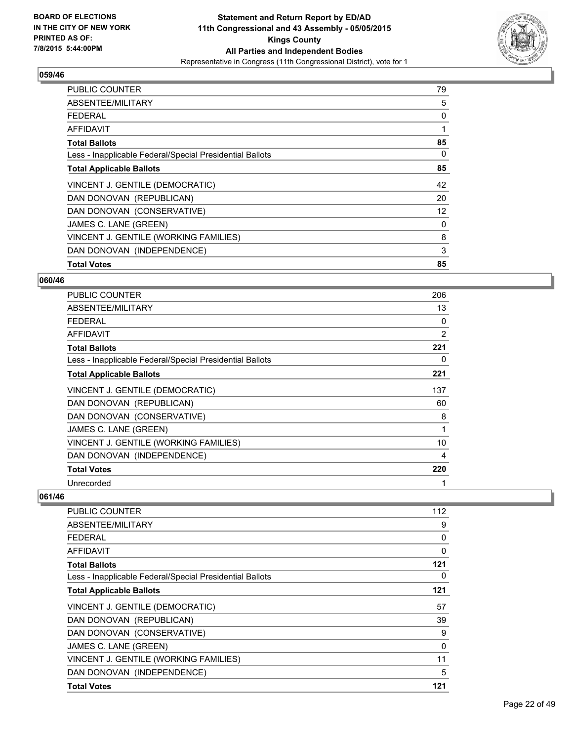**BOARD OF ELECTIONS IN THE CITY OF NEW YORK PRINTED AS OF: 7/8/2015 5:44:00PM**

**Statement and Return Report by ED/AD**
**11th Congressional and 43 Assembly - 05/05/2015**
**Kings County**
**All Parties and Independent Bodies**
Representative in Congress (11th Congressional District), vote for 1

### 059/46

| | |
|---|---|
| PUBLIC COUNTER | 79 |
| ABSENTEE/MILITARY | 5 |
| FEDERAL | 0 |
| AFFIDAVIT | 1 |
| **Total Ballots** | **85** |
| Less - Inapplicable Federal/Special Presidential Ballots | 0 |
| **Total Applicable Ballots** | **85** |
| VINCENT J. GENTILE (DEMOCRATIC) | 42 |
| DAN DONOVAN (REPUBLICAN) | 20 |
| DAN DONOVAN (CONSERVATIVE) | 12 |
| JAMES C. LANE (GREEN) | 0 |
| VINCENT J. GENTILE (WORKING FAMILIES) | 8 |
| DAN DONOVAN (INDEPENDENCE) | 3 |
| **Total Votes** | **85** |

### 060/46

| | |
|---|---|
| PUBLIC COUNTER | 206 |
| ABSENTEE/MILITARY | 13 |
| FEDERAL | 0 |
| AFFIDAVIT | 2 |
| **Total Ballots** | **221** |
| Less - Inapplicable Federal/Special Presidential Ballots | 0 |
| **Total Applicable Ballots** | **221** |
| VINCENT J. GENTILE (DEMOCRATIC) | 137 |
| DAN DONOVAN (REPUBLICAN) | 60 |
| DAN DONOVAN (CONSERVATIVE) | 8 |
| JAMES C. LANE (GREEN) | 1 |
| VINCENT J. GENTILE (WORKING FAMILIES) | 10 |
| DAN DONOVAN (INDEPENDENCE) | 4 |
| **Total Votes** | **220** |
| Unrecorded | 1 |

### 061/46

| | |
|---|---|
| PUBLIC COUNTER | 112 |
| ABSENTEE/MILITARY | 9 |
| FEDERAL | 0 |
| AFFIDAVIT | 0 |
| **Total Ballots** | **121** |
| Less - Inapplicable Federal/Special Presidential Ballots | 0 |
| **Total Applicable Ballots** | **121** |
| VINCENT J. GENTILE (DEMOCRATIC) | 57 |
| DAN DONOVAN (REPUBLICAN) | 39 |
| DAN DONOVAN (CONSERVATIVE) | 9 |
| JAMES C. LANE (GREEN) | 0 |
| VINCENT J. GENTILE (WORKING FAMILIES) | 11 |
| DAN DONOVAN (INDEPENDENCE) | 5 |
| **Total Votes** | **121** |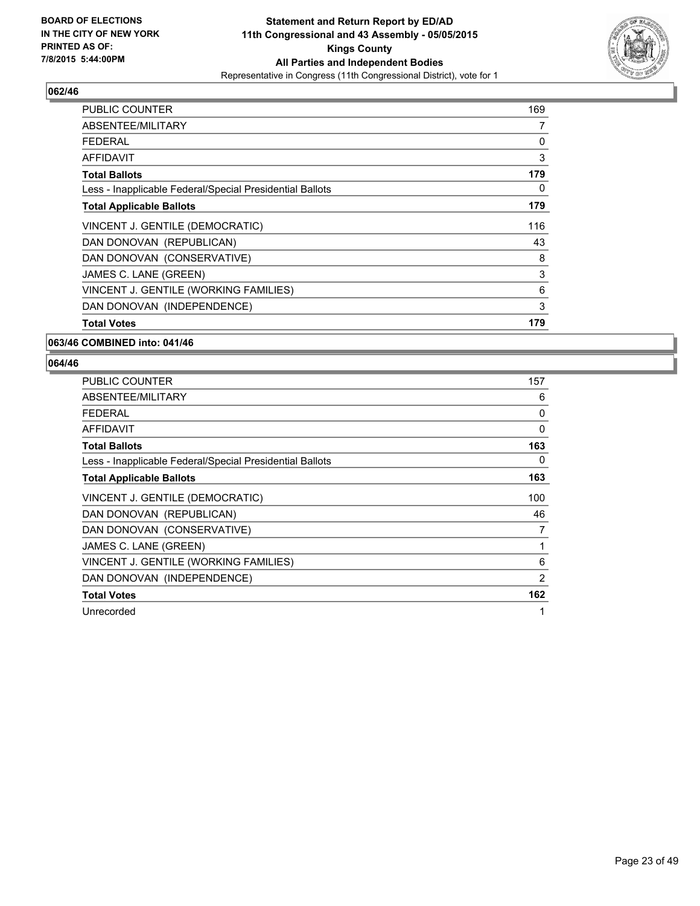**BOARD OF ELECTIONS IN THE CITY OF NEW YORK PRINTED AS OF: 7/8/2015 5:44:00PM**

**Statement and Return Report by ED/AD**
**11th Congressional and 43 Assembly - 05/05/2015**
**Kings County**
**All Parties and Independent Bodies**
Representative in Congress (11th Congressional District), vote for 1

### 062/46

| | |
|---|---|
| PUBLIC COUNTER | 169 |
| ABSENTEE/MILITARY | 7 |
| FEDERAL | 0 |
| AFFIDAVIT | 3 |
| **Total Ballots** | **179** |
| Less - Inapplicable Federal/Special Presidential Ballots | 0 |
| **Total Applicable Ballots** | **179** |
| VINCENT J. GENTILE (DEMOCRATIC) | 116 |
| DAN DONOVAN (REPUBLICAN) | 43 |
| DAN DONOVAN (CONSERVATIVE) | 8 |
| JAMES C. LANE (GREEN) | 3 |
| VINCENT J. GENTILE (WORKING FAMILIES) | 6 |
| DAN DONOVAN (INDEPENDENCE) | 3 |
| **Total Votes** | **179** |

### 063/46 COMBINED into: 041/46

### 064/46

| | |
|---|---|
| PUBLIC COUNTER | 157 |
| ABSENTEE/MILITARY | 6 |
| FEDERAL | 0 |
| AFFIDAVIT | 0 |
| **Total Ballots** | **163** |
| Less - Inapplicable Federal/Special Presidential Ballots | 0 |
| **Total Applicable Ballots** | **163** |
| VINCENT J. GENTILE (DEMOCRATIC) | 100 |
| DAN DONOVAN (REPUBLICAN) | 46 |
| DAN DONOVAN (CONSERVATIVE) | 7 |
| JAMES C. LANE (GREEN) | 1 |
| VINCENT J. GENTILE (WORKING FAMILIES) | 6 |
| DAN DONOVAN (INDEPENDENCE) | 2 |
| **Total Votes** | **162** |
| Unrecorded | 1 |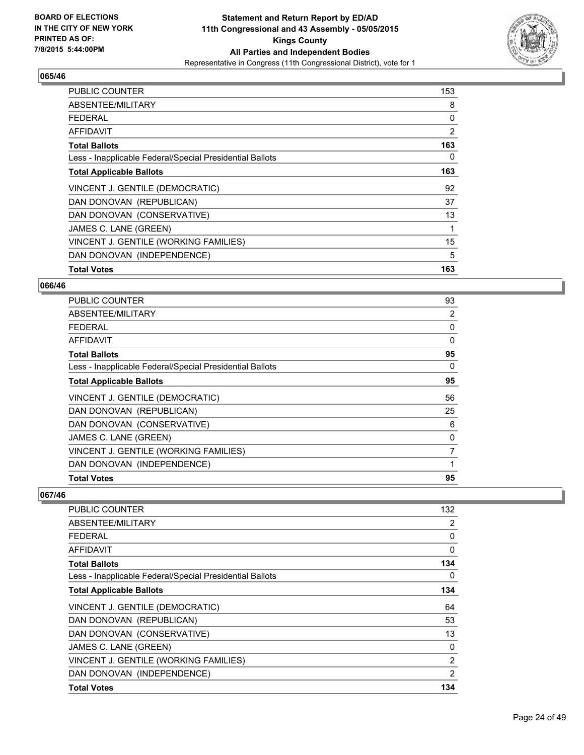**BOARD OF ELECTIONS IN THE CITY OF NEW YORK PRINTED AS OF: 7/8/2015 5:44:00PM**

**Statement and Return Report by ED/AD 11th Congressional and 43 Assembly - 05/05/2015 Kings County All Parties and Independent Bodies**

Representative in Congress (11th Congressional District), vote for 1

### 065/46

| | |
|---|---|
| PUBLIC COUNTER | 153 |
| ABSENTEE/MILITARY | 8 |
| FEDERAL | 0 |
| AFFIDAVIT | 2 |
| **Total Ballots** | **163** |
| Less - Inapplicable Federal/Special Presidential Ballots | 0 |
| **Total Applicable Ballots** | **163** |
| VINCENT J. GENTILE (DEMOCRATIC) | 92 |
| DAN DONOVAN (REPUBLICAN) | 37 |
| DAN DONOVAN (CONSERVATIVE) | 13 |
| JAMES C. LANE (GREEN) | 1 |
| VINCENT J. GENTILE (WORKING FAMILIES) | 15 |
| DAN DONOVAN (INDEPENDENCE) | 5 |
| **Total Votes** | **163** |

### 066/46

| | |
|---|---|
| PUBLIC COUNTER | 93 |
| ABSENTEE/MILITARY | 2 |
| FEDERAL | 0 |
| AFFIDAVIT | 0 |
| **Total Ballots** | **95** |
| Less - Inapplicable Federal/Special Presidential Ballots | 0 |
| **Total Applicable Ballots** | **95** |
| VINCENT J. GENTILE (DEMOCRATIC) | 56 |
| DAN DONOVAN (REPUBLICAN) | 25 |
| DAN DONOVAN (CONSERVATIVE) | 6 |
| JAMES C. LANE (GREEN) | 0 |
| VINCENT J. GENTILE (WORKING FAMILIES) | 7 |
| DAN DONOVAN (INDEPENDENCE) | 1 |
| **Total Votes** | **95** |

### 067/46

| | |
|---|---|
| PUBLIC COUNTER | 132 |
| ABSENTEE/MILITARY | 2 |
| FEDERAL | 0 |
| AFFIDAVIT | 0 |
| **Total Ballots** | **134** |
| Less - Inapplicable Federal/Special Presidential Ballots | 0 |
| **Total Applicable Ballots** | **134** |
| VINCENT J. GENTILE (DEMOCRATIC) | 64 |
| DAN DONOVAN (REPUBLICAN) | 53 |
| DAN DONOVAN (CONSERVATIVE) | 13 |
| JAMES C. LANE (GREEN) | 0 |
| VINCENT J. GENTILE (WORKING FAMILIES) | 2 |
| DAN DONOVAN (INDEPENDENCE) | 2 |
| **Total Votes** | **134** |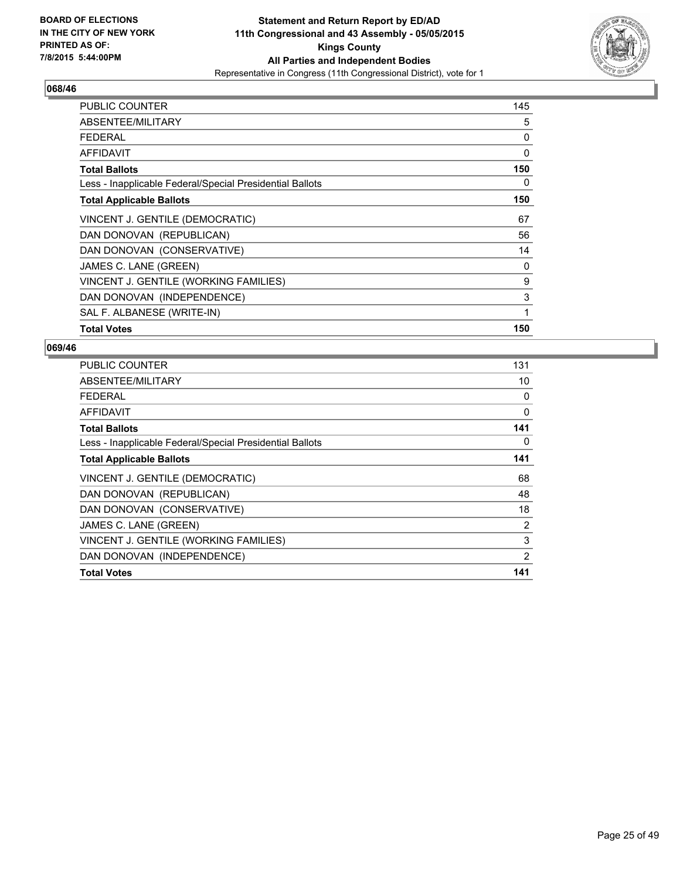**BOARD OF ELECTIONS IN THE CITY OF NEW YORK PRINTED AS OF: 7/8/2015 5:44:00PM**

**Statement and Return Report by ED/AD**
**11th Congressional and 43 Assembly - 05/05/2015**
**Kings County**
**All Parties and Independent Bodies**
Representative in Congress (11th Congressional District), vote for 1

**068/46**

| | |
|---|---|
| PUBLIC COUNTER | 145 |
| ABSENTEE/MILITARY | 5 |
| FEDERAL | 0 |
| AFFIDAVIT | 0 |
| **Total Ballots** | **150** |
| Less - Inapplicable Federal/Special Presidential Ballots | 0 |
| **Total Applicable Ballots** | **150** |
| VINCENT J. GENTILE (DEMOCRATIC) | 67 |
| DAN DONOVAN (REPUBLICAN) | 56 |
| DAN DONOVAN (CONSERVATIVE) | 14 |
| JAMES C. LANE (GREEN) | 0 |
| VINCENT J. GENTILE (WORKING FAMILIES) | 9 |
| DAN DONOVAN (INDEPENDENCE) | 3 |
| SAL F. ALBANESE (WRITE-IN) | 1 |
| **Total Votes** | **150** |

**069/46**

| | |
|---|---|
| PUBLIC COUNTER | 131 |
| ABSENTEE/MILITARY | 10 |
| FEDERAL | 0 |
| AFFIDAVIT | 0 |
| **Total Ballots** | **141** |
| Less - Inapplicable Federal/Special Presidential Ballots | 0 |
| **Total Applicable Ballots** | **141** |
| VINCENT J. GENTILE (DEMOCRATIC) | 68 |
| DAN DONOVAN (REPUBLICAN) | 48 |
| DAN DONOVAN (CONSERVATIVE) | 18 |
| JAMES C. LANE (GREEN) | 2 |
| VINCENT J. GENTILE (WORKING FAMILIES) | 3 |
| DAN DONOVAN (INDEPENDENCE) | 2 |
| **Total Votes** | **141** |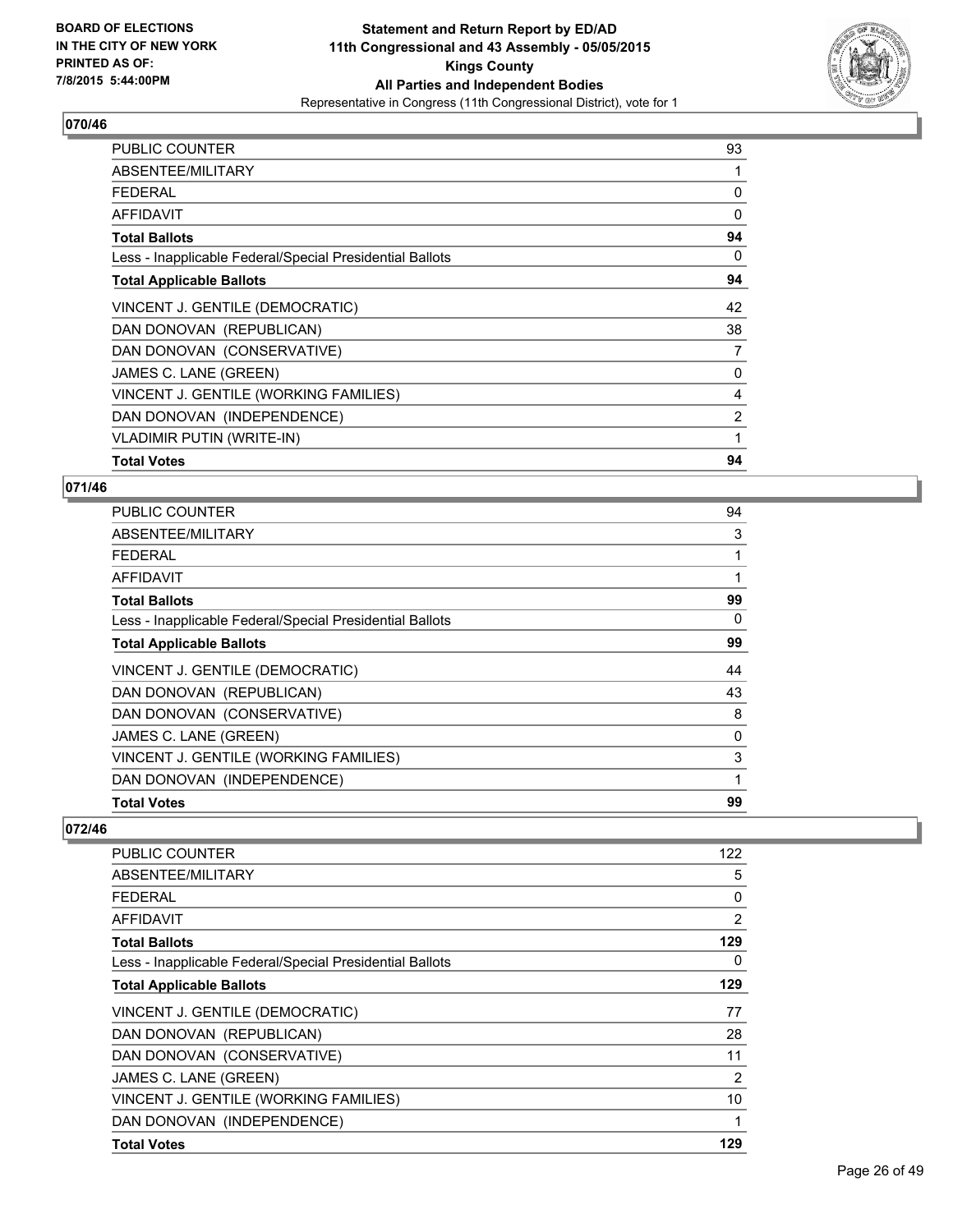**BOARD OF ELECTIONS IN THE CITY OF NEW YORK PRINTED AS OF: 7/8/2015 5:44:00PM**

**Statement and Return Report by ED/AD 11th Congressional and 43 Assembly - 05/05/2015 Kings County All Parties and Independent Bodies**

Representative in Congress (11th Congressional District), vote for 1

**070/46**

| | |
|---|---|
| PUBLIC COUNTER | 93 |
| ABSENTEE/MILITARY | 1 |
| FEDERAL | 0 |
| AFFIDAVIT | 0 |
| **Total Ballots** | **94** |
| Less - Inapplicable Federal/Special Presidential Ballots | 0 |
| **Total Applicable Ballots** | **94** |
| VINCENT J. GENTILE (DEMOCRATIC) | 42 |
| DAN DONOVAN (REPUBLICAN) | 38 |
| DAN DONOVAN (CONSERVATIVE) | 7 |
| JAMES C. LANE (GREEN) | 0 |
| VINCENT J. GENTILE (WORKING FAMILIES) | 4 |
| DAN DONOVAN (INDEPENDENCE) | 2 |
| VLADIMIR PUTIN (WRITE-IN) | 1 |
| **Total Votes** | **94** |

**071/46**

| | |
|---|---|
| PUBLIC COUNTER | 94 |
| ABSENTEE/MILITARY | 3 |
| FEDERAL | 1 |
| AFFIDAVIT | 1 |
| **Total Ballots** | **99** |
| Less - Inapplicable Federal/Special Presidential Ballots | 0 |
| **Total Applicable Ballots** | **99** |
| VINCENT J. GENTILE (DEMOCRATIC) | 44 |
| DAN DONOVAN (REPUBLICAN) | 43 |
| DAN DONOVAN (CONSERVATIVE) | 8 |
| JAMES C. LANE (GREEN) | 0 |
| VINCENT J. GENTILE (WORKING FAMILIES) | 3 |
| DAN DONOVAN (INDEPENDENCE) | 1 |
| **Total Votes** | **99** |

**072/46**

| | |
|---|---|
| PUBLIC COUNTER | 122 |
| ABSENTEE/MILITARY | 5 |
| FEDERAL | 0 |
| AFFIDAVIT | 2 |
| **Total Ballots** | **129** |
| Less - Inapplicable Federal/Special Presidential Ballots | 0 |
| **Total Applicable Ballots** | **129** |
| VINCENT J. GENTILE (DEMOCRATIC) | 77 |
| DAN DONOVAN (REPUBLICAN) | 28 |
| DAN DONOVAN (CONSERVATIVE) | 11 |
| JAMES C. LANE (GREEN) | 2 |
| VINCENT J. GENTILE (WORKING FAMILIES) | 10 |
| DAN DONOVAN (INDEPENDENCE) | 1 |
| **Total Votes** | **129** |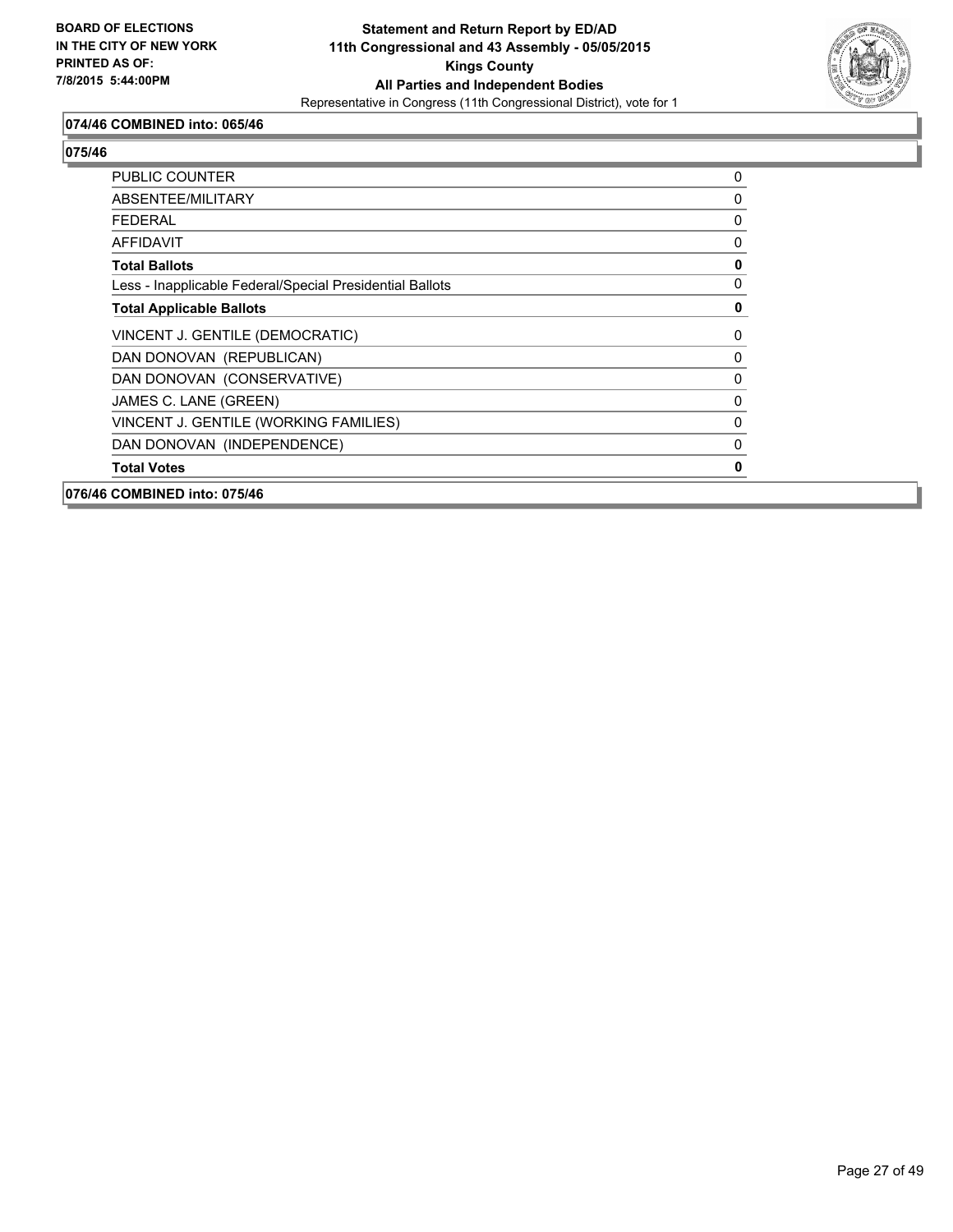**074/46 COMBINED into: 065/46**

**075/46**

| | |
|---|---|
| PUBLIC COUNTER | 0 |
| ABSENTEE/MILITARY | 0 |
| FEDERAL | 0 |
| AFFIDAVIT | 0 |
| **Total Ballots** | **0** |
| Less - Inapplicable Federal/Special Presidential Ballots | 0 |
| **Total Applicable Ballots** | **0** |
| VINCENT J. GENTILE (DEMOCRATIC) | 0 |
| DAN DONOVAN (REPUBLICAN) | 0 |
| DAN DONOVAN (CONSERVATIVE) | 0 |
| JAMES C. LANE (GREEN) | 0 |
| VINCENT J. GENTILE (WORKING FAMILIES) | 0 |
| DAN DONOVAN (INDEPENDENCE) | 0 |
| **Total Votes** | **0** |

**076/46 COMBINED into: 075/46**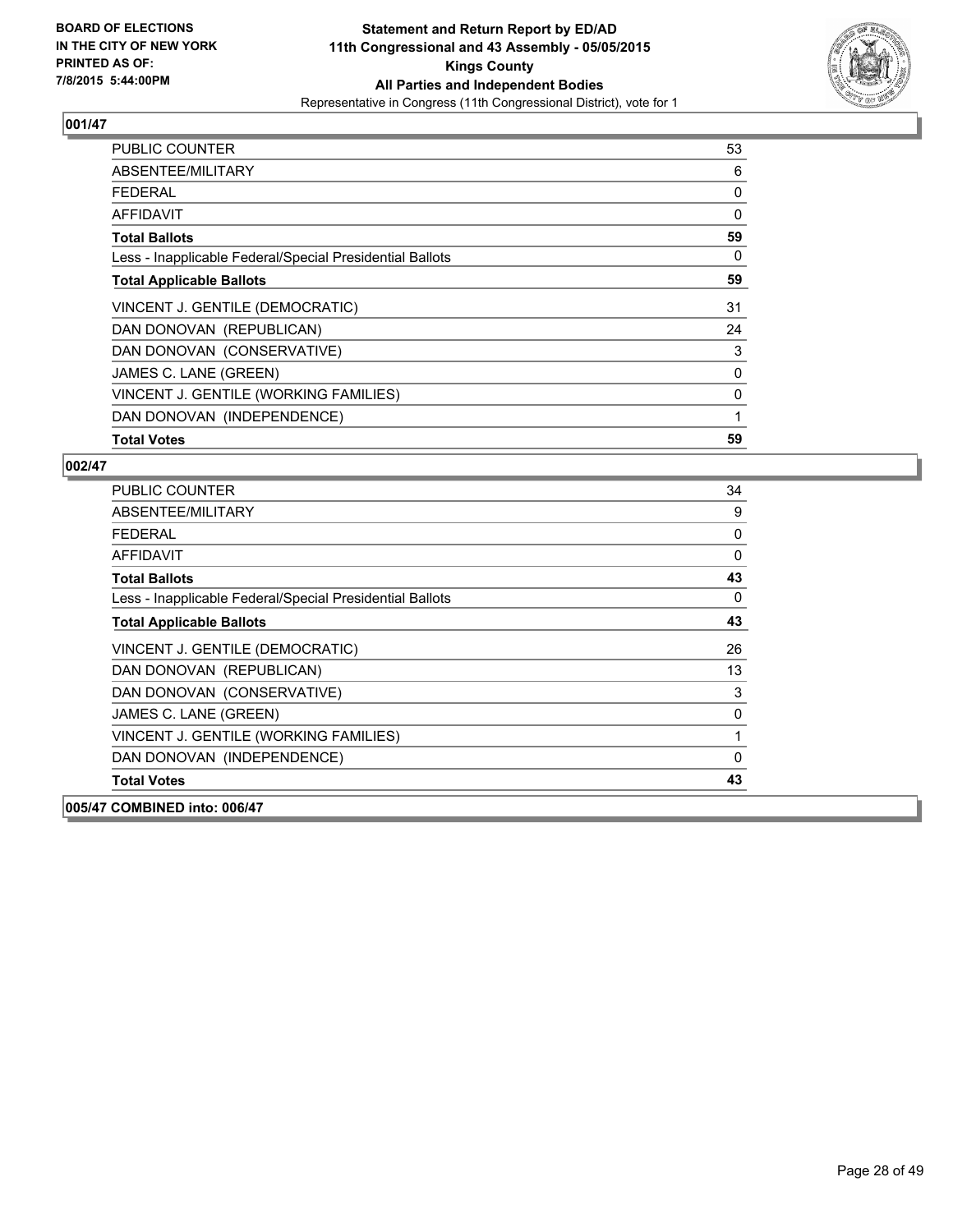**BOARD OF ELECTIONS IN THE CITY OF NEW YORK PRINTED AS OF: 7/8/2015 5:44:00PM**

**Statement and Return Report by ED/AD 11th Congressional and 43 Assembly - 05/05/2015 Kings County All Parties and Independent Bodies**
Representative in Congress (11th Congressional District), vote for 1

### 001/47

| | |
|---|---|
| PUBLIC COUNTER | 53 |
| ABSENTEE/MILITARY | 6 |
| FEDERAL | 0 |
| AFFIDAVIT | 0 |
| **Total Ballots** | **59** |
| Less - Inapplicable Federal/Special Presidential Ballots | 0 |
| **Total Applicable Ballots** | **59** |
| VINCENT J. GENTILE (DEMOCRATIC) | 31 |
| DAN DONOVAN (REPUBLICAN) | 24 |
| DAN DONOVAN (CONSERVATIVE) | 3 |
| JAMES C. LANE (GREEN) | 0 |
| VINCENT J. GENTILE (WORKING FAMILIES) | 0 |
| DAN DONOVAN (INDEPENDENCE) | 1 |
| **Total Votes** | **59** |

### 002/47

| | |
|---|---|
| PUBLIC COUNTER | 34 |
| ABSENTEE/MILITARY | 9 |
| FEDERAL | 0 |
| AFFIDAVIT | 0 |
| **Total Ballots** | **43** |
| Less - Inapplicable Federal/Special Presidential Ballots | 0 |
| **Total Applicable Ballots** | **43** |
| VINCENT J. GENTILE (DEMOCRATIC) | 26 |
| DAN DONOVAN (REPUBLICAN) | 13 |
| DAN DONOVAN (CONSERVATIVE) | 3 |
| JAMES C. LANE (GREEN) | 0 |
| VINCENT J. GENTILE (WORKING FAMILIES) | 1 |
| DAN DONOVAN (INDEPENDENCE) | 0 |
| **Total Votes** | **43** |

### 005/47 COMBINED into: 006/47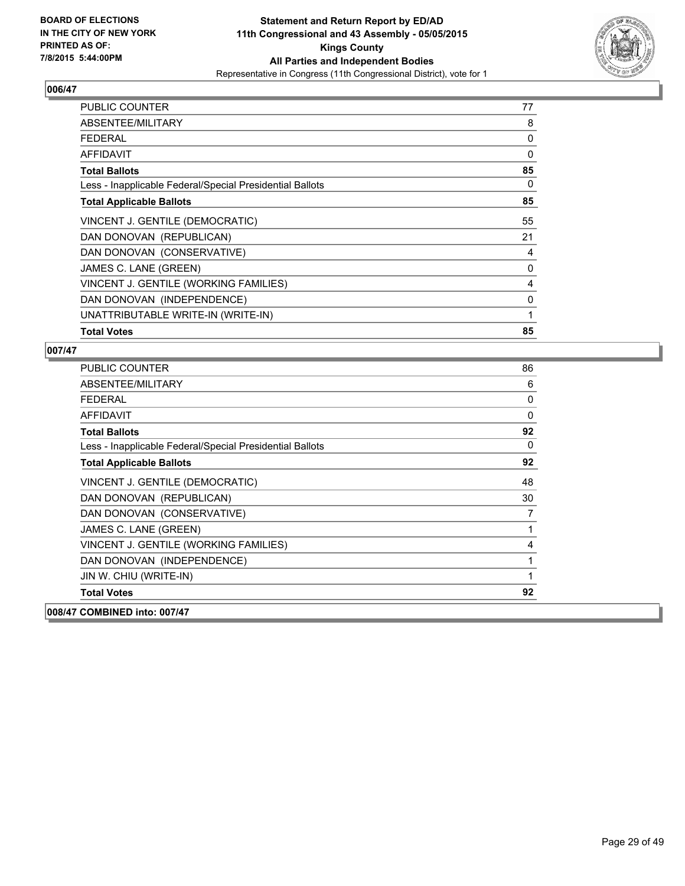**BOARD OF ELECTIONS IN THE CITY OF NEW YORK PRINTED AS OF: 7/8/2015 5:44:00PM**

**Statement and Return Report by ED/AD**
**11th Congressional and 43 Assembly - 05/05/2015**
**Kings County**
**All Parties and Independent Bodies**
Representative in Congress (11th Congressional District), vote for 1

## 006/47

| | |
|---|---|
| PUBLIC COUNTER | 77 |
| ABSENTEE/MILITARY | 8 |
| FEDERAL | 0 |
| AFFIDAVIT | 0 |
| **Total Ballots** | **85** |
| Less - Inapplicable Federal/Special Presidential Ballots | 0 |
| **Total Applicable Ballots** | **85** |
| VINCENT J. GENTILE (DEMOCRATIC) | 55 |
| DAN DONOVAN (REPUBLICAN) | 21 |
| DAN DONOVAN (CONSERVATIVE) | 4 |
| JAMES C. LANE (GREEN) | 0 |
| VINCENT J. GENTILE (WORKING FAMILIES) | 4 |
| DAN DONOVAN (INDEPENDENCE) | 0 |
| UNATTRIBUTABLE WRITE-IN (WRITE-IN) | 1 |
| **Total Votes** | **85** |

## 007/47

| | |
|---|---|
| PUBLIC COUNTER | 86 |
| ABSENTEE/MILITARY | 6 |
| FEDERAL | 0 |
| AFFIDAVIT | 0 |
| **Total Ballots** | **92** |
| Less - Inapplicable Federal/Special Presidential Ballots | 0 |
| **Total Applicable Ballots** | **92** |
| VINCENT J. GENTILE (DEMOCRATIC) | 48 |
| DAN DONOVAN (REPUBLICAN) | 30 |
| DAN DONOVAN (CONSERVATIVE) | 7 |
| JAMES C. LANE (GREEN) | 1 |
| VINCENT J. GENTILE (WORKING FAMILIES) | 4 |
| DAN DONOVAN (INDEPENDENCE) | 1 |
| JIN W. CHIU (WRITE-IN) | 1 |
| **Total Votes** | **92** |

## 008/47 COMBINED into: 007/47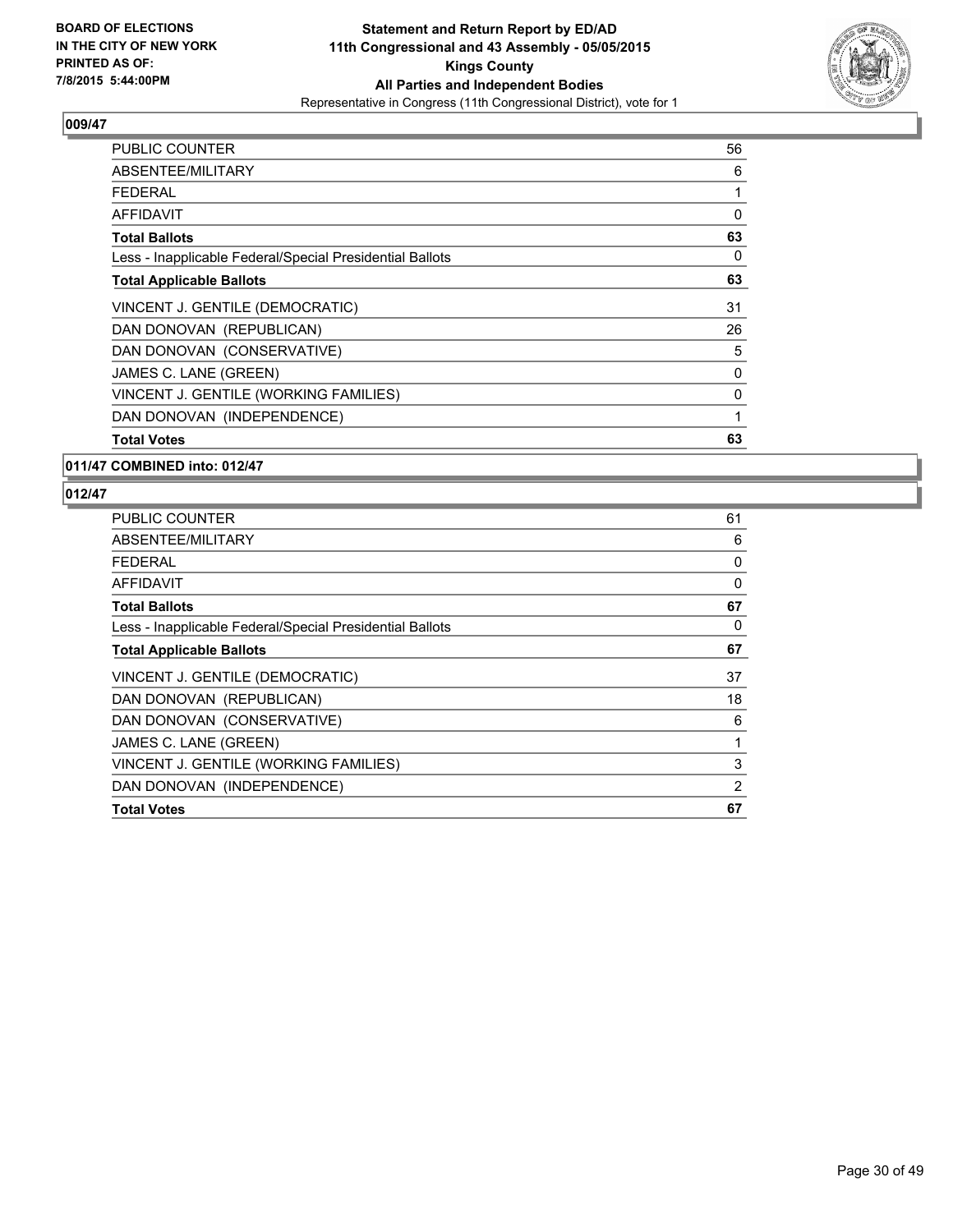**BOARD OF ELECTIONS IN THE CITY OF NEW YORK PRINTED AS OF: 7/8/2015 5:44:00PM**

**Statement and Return Report by ED/AD**
**11th Congressional and 43 Assembly - 05/05/2015**
**Kings County**
**All Parties and Independent Bodies**
Representative in Congress (11th Congressional District), vote for 1

### 009/47

| | |
|---|---|
| PUBLIC COUNTER | 56 |
| ABSENTEE/MILITARY | 6 |
| FEDERAL | 1 |
| AFFIDAVIT | 0 |
| **Total Ballots** | **63** |
| Less - Inapplicable Federal/Special Presidential Ballots | 0 |
| **Total Applicable Ballots** | **63** |
| VINCENT J. GENTILE (DEMOCRATIC) | 31 |
| DAN DONOVAN (REPUBLICAN) | 26 |
| DAN DONOVAN (CONSERVATIVE) | 5 |
| JAMES C. LANE (GREEN) | 0 |
| VINCENT J. GENTILE (WORKING FAMILIES) | 0 |
| DAN DONOVAN (INDEPENDENCE) | 1 |
| **Total Votes** | **63** |

### 011/47 COMBINED into: 012/47

### 012/47

| | |
|---|---|
| PUBLIC COUNTER | 61 |
| ABSENTEE/MILITARY | 6 |
| FEDERAL | 0 |
| AFFIDAVIT | 0 |
| **Total Ballots** | **67** |
| Less - Inapplicable Federal/Special Presidential Ballots | 0 |
| **Total Applicable Ballots** | **67** |
| VINCENT J. GENTILE (DEMOCRATIC) | 37 |
| DAN DONOVAN (REPUBLICAN) | 18 |
| DAN DONOVAN (CONSERVATIVE) | 6 |
| JAMES C. LANE (GREEN) | 1 |
| VINCENT J. GENTILE (WORKING FAMILIES) | 3 |
| DAN DONOVAN (INDEPENDENCE) | 2 |
| **Total Votes** | **67** |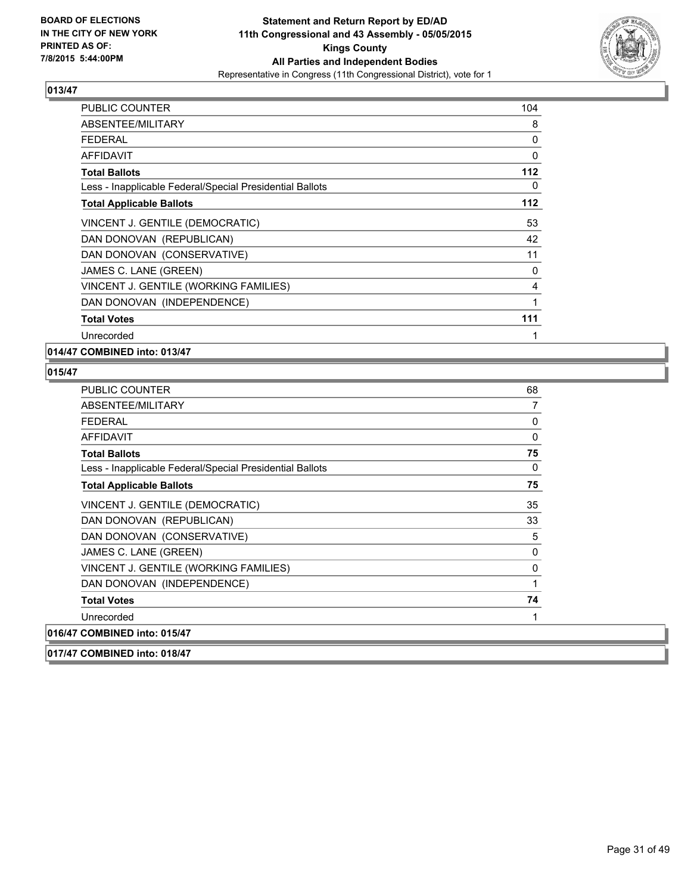**BOARD OF ELECTIONS IN THE CITY OF NEW YORK PRINTED AS OF: 7/8/2015 5:44:00PM**

**Statement and Return Report by ED/AD**
**11th Congressional and 43 Assembly - 05/05/2015**
**Kings County**
**All Parties and Independent Bodies**
Representative in Congress (11th Congressional District), vote for 1

**013/47**

| | |
|---|---|
| PUBLIC COUNTER | 104 |
| ABSENTEE/MILITARY | 8 |
| FEDERAL | 0 |
| AFFIDAVIT | 0 |
| **Total Ballots** | **112** |
| Less - Inapplicable Federal/Special Presidential Ballots | 0 |
| **Total Applicable Ballots** | **112** |
| VINCENT J. GENTILE (DEMOCRATIC) | 53 |
| DAN DONOVAN (REPUBLICAN) | 42 |
| DAN DONOVAN (CONSERVATIVE) | 11 |
| JAMES C. LANE (GREEN) | 0 |
| VINCENT J. GENTILE (WORKING FAMILIES) | 4 |
| DAN DONOVAN (INDEPENDENCE) | 1 |
| **Total Votes** | **111** |
| Unrecorded | 1 |

**014/47 COMBINED into: 013/47**

**015/47**

| | |
|---|---|
| PUBLIC COUNTER | 68 |
| ABSENTEE/MILITARY | 7 |
| FEDERAL | 0 |
| AFFIDAVIT | 0 |
| **Total Ballots** | **75** |
| Less - Inapplicable Federal/Special Presidential Ballots | 0 |
| **Total Applicable Ballots** | **75** |
| VINCENT J. GENTILE (DEMOCRATIC) | 35 |
| DAN DONOVAN (REPUBLICAN) | 33 |
| DAN DONOVAN (CONSERVATIVE) | 5 |
| JAMES C. LANE (GREEN) | 0 |
| VINCENT J. GENTILE (WORKING FAMILIES) | 0 |
| DAN DONOVAN (INDEPENDENCE) | 1 |
| **Total Votes** | **74** |
| Unrecorded | 1 |

**016/47 COMBINED into: 015/47**

**017/47 COMBINED into: 018/47**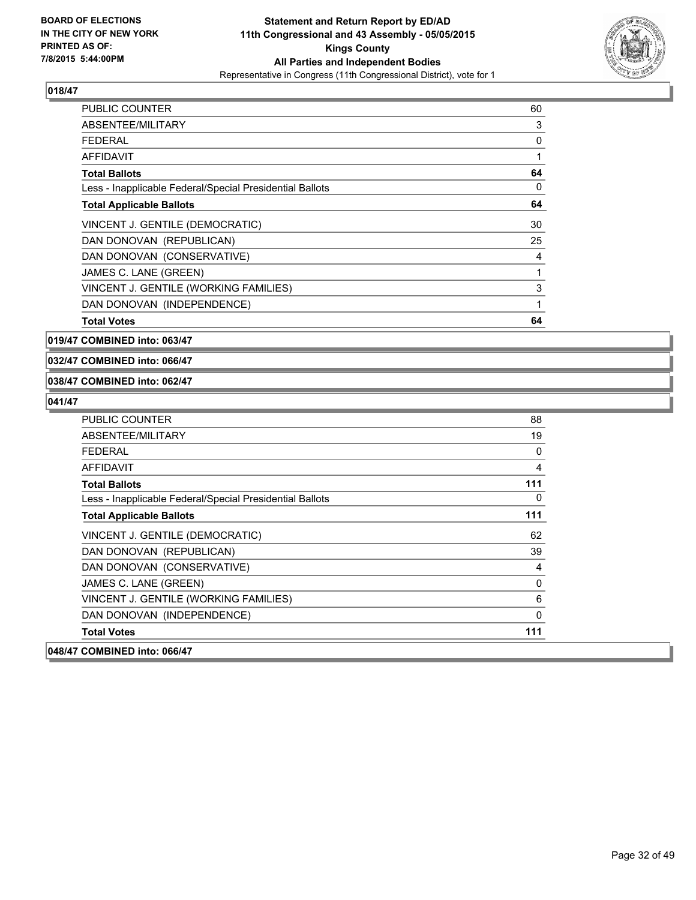**BOARD OF ELECTIONS IN THE CITY OF NEW YORK PRINTED AS OF: 7/8/2015 5:44:00PM**

**Statement and Return Report by ED/AD 11th Congressional and 43 Assembly - 05/05/2015 Kings County All Parties and Independent Bodies**

Representative in Congress (11th Congressional District), vote for 1

**018/47**

| | |
|---|---|
| PUBLIC COUNTER | 60 |
| ABSENTEE/MILITARY | 3 |
| FEDERAL | 0 |
| AFFIDAVIT | 1 |
| **Total Ballots** | **64** |
| Less - Inapplicable Federal/Special Presidential Ballots | 0 |
| **Total Applicable Ballots** | **64** |
| VINCENT J. GENTILE (DEMOCRATIC) | 30 |
| DAN DONOVAN (REPUBLICAN) | 25 |
| DAN DONOVAN (CONSERVATIVE) | 4 |
| JAMES C. LANE (GREEN) | 1 |
| VINCENT J. GENTILE (WORKING FAMILIES) | 3 |
| DAN DONOVAN (INDEPENDENCE) | 1 |
| **Total Votes** | **64** |

**019/47 COMBINED into: 063/47**

**032/47 COMBINED into: 066/47**

**038/47 COMBINED into: 062/47**

**041/47**

| | |
|---|---|
| PUBLIC COUNTER | 88 |
| ABSENTEE/MILITARY | 19 |
| FEDERAL | 0 |
| AFFIDAVIT | 4 |
| **Total Ballots** | **111** |
| Less - Inapplicable Federal/Special Presidential Ballots | 0 |
| **Total Applicable Ballots** | **111** |
| VINCENT J. GENTILE (DEMOCRATIC) | 62 |
| DAN DONOVAN (REPUBLICAN) | 39 |
| DAN DONOVAN (CONSERVATIVE) | 4 |
| JAMES C. LANE (GREEN) | 0 |
| VINCENT J. GENTILE (WORKING FAMILIES) | 6 |
| DAN DONOVAN (INDEPENDENCE) | 0 |
| **Total Votes** | **111** |

**048/47 COMBINED into: 066/47**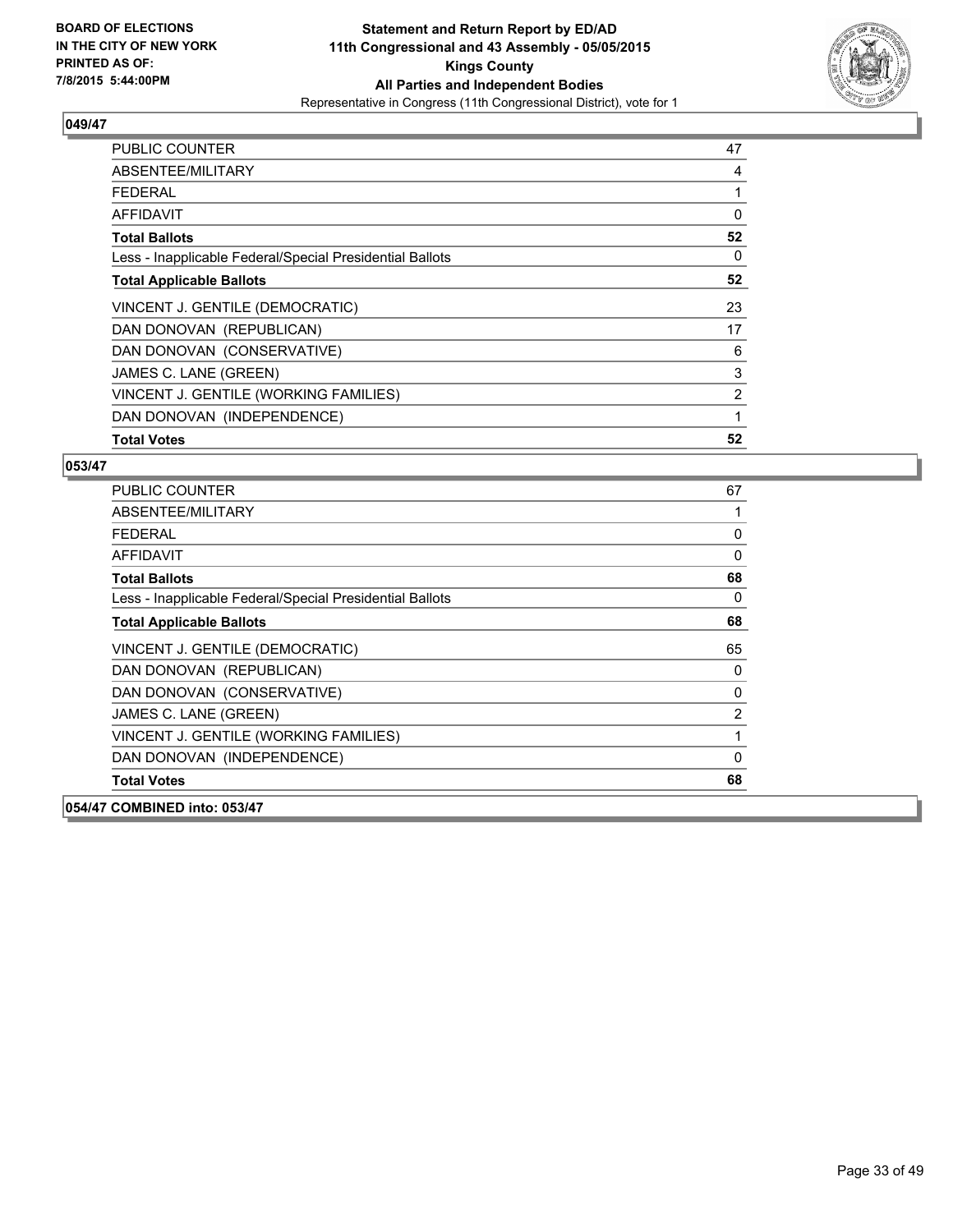**BOARD OF ELECTIONS IN THE CITY OF NEW YORK PRINTED AS OF: 7/8/2015 5:44:00PM**

**Statement and Return Report by ED/AD 11th Congressional and 43 Assembly - 05/05/2015 Kings County All Parties and Independent Bodies**

Representative in Congress (11th Congressional District), vote for 1

## 049/47

| | |
|---|---|
| PUBLIC COUNTER | 47 |
| ABSENTEE/MILITARY | 4 |
| FEDERAL | 1 |
| AFFIDAVIT | 0 |
| **Total Ballots** | **52** |
| Less - Inapplicable Federal/Special Presidential Ballots | 0 |
| **Total Applicable Ballots** | **52** |
| VINCENT J. GENTILE (DEMOCRATIC) | 23 |
| DAN DONOVAN (REPUBLICAN) | 17 |
| DAN DONOVAN (CONSERVATIVE) | 6 |
| JAMES C. LANE (GREEN) | 3 |
| VINCENT J. GENTILE (WORKING FAMILIES) | 2 |
| DAN DONOVAN (INDEPENDENCE) | 1 |
| **Total Votes** | **52** |

## 053/47

| | |
|---|---|
| PUBLIC COUNTER | 67 |
| ABSENTEE/MILITARY | 1 |
| FEDERAL | 0 |
| AFFIDAVIT | 0 |
| **Total Ballots** | **68** |
| Less - Inapplicable Federal/Special Presidential Ballots | 0 |
| **Total Applicable Ballots** | **68** |
| VINCENT J. GENTILE (DEMOCRATIC) | 65 |
| DAN DONOVAN (REPUBLICAN) | 0 |
| DAN DONOVAN (CONSERVATIVE) | 0 |
| JAMES C. LANE (GREEN) | 2 |
| VINCENT J. GENTILE (WORKING FAMILIES) | 1 |
| DAN DONOVAN (INDEPENDENCE) | 0 |
| **Total Votes** | **68** |

## 054/47 COMBINED into: 053/47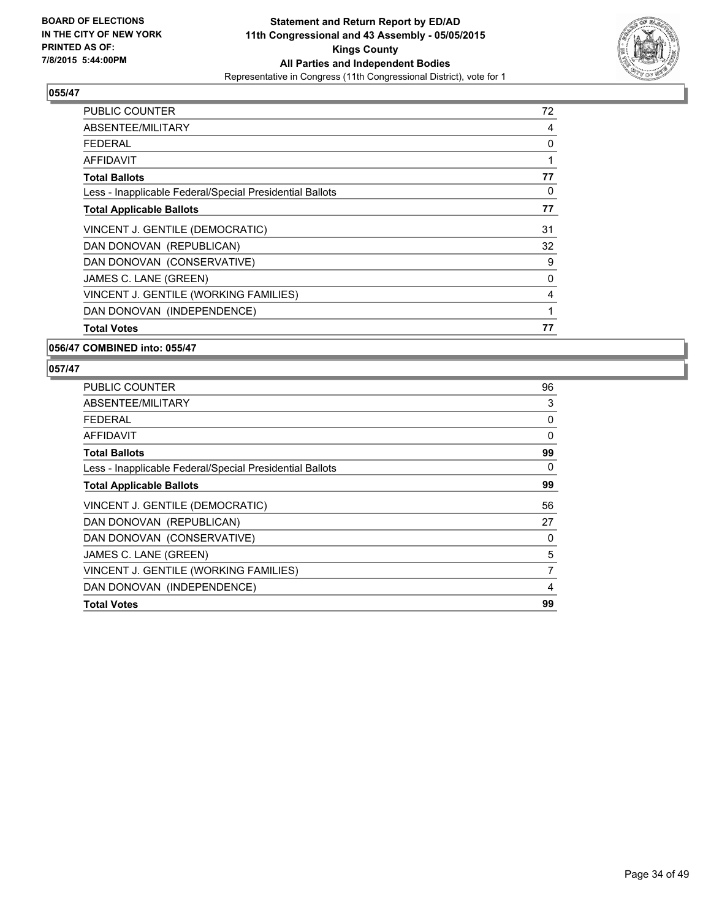BOARD OF ELECTIONS
IN THE CITY OF NEW YORK
PRINTED AS OF:
7/8/2015 5:44:00PM

**Statement and Return Report by ED/AD**
**11th Congressional and 43 Assembly - 05/05/2015**
**Kings County**
**All Parties and Independent Bodies**
Representative in Congress (11th Congressional District), vote for 1

### 055/47

| | |
|---|---|
| PUBLIC COUNTER | 72 |
| ABSENTEE/MILITARY | 4 |
| FEDERAL | 0 |
| AFFIDAVIT | 1 |
| **Total Ballots** | **77** |
| Less - Inapplicable Federal/Special Presidential Ballots | 0 |
| **Total Applicable Ballots** | **77** |
| VINCENT J. GENTILE (DEMOCRATIC) | 31 |
| DAN DONOVAN (REPUBLICAN) | 32 |
| DAN DONOVAN (CONSERVATIVE) | 9 |
| JAMES C. LANE (GREEN) | 0 |
| VINCENT J. GENTILE (WORKING FAMILIES) | 4 |
| DAN DONOVAN (INDEPENDENCE) | 1 |
| **Total Votes** | **77** |

### 056/47 COMBINED into: 055/47

### 057/47

| | |
|---|---|
| PUBLIC COUNTER | 96 |
| ABSENTEE/MILITARY | 3 |
| FEDERAL | 0 |
| AFFIDAVIT | 0 |
| **Total Ballots** | **99** |
| Less - Inapplicable Federal/Special Presidential Ballots | 0 |
| **Total Applicable Ballots** | **99** |
| VINCENT J. GENTILE (DEMOCRATIC) | 56 |
| DAN DONOVAN (REPUBLICAN) | 27 |
| DAN DONOVAN (CONSERVATIVE) | 0 |
| JAMES C. LANE (GREEN) | 5 |
| VINCENT J. GENTILE (WORKING FAMILIES) | 7 |
| DAN DONOVAN (INDEPENDENCE) | 4 |
| **Total Votes** | **99** |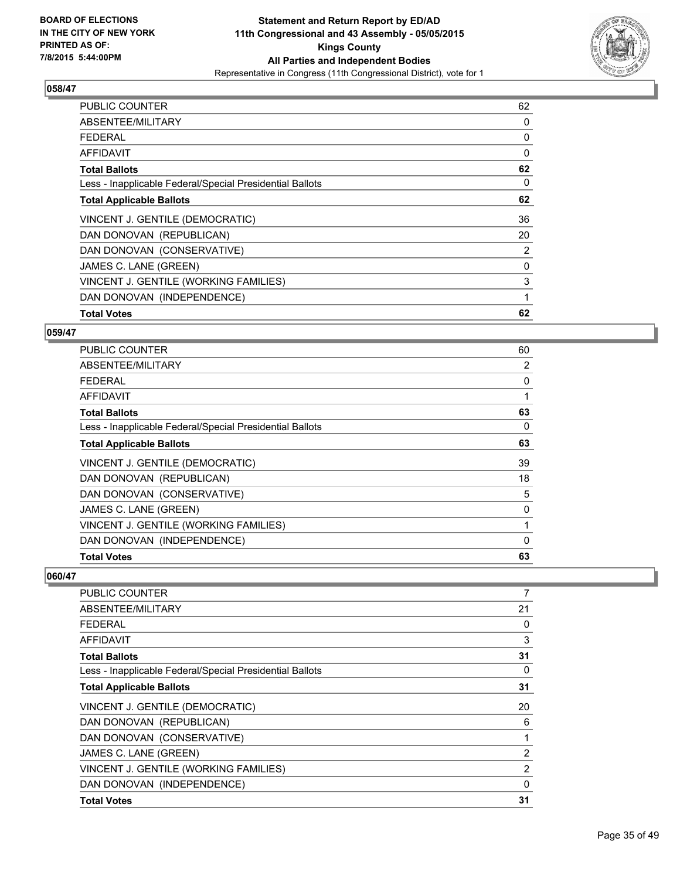**BOARD OF ELECTIONS IN THE CITY OF NEW YORK PRINTED AS OF: 7/8/2015 5:44:00PM**

**Statement and Return Report by ED/AD**
**11th Congressional and 43 Assembly - 05/05/2015**
**Kings County**
**All Parties and Independent Bodies**
Representative in Congress (11th Congressional District), vote for 1

### 058/47

| | |
|---|---|
| PUBLIC COUNTER | 62 |
| ABSENTEE/MILITARY | 0 |
| FEDERAL | 0 |
| AFFIDAVIT | 0 |
| **Total Ballots** | **62** |
| Less - Inapplicable Federal/Special Presidential Ballots | 0 |
| **Total Applicable Ballots** | **62** |
| VINCENT J. GENTILE (DEMOCRATIC) | 36 |
| DAN DONOVAN (REPUBLICAN) | 20 |
| DAN DONOVAN (CONSERVATIVE) | 2 |
| JAMES C. LANE (GREEN) | 0 |
| VINCENT J. GENTILE (WORKING FAMILIES) | 3 |
| DAN DONOVAN (INDEPENDENCE) | 1 |
| **Total Votes** | **62** |

### 059/47

| | |
|---|---|
| PUBLIC COUNTER | 60 |
| ABSENTEE/MILITARY | 2 |
| FEDERAL | 0 |
| AFFIDAVIT | 1 |
| **Total Ballots** | **63** |
| Less - Inapplicable Federal/Special Presidential Ballots | 0 |
| **Total Applicable Ballots** | **63** |
| VINCENT J. GENTILE (DEMOCRATIC) | 39 |
| DAN DONOVAN (REPUBLICAN) | 18 |
| DAN DONOVAN (CONSERVATIVE) | 5 |
| JAMES C. LANE (GREEN) | 0 |
| VINCENT J. GENTILE (WORKING FAMILIES) | 1 |
| DAN DONOVAN (INDEPENDENCE) | 0 |
| **Total Votes** | **63** |

### 060/47

| | |
|---|---|
| PUBLIC COUNTER | 7 |
| ABSENTEE/MILITARY | 21 |
| FEDERAL | 0 |
| AFFIDAVIT | 3 |
| **Total Ballots** | **31** |
| Less - Inapplicable Federal/Special Presidential Ballots | 0 |
| **Total Applicable Ballots** | **31** |
| VINCENT J. GENTILE (DEMOCRATIC) | 20 |
| DAN DONOVAN (REPUBLICAN) | 6 |
| DAN DONOVAN (CONSERVATIVE) | 1 |
| JAMES C. LANE (GREEN) | 2 |
| VINCENT J. GENTILE (WORKING FAMILIES) | 2 |
| DAN DONOVAN (INDEPENDENCE) | 0 |
| **Total Votes** | **31** |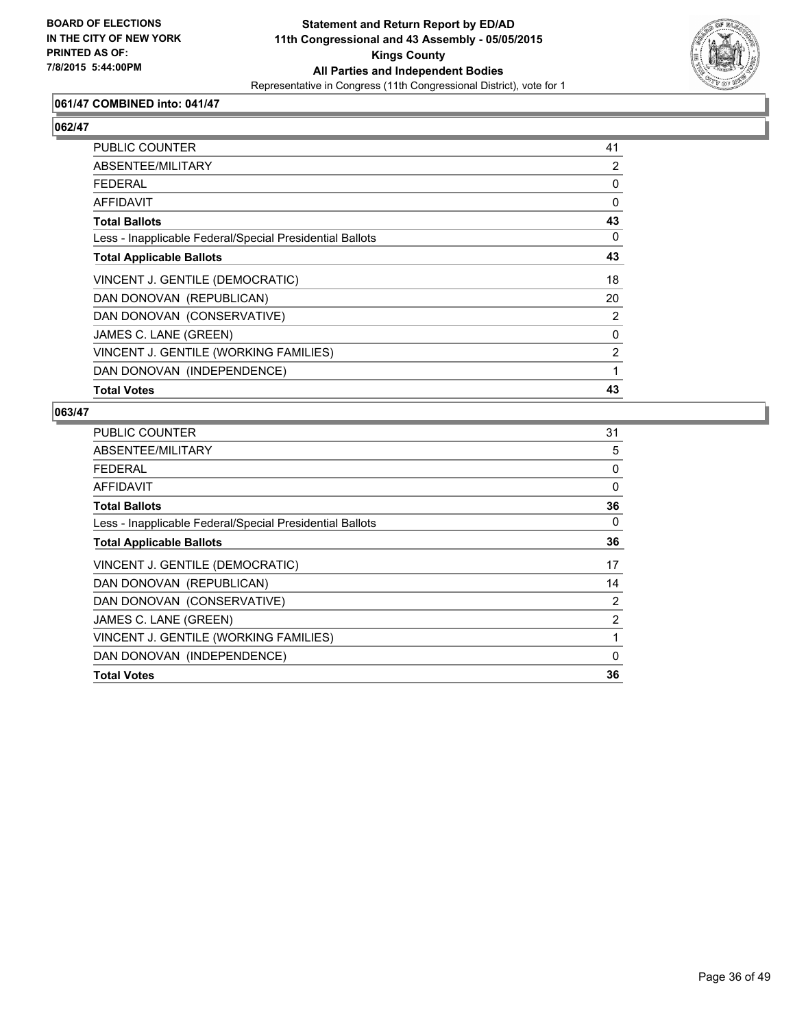**BOARD OF ELECTIONS IN THE CITY OF NEW YORK PRINTED AS OF: 7/8/2015 5:44:00PM**

# Statement and Return Report by ED/AD
## 11th Congressional and 43 Assembly - 05/05/2015
## Kings County
## All Parties and Independent Bodies

Representative in Congress (11th Congressional District), vote for 1

### 061/47 COMBINED into: 041/47

### 062/47

| | |
|---|---|
| PUBLIC COUNTER | 41 |
| ABSENTEE/MILITARY | 2 |
| FEDERAL | 0 |
| AFFIDAVIT | 0 |
| **Total Ballots** | **43** |
| Less - Inapplicable Federal/Special Presidential Ballots | 0 |
| **Total Applicable Ballots** | **43** |
| VINCENT J. GENTILE (DEMOCRATIC) | 18 |
| DAN DONOVAN (REPUBLICAN) | 20 |
| DAN DONOVAN (CONSERVATIVE) | 2 |
| JAMES C. LANE (GREEN) | 0 |
| VINCENT J. GENTILE (WORKING FAMILIES) | 2 |
| DAN DONOVAN (INDEPENDENCE) | 1 |
| **Total Votes** | **43** |

### 063/47

| | |
|---|---|
| PUBLIC COUNTER | 31 |
| ABSENTEE/MILITARY | 5 |
| FEDERAL | 0 |
| AFFIDAVIT | 0 |
| **Total Ballots** | **36** |
| Less - Inapplicable Federal/Special Presidential Ballots | 0 |
| **Total Applicable Ballots** | **36** |
| VINCENT J. GENTILE (DEMOCRATIC) | 17 |
| DAN DONOVAN (REPUBLICAN) | 14 |
| DAN DONOVAN (CONSERVATIVE) | 2 |
| JAMES C. LANE (GREEN) | 2 |
| VINCENT J. GENTILE (WORKING FAMILIES) | 1 |
| DAN DONOVAN (INDEPENDENCE) | 0 |
| **Total Votes** | **36** |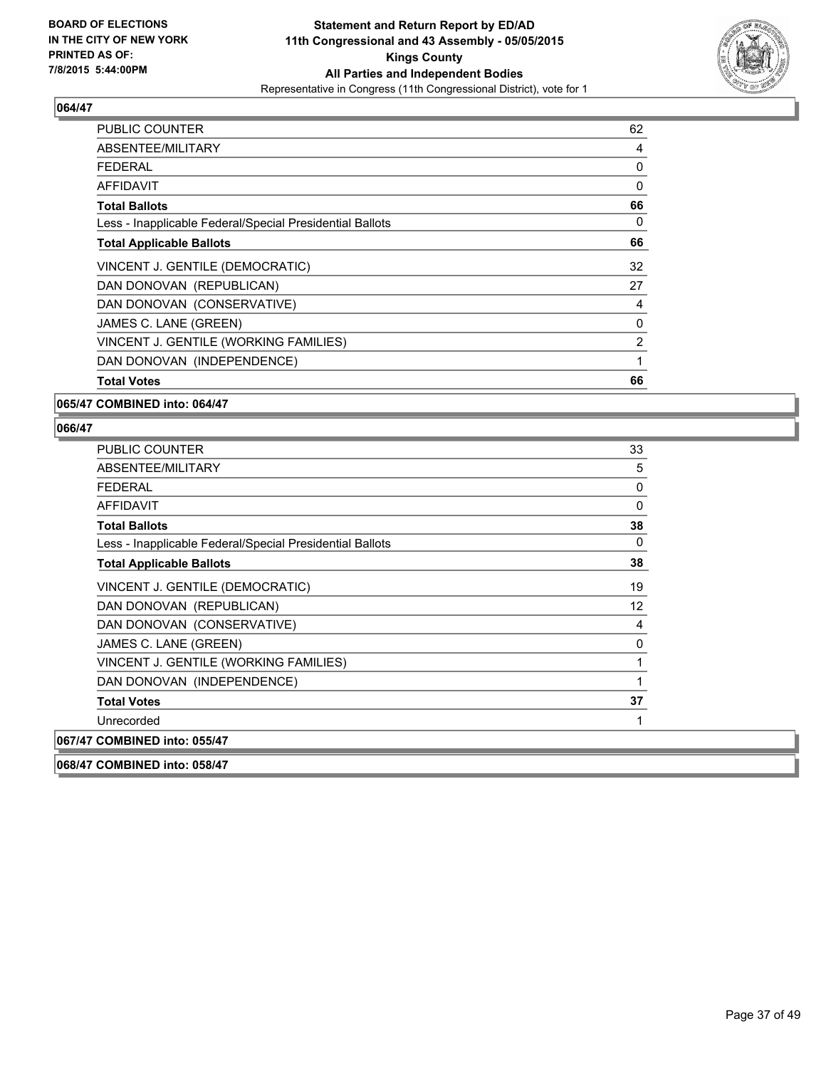**BOARD OF ELECTIONS IN THE CITY OF NEW YORK PRINTED AS OF: 7/8/2015 5:44:00PM**

**Statement and Return Report by ED/AD**
**11th Congressional and 43 Assembly - 05/05/2015**
**Kings County**
**All Parties and Independent Bodies**
Representative in Congress (11th Congressional District), vote for 1

### 064/47

| | |
|---|---|
| PUBLIC COUNTER | 62 |
| ABSENTEE/MILITARY | 4 |
| FEDERAL | 0 |
| AFFIDAVIT | 0 |
| **Total Ballots** | **66** |
| Less - Inapplicable Federal/Special Presidential Ballots | 0 |
| **Total Applicable Ballots** | **66** |
| VINCENT J. GENTILE (DEMOCRATIC) | 32 |
| DAN DONOVAN (REPUBLICAN) | 27 |
| DAN DONOVAN (CONSERVATIVE) | 4 |
| JAMES C. LANE (GREEN) | 0 |
| VINCENT J. GENTILE (WORKING FAMILIES) | 2 |
| DAN DONOVAN (INDEPENDENCE) | 1 |
| **Total Votes** | **66** |

### 065/47 COMBINED into: 064/47

### 066/47

| | |
|---|---|
| PUBLIC COUNTER | 33 |
| ABSENTEE/MILITARY | 5 |
| FEDERAL | 0 |
| AFFIDAVIT | 0 |
| **Total Ballots** | **38** |
| Less - Inapplicable Federal/Special Presidential Ballots | 0 |
| **Total Applicable Ballots** | **38** |
| VINCENT J. GENTILE (DEMOCRATIC) | 19 |
| DAN DONOVAN (REPUBLICAN) | 12 |
| DAN DONOVAN (CONSERVATIVE) | 4 |
| JAMES C. LANE (GREEN) | 0 |
| VINCENT J. GENTILE (WORKING FAMILIES) | 1 |
| DAN DONOVAN (INDEPENDENCE) | 1 |
| **Total Votes** | **37** |
| Unrecorded | 1 |

### 067/47 COMBINED into: 055/47

### 068/47 COMBINED into: 058/47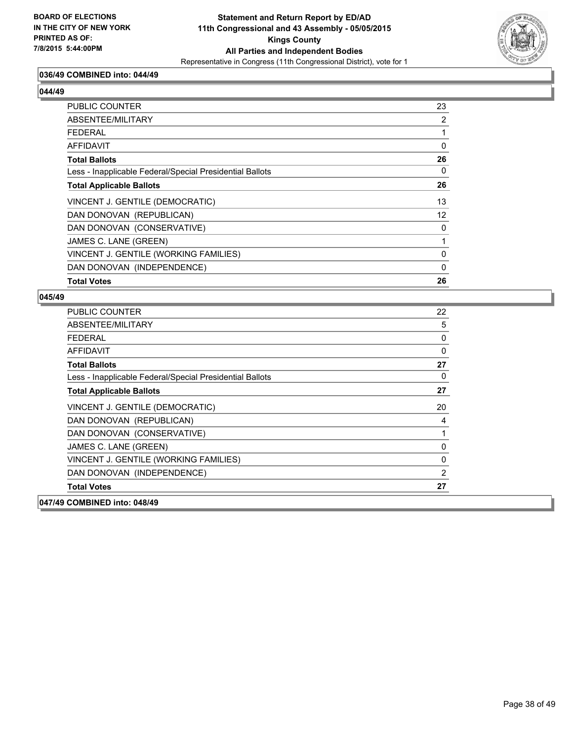**BOARD OF ELECTIONS IN THE CITY OF NEW YORK PRINTED AS OF: 7/8/2015 5:44:00PM**

**Statement and Return Report by ED/AD**
**11th Congressional and 43 Assembly - 05/05/2015**
**Kings County**
**All Parties and Independent Bodies**
Representative in Congress (11th Congressional District), vote for 1

**036/49 COMBINED into: 044/49**

**044/49**

| | |
|---|---|
| PUBLIC COUNTER | 23 |
| ABSENTEE/MILITARY | 2 |
| FEDERAL | 1 |
| AFFIDAVIT | 0 |
| **Total Ballots** | **26** |
| Less - Inapplicable Federal/Special Presidential Ballots | 0 |
| **Total Applicable Ballots** | **26** |
| VINCENT J. GENTILE (DEMOCRATIC) | 13 |
| DAN DONOVAN (REPUBLICAN) | 12 |
| DAN DONOVAN (CONSERVATIVE) | 0 |
| JAMES C. LANE (GREEN) | 1 |
| VINCENT J. GENTILE (WORKING FAMILIES) | 0 |
| DAN DONOVAN (INDEPENDENCE) | 0 |
| **Total Votes** | **26** |

**045/49**

| | |
|---|---|
| PUBLIC COUNTER | 22 |
| ABSENTEE/MILITARY | 5 |
| FEDERAL | 0 |
| AFFIDAVIT | 0 |
| **Total Ballots** | **27** |
| Less - Inapplicable Federal/Special Presidential Ballots | 0 |
| **Total Applicable Ballots** | **27** |
| VINCENT J. GENTILE (DEMOCRATIC) | 20 |
| DAN DONOVAN (REPUBLICAN) | 4 |
| DAN DONOVAN (CONSERVATIVE) | 1 |
| JAMES C. LANE (GREEN) | 0 |
| VINCENT J. GENTILE (WORKING FAMILIES) | 0 |
| DAN DONOVAN (INDEPENDENCE) | 2 |
| **Total Votes** | **27** |

**047/49 COMBINED into: 048/49**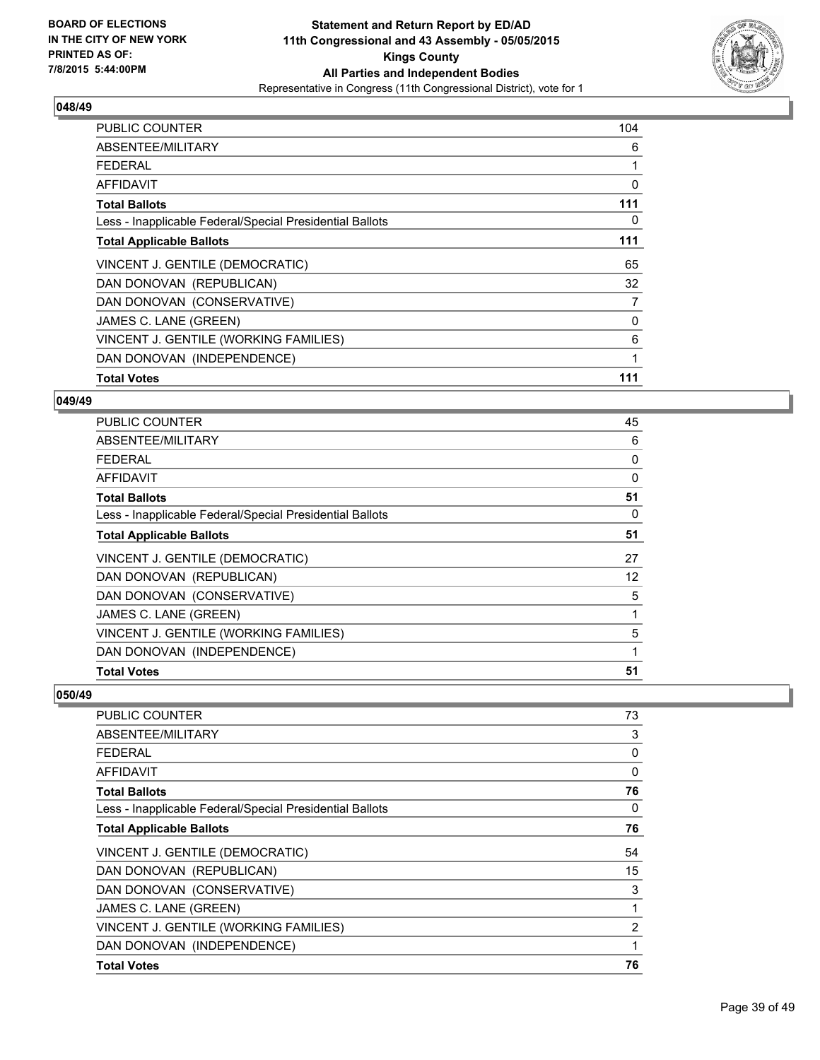**BOARD OF ELECTIONS IN THE CITY OF NEW YORK PRINTED AS OF: 7/8/2015 5:44:00PM**

**Statement and Return Report by ED/AD 11th Congressional and 43 Assembly - 05/05/2015 Kings County All Parties and Independent Bodies**

Representative in Congress (11th Congressional District), vote for 1

### 048/49

| | |
|---|---|
| PUBLIC COUNTER | 104 |
| ABSENTEE/MILITARY | 6 |
| FEDERAL | 1 |
| AFFIDAVIT | 0 |
| **Total Ballots** | **111** |
| Less - Inapplicable Federal/Special Presidential Ballots | 0 |
| **Total Applicable Ballots** | **111** |
| VINCENT J. GENTILE (DEMOCRATIC) | 65 |
| DAN DONOVAN (REPUBLICAN) | 32 |
| DAN DONOVAN (CONSERVATIVE) | 7 |
| JAMES C. LANE (GREEN) | 0 |
| VINCENT J. GENTILE (WORKING FAMILIES) | 6 |
| DAN DONOVAN (INDEPENDENCE) | 1 |
| **Total Votes** | **111** |

### 049/49

| | |
|---|---|
| PUBLIC COUNTER | 45 |
| ABSENTEE/MILITARY | 6 |
| FEDERAL | 0 |
| AFFIDAVIT | 0 |
| **Total Ballots** | **51** |
| Less - Inapplicable Federal/Special Presidential Ballots | 0 |
| **Total Applicable Ballots** | **51** |
| VINCENT J. GENTILE (DEMOCRATIC) | 27 |
| DAN DONOVAN (REPUBLICAN) | 12 |
| DAN DONOVAN (CONSERVATIVE) | 5 |
| JAMES C. LANE (GREEN) | 1 |
| VINCENT J. GENTILE (WORKING FAMILIES) | 5 |
| DAN DONOVAN (INDEPENDENCE) | 1 |
| **Total Votes** | **51** |

### 050/49

| | |
|---|---|
| PUBLIC COUNTER | 73 |
| ABSENTEE/MILITARY | 3 |
| FEDERAL | 0 |
| AFFIDAVIT | 0 |
| **Total Ballots** | **76** |
| Less - Inapplicable Federal/Special Presidential Ballots | 0 |
| **Total Applicable Ballots** | **76** |
| VINCENT J. GENTILE (DEMOCRATIC) | 54 |
| DAN DONOVAN (REPUBLICAN) | 15 |
| DAN DONOVAN (CONSERVATIVE) | 3 |
| JAMES C. LANE (GREEN) | 1 |
| VINCENT J. GENTILE (WORKING FAMILIES) | 2 |
| DAN DONOVAN (INDEPENDENCE) | 1 |
| **Total Votes** | **76** |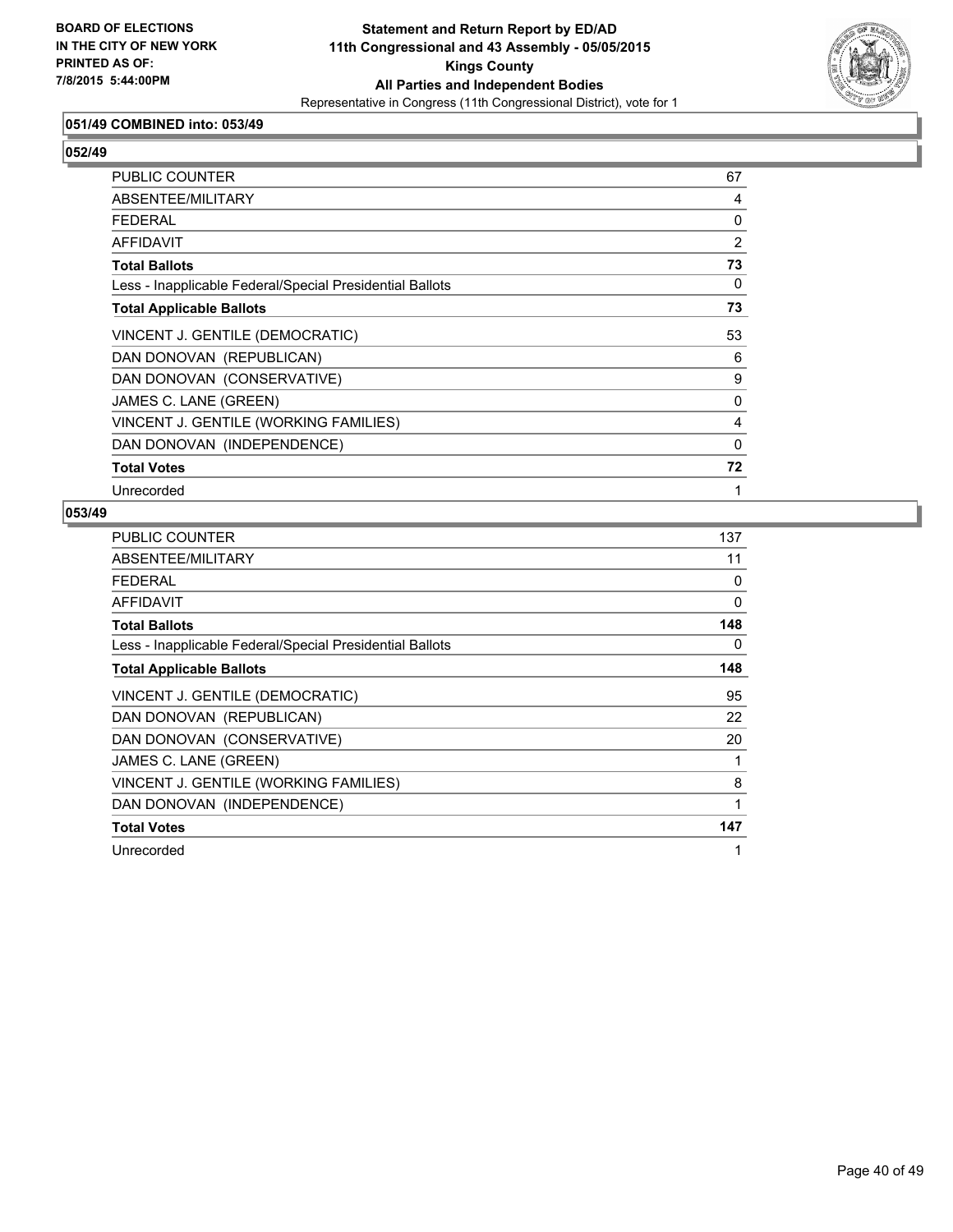**BOARD OF ELECTIONS IN THE CITY OF NEW YORK PRINTED AS OF: 7/8/2015 5:44:00PM**

**Statement and Return Report by ED/AD**
**11th Congressional and 43 Assembly - 05/05/2015**
**Kings County**
**All Parties and Independent Bodies**
Representative in Congress (11th Congressional District), vote for 1

### 051/49 COMBINED into: 053/49

### 052/49

| | |
|---|---|
| PUBLIC COUNTER | 67 |
| ABSENTEE/MILITARY | 4 |
| FEDERAL | 0 |
| AFFIDAVIT | 2 |
| **Total Ballots** | **73** |
| Less - Inapplicable Federal/Special Presidential Ballots | 0 |
| **Total Applicable Ballots** | **73** |
| VINCENT J. GENTILE (DEMOCRATIC) | 53 |
| DAN DONOVAN (REPUBLICAN) | 6 |
| DAN DONOVAN (CONSERVATIVE) | 9 |
| JAMES C. LANE (GREEN) | 0 |
| VINCENT J. GENTILE (WORKING FAMILIES) | 4 |
| DAN DONOVAN (INDEPENDENCE) | 0 |
| **Total Votes** | **72** |
| Unrecorded | 1 |

### 053/49

| | |
|---|---|
| PUBLIC COUNTER | 137 |
| ABSENTEE/MILITARY | 11 |
| FEDERAL | 0 |
| AFFIDAVIT | 0 |
| **Total Ballots** | **148** |
| Less - Inapplicable Federal/Special Presidential Ballots | 0 |
| **Total Applicable Ballots** | **148** |
| VINCENT J. GENTILE (DEMOCRATIC) | 95 |
| DAN DONOVAN (REPUBLICAN) | 22 |
| DAN DONOVAN (CONSERVATIVE) | 20 |
| JAMES C. LANE (GREEN) | 1 |
| VINCENT J. GENTILE (WORKING FAMILIES) | 8 |
| DAN DONOVAN (INDEPENDENCE) | 1 |
| **Total Votes** | **147** |
| Unrecorded | 1 |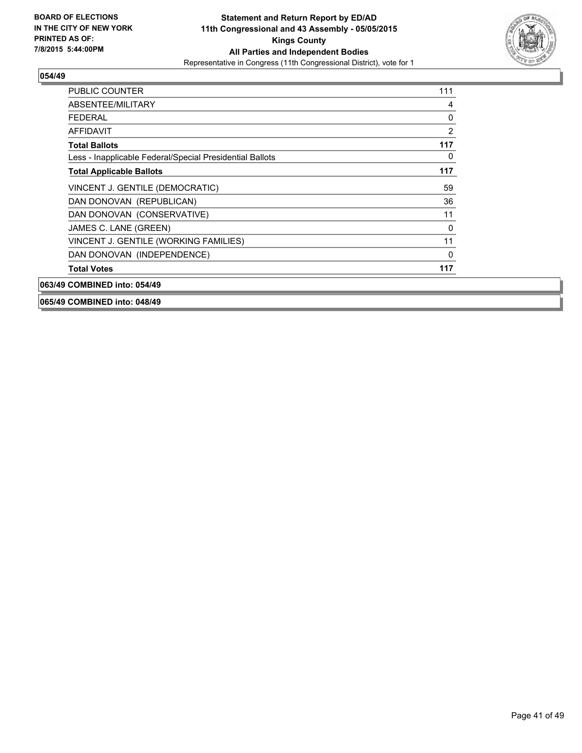**BOARD OF ELECTIONS IN THE CITY OF NEW YORK PRINTED AS OF: 7/8/2015 5:44:00PM**

**Statement and Return Report by ED/AD 11th Congressional and 43 Assembly - 05/05/2015 Kings County All Parties and Independent Bodies**
Representative in Congress (11th Congressional District), vote for 1

**054/49**

| | |
|---|---|
| PUBLIC COUNTER | 111 |
| ABSENTEE/MILITARY | 4 |
| FEDERAL | 0 |
| AFFIDAVIT | 2 |
| **Total Ballots** | **117** |
| Less - Inapplicable Federal/Special Presidential Ballots | 0 |
| **Total Applicable Ballots** | **117** |
| VINCENT J. GENTILE (DEMOCRATIC) | 59 |
| DAN DONOVAN (REPUBLICAN) | 36 |
| DAN DONOVAN (CONSERVATIVE) | 11 |
| JAMES C. LANE (GREEN) | 0 |
| VINCENT J. GENTILE (WORKING FAMILIES) | 11 |
| DAN DONOVAN (INDEPENDENCE) | 0 |
| **Total Votes** | **117** |

**063/49 COMBINED into: 054/49**

**065/49 COMBINED into: 048/49**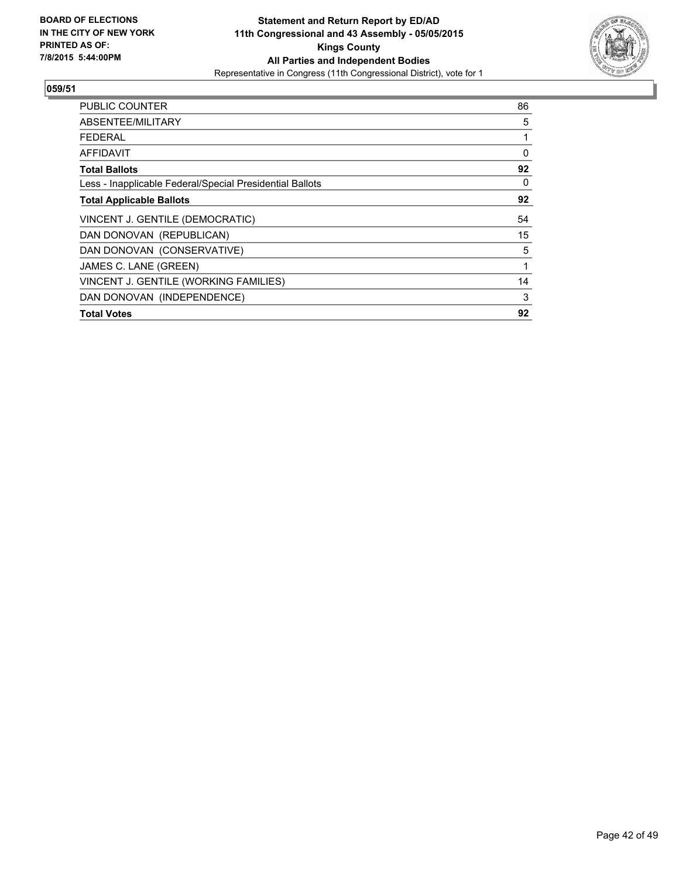BOARD OF ELECTIONS
IN THE CITY OF NEW YORK
PRINTED AS OF:
7/8/2015 5:44:00PM

**Statement and Return Report by ED/AD**
**11th Congressional and 43 Assembly - 05/05/2015**
**Kings County**
**All Parties and Independent Bodies**
Representative in Congress (11th Congressional District), vote for 1

**059/51**

| | |
|---|---|
| PUBLIC COUNTER | 86 |
| ABSENTEE/MILITARY | 5 |
| FEDERAL | 1 |
| AFFIDAVIT | 0 |
| **Total Ballots** | **92** |
| Less - Inapplicable Federal/Special Presidential Ballots | 0 |
| **Total Applicable Ballots** | **92** |
| VINCENT J. GENTILE (DEMOCRATIC) | 54 |
| DAN DONOVAN (REPUBLICAN) | 15 |
| DAN DONOVAN (CONSERVATIVE) | 5 |
| JAMES C. LANE (GREEN) | 1 |
| VINCENT J. GENTILE (WORKING FAMILIES) | 14 |
| DAN DONOVAN (INDEPENDENCE) | 3 |
| **Total Votes** | **92** |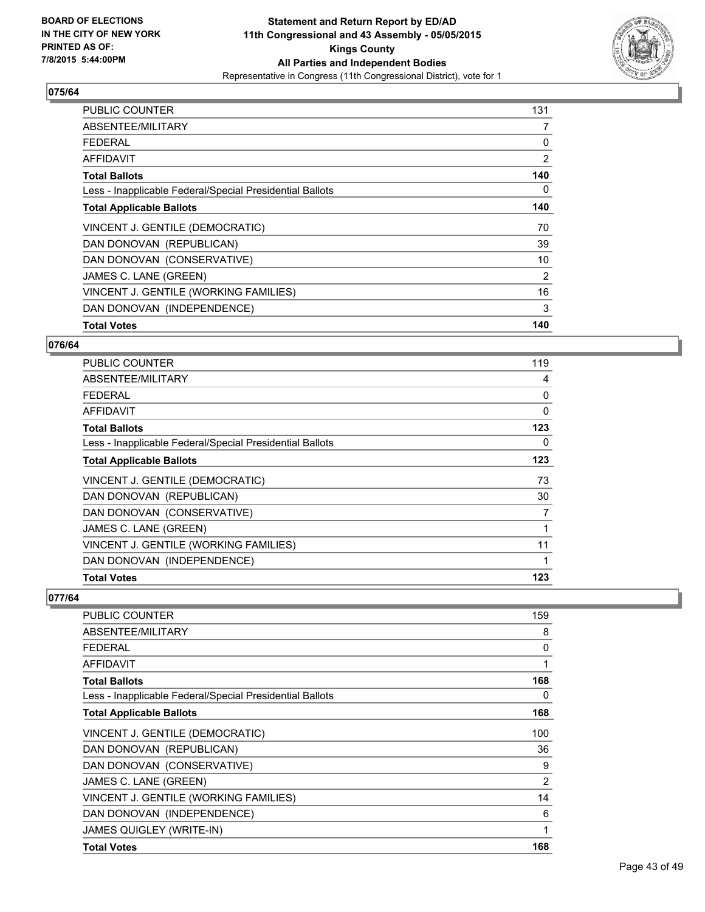**BOARD OF ELECTIONS IN THE CITY OF NEW YORK PRINTED AS OF: 7/8/2015 5:44:00PM**

**Statement and Return Report by ED/AD 11th Congressional and 43 Assembly - 05/05/2015 Kings County All Parties and Independent Bodies**

Representative in Congress (11th Congressional District), vote for 1

### 075/64

| | |
|---|---|
| PUBLIC COUNTER | 131 |
| ABSENTEE/MILITARY | 7 |
| FEDERAL | 0 |
| AFFIDAVIT | 2 |
| **Total Ballots** | **140** |
| Less - Inapplicable Federal/Special Presidential Ballots | 0 |
| **Total Applicable Ballots** | **140** |
| VINCENT J. GENTILE (DEMOCRATIC) | 70 |
| DAN DONOVAN (REPUBLICAN) | 39 |
| DAN DONOVAN (CONSERVATIVE) | 10 |
| JAMES C. LANE (GREEN) | 2 |
| VINCENT J. GENTILE (WORKING FAMILIES) | 16 |
| DAN DONOVAN (INDEPENDENCE) | 3 |
| **Total Votes** | **140** |

### 076/64

| | |
|---|---|
| PUBLIC COUNTER | 119 |
| ABSENTEE/MILITARY | 4 |
| FEDERAL | 0 |
| AFFIDAVIT | 0 |
| **Total Ballots** | **123** |
| Less - Inapplicable Federal/Special Presidential Ballots | 0 |
| **Total Applicable Ballots** | **123** |
| VINCENT J. GENTILE (DEMOCRATIC) | 73 |
| DAN DONOVAN (REPUBLICAN) | 30 |
| DAN DONOVAN (CONSERVATIVE) | 7 |
| JAMES C. LANE (GREEN) | 1 |
| VINCENT J. GENTILE (WORKING FAMILIES) | 11 |
| DAN DONOVAN (INDEPENDENCE) | 1 |
| **Total Votes** | **123** |

### 077/64

| | |
|---|---|
| PUBLIC COUNTER | 159 |
| ABSENTEE/MILITARY | 8 |
| FEDERAL | 0 |
| AFFIDAVIT | 1 |
| **Total Ballots** | **168** |
| Less - Inapplicable Federal/Special Presidential Ballots | 0 |
| **Total Applicable Ballots** | **168** |
| VINCENT J. GENTILE (DEMOCRATIC) | 100 |
| DAN DONOVAN (REPUBLICAN) | 36 |
| DAN DONOVAN (CONSERVATIVE) | 9 |
| JAMES C. LANE (GREEN) | 2 |
| VINCENT J. GENTILE (WORKING FAMILIES) | 14 |
| DAN DONOVAN (INDEPENDENCE) | 6 |
| JAMES QUIGLEY (WRITE-IN) | 1 |
| **Total Votes** | **168** |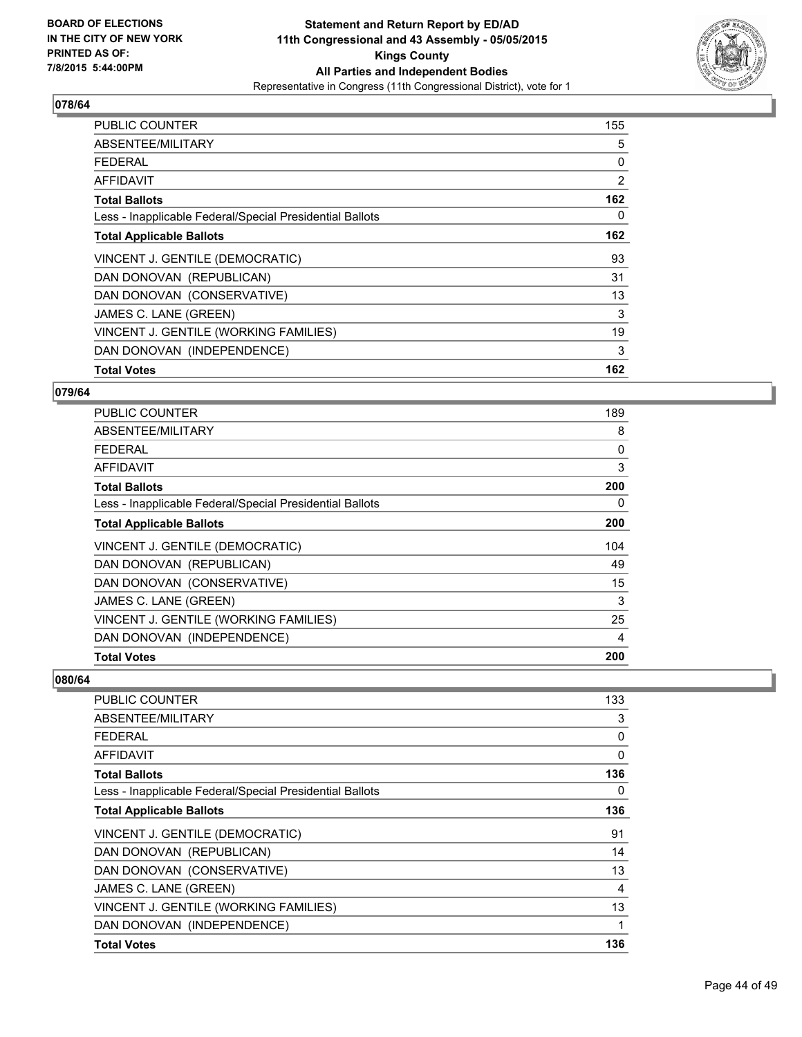**BOARD OF ELECTIONS IN THE CITY OF NEW YORK PRINTED AS OF: 7/8/2015 5:44:00PM**

**Statement and Return Report by ED/AD 11th Congressional and 43 Assembly - 05/05/2015 Kings County All Parties and Independent Bodies**
Representative in Congress (11th Congressional District), vote for 1

## 078/64

| | |
|---|---|
| PUBLIC COUNTER | 155 |
| ABSENTEE/MILITARY | 5 |
| FEDERAL | 0 |
| AFFIDAVIT | 2 |
| **Total Ballots** | **162** |
| Less - Inapplicable Federal/Special Presidential Ballots | 0 |
| **Total Applicable Ballots** | **162** |
| VINCENT J. GENTILE (DEMOCRATIC) | 93 |
| DAN DONOVAN (REPUBLICAN) | 31 |
| DAN DONOVAN (CONSERVATIVE) | 13 |
| JAMES C. LANE (GREEN) | 3 |
| VINCENT J. GENTILE (WORKING FAMILIES) | 19 |
| DAN DONOVAN (INDEPENDENCE) | 3 |
| **Total Votes** | **162** |

## 079/64

| | |
|---|---|
| PUBLIC COUNTER | 189 |
| ABSENTEE/MILITARY | 8 |
| FEDERAL | 0 |
| AFFIDAVIT | 3 |
| **Total Ballots** | **200** |
| Less - Inapplicable Federal/Special Presidential Ballots | 0 |
| **Total Applicable Ballots** | **200** |
| VINCENT J. GENTILE (DEMOCRATIC) | 104 |
| DAN DONOVAN (REPUBLICAN) | 49 |
| DAN DONOVAN (CONSERVATIVE) | 15 |
| JAMES C. LANE (GREEN) | 3 |
| VINCENT J. GENTILE (WORKING FAMILIES) | 25 |
| DAN DONOVAN (INDEPENDENCE) | 4 |
| **Total Votes** | **200** |

## 080/64

| | |
|---|---|
| PUBLIC COUNTER | 133 |
| ABSENTEE/MILITARY | 3 |
| FEDERAL | 0 |
| AFFIDAVIT | 0 |
| **Total Ballots** | **136** |
| Less - Inapplicable Federal/Special Presidential Ballots | 0 |
| **Total Applicable Ballots** | **136** |
| VINCENT J. GENTILE (DEMOCRATIC) | 91 |
| DAN DONOVAN (REPUBLICAN) | 14 |
| DAN DONOVAN (CONSERVATIVE) | 13 |
| JAMES C. LANE (GREEN) | 4 |
| VINCENT J. GENTILE (WORKING FAMILIES) | 13 |
| DAN DONOVAN (INDEPENDENCE) | 1 |
| **Total Votes** | **136** |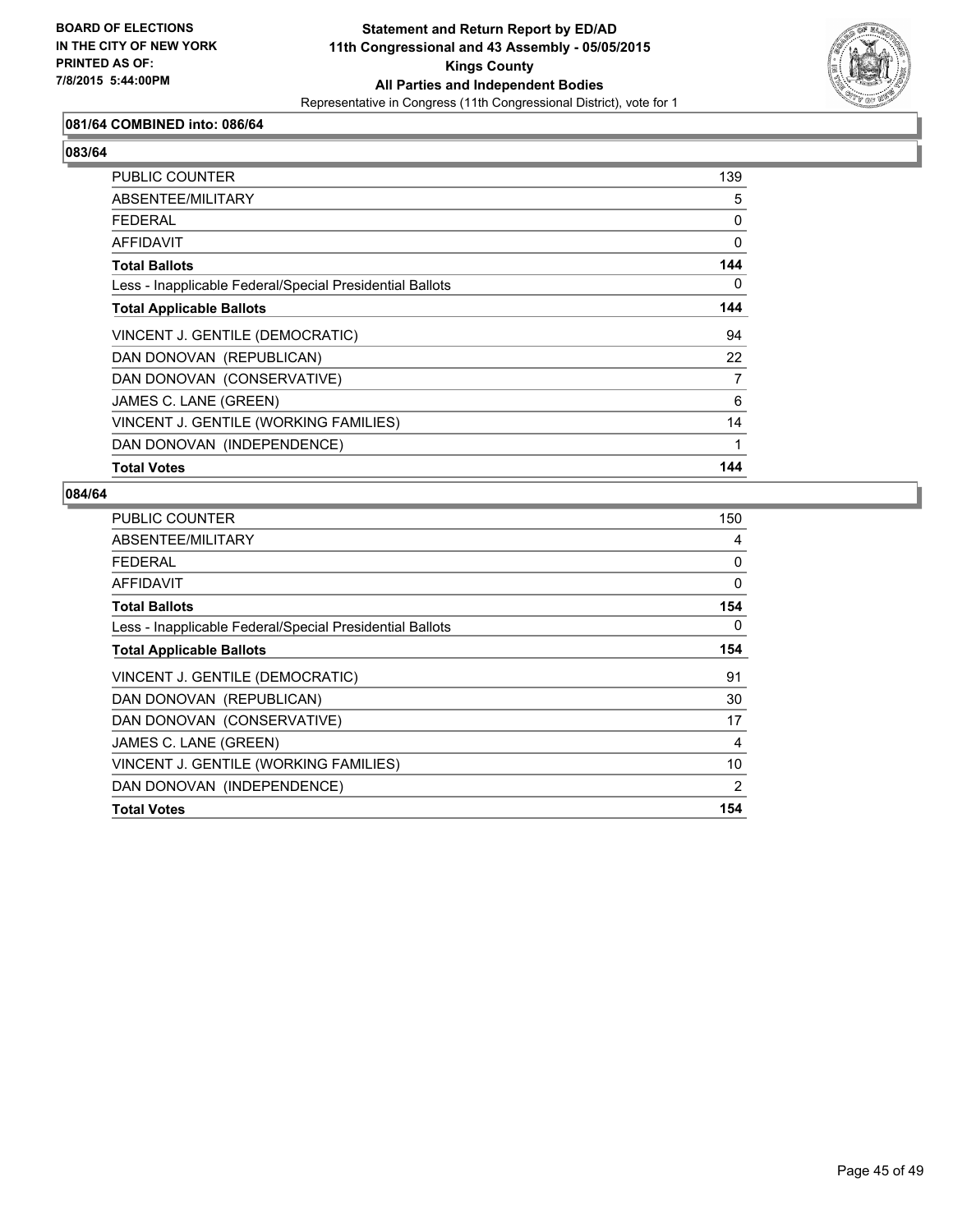**BOARD OF ELECTIONS IN THE CITY OF NEW YORK PRINTED AS OF: 7/8/2015 5:44:00PM**

**Statement and Return Report by ED/AD 11th Congressional and 43 Assembly - 05/05/2015 Kings County All Parties and Independent Bodies**

Representative in Congress (11th Congressional District), vote for 1

### 081/64 COMBINED into: 086/64

### 083/64

| | |
|---|---|
| PUBLIC COUNTER | 139 |
| ABSENTEE/MILITARY | 5 |
| FEDERAL | 0 |
| AFFIDAVIT | 0 |
| **Total Ballots** | **144** |
| Less - Inapplicable Federal/Special Presidential Ballots | 0 |
| **Total Applicable Ballots** | **144** |
| VINCENT J. GENTILE (DEMOCRATIC) | 94 |
| DAN DONOVAN (REPUBLICAN) | 22 |
| DAN DONOVAN (CONSERVATIVE) | 7 |
| JAMES C. LANE (GREEN) | 6 |
| VINCENT J. GENTILE (WORKING FAMILIES) | 14 |
| DAN DONOVAN (INDEPENDENCE) | 1 |
| **Total Votes** | **144** |

### 084/64

| | |
|---|---|
| PUBLIC COUNTER | 150 |
| ABSENTEE/MILITARY | 4 |
| FEDERAL | 0 |
| AFFIDAVIT | 0 |
| **Total Ballots** | **154** |
| Less - Inapplicable Federal/Special Presidential Ballots | 0 |
| **Total Applicable Ballots** | **154** |
| VINCENT J. GENTILE (DEMOCRATIC) | 91 |
| DAN DONOVAN (REPUBLICAN) | 30 |
| DAN DONOVAN (CONSERVATIVE) | 17 |
| JAMES C. LANE (GREEN) | 4 |
| VINCENT J. GENTILE (WORKING FAMILIES) | 10 |
| DAN DONOVAN (INDEPENDENCE) | 2 |
| **Total Votes** | **154** |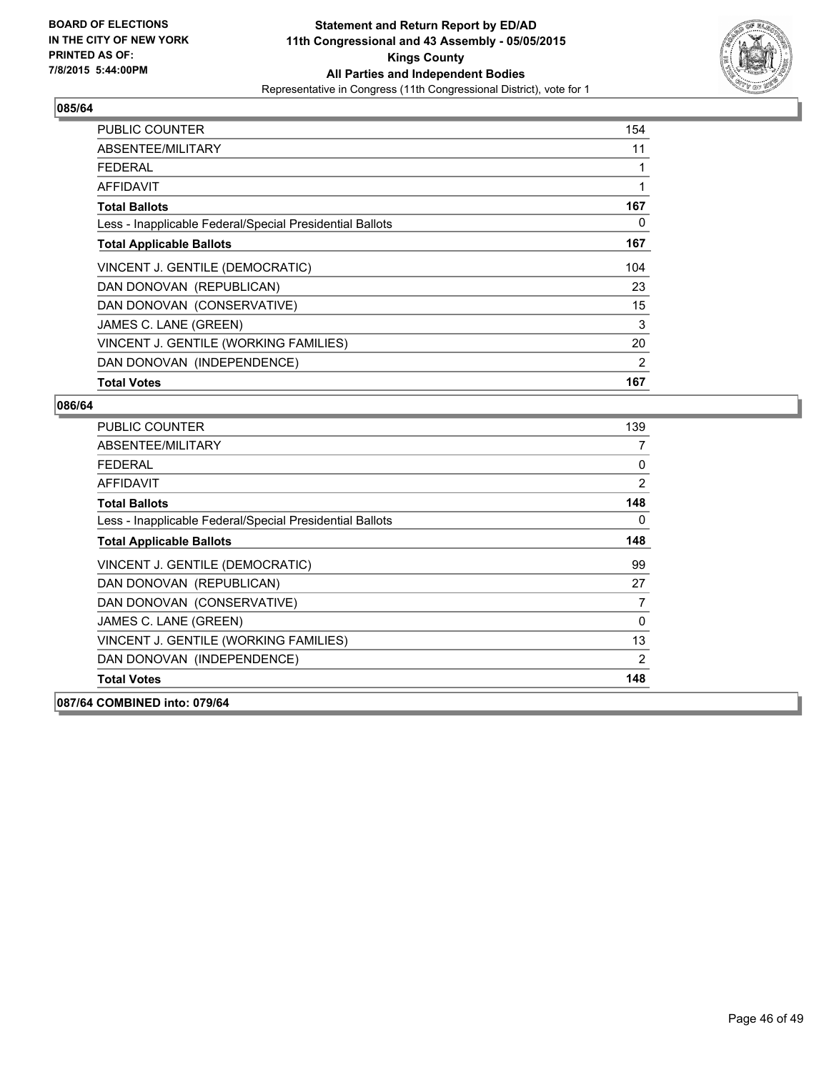**BOARD OF ELECTIONS IN THE CITY OF NEW YORK PRINTED AS OF: 7/8/2015 5:44:00PM**

**Statement and Return Report by ED/AD**
**11th Congressional and 43 Assembly - 05/05/2015**
**Kings County**
**All Parties and Independent Bodies**
Representative in Congress (11th Congressional District), vote for 1

**085/64**

| | |
|---|---|
| PUBLIC COUNTER | 154 |
| ABSENTEE/MILITARY | 11 |
| FEDERAL | 1 |
| AFFIDAVIT | 1 |
| **Total Ballots** | **167** |
| Less - Inapplicable Federal/Special Presidential Ballots | 0 |
| **Total Applicable Ballots** | **167** |
| VINCENT J. GENTILE (DEMOCRATIC) | 104 |
| DAN DONOVAN (REPUBLICAN) | 23 |
| DAN DONOVAN (CONSERVATIVE) | 15 |
| JAMES C. LANE (GREEN) | 3 |
| VINCENT J. GENTILE (WORKING FAMILIES) | 20 |
| DAN DONOVAN (INDEPENDENCE) | 2 |
| **Total Votes** | **167** |

**086/64**

| | |
|---|---|
| PUBLIC COUNTER | 139 |
| ABSENTEE/MILITARY | 7 |
| FEDERAL | 0 |
| AFFIDAVIT | 2 |
| **Total Ballots** | **148** |
| Less - Inapplicable Federal/Special Presidential Ballots | 0 |
| **Total Applicable Ballots** | **148** |
| VINCENT J. GENTILE (DEMOCRATIC) | 99 |
| DAN DONOVAN (REPUBLICAN) | 27 |
| DAN DONOVAN (CONSERVATIVE) | 7 |
| JAMES C. LANE (GREEN) | 0 |
| VINCENT J. GENTILE (WORKING FAMILIES) | 13 |
| DAN DONOVAN (INDEPENDENCE) | 2 |
| **Total Votes** | **148** |

**087/64 COMBINED into: 079/64**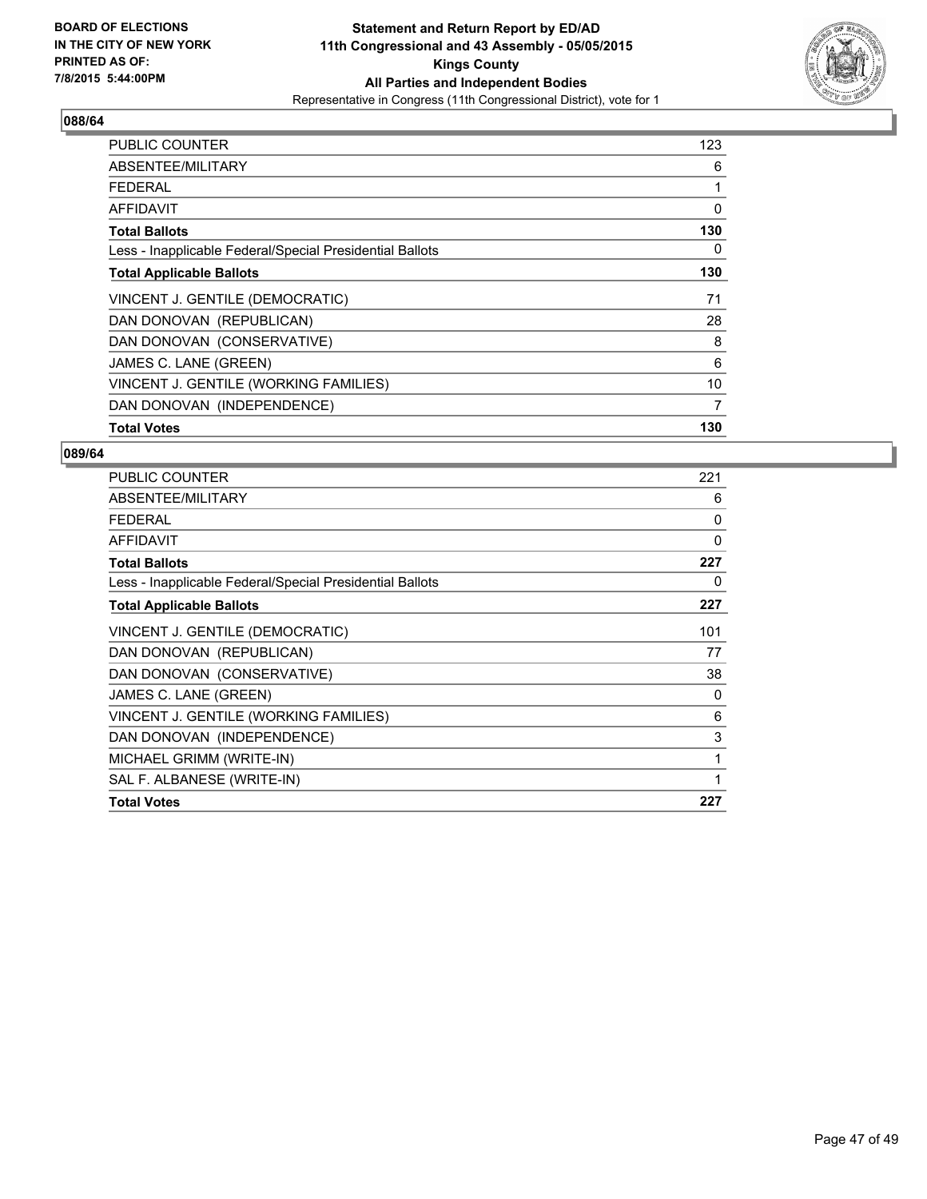**BOARD OF ELECTIONS IN THE CITY OF NEW YORK PRINTED AS OF: 7/8/2015 5:44:00PM**

**Statement and Return Report by ED/AD**
**11th Congressional and 43 Assembly - 05/05/2015**
**Kings County**
**All Parties and Independent Bodies**
Representative in Congress (11th Congressional District), vote for 1

### 088/64

| | |
|---|---|
| PUBLIC COUNTER | 123 |
| ABSENTEE/MILITARY | 6 |
| FEDERAL | 1 |
| AFFIDAVIT | 0 |
| **Total Ballots** | **130** |
| Less - Inapplicable Federal/Special Presidential Ballots | 0 |
| **Total Applicable Ballots** | **130** |
| VINCENT J. GENTILE (DEMOCRATIC) | 71 |
| DAN DONOVAN (REPUBLICAN) | 28 |
| DAN DONOVAN (CONSERVATIVE) | 8 |
| JAMES C. LANE (GREEN) | 6 |
| VINCENT J. GENTILE (WORKING FAMILIES) | 10 |
| DAN DONOVAN (INDEPENDENCE) | 7 |
| **Total Votes** | **130** |

### 089/64

| | |
|---|---|
| PUBLIC COUNTER | 221 |
| ABSENTEE/MILITARY | 6 |
| FEDERAL | 0 |
| AFFIDAVIT | 0 |
| **Total Ballots** | **227** |
| Less - Inapplicable Federal/Special Presidential Ballots | 0 |
| **Total Applicable Ballots** | **227** |
| VINCENT J. GENTILE (DEMOCRATIC) | 101 |
| DAN DONOVAN (REPUBLICAN) | 77 |
| DAN DONOVAN (CONSERVATIVE) | 38 |
| JAMES C. LANE (GREEN) | 0 |
| VINCENT J. GENTILE (WORKING FAMILIES) | 6 |
| DAN DONOVAN (INDEPENDENCE) | 3 |
| MICHAEL GRIMM (WRITE-IN) | 1 |
| SAL F. ALBANESE (WRITE-IN) | 1 |
| **Total Votes** | **227** |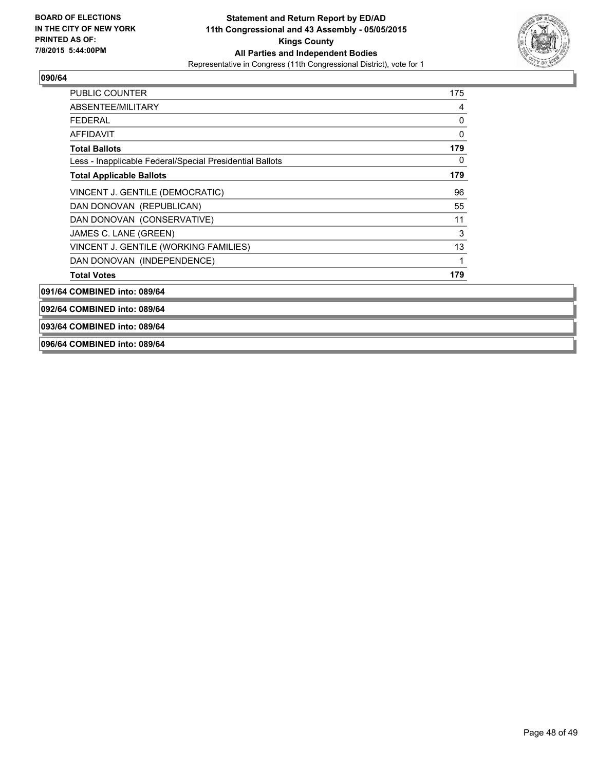**BOARD OF ELECTIONS IN THE CITY OF NEW YORK PRINTED AS OF: 7/8/2015 5:44:00PM**

**Statement and Return Report by ED/AD**
**11th Congressional and 43 Assembly - 05/05/2015**
**Kings County**
**All Parties and Independent Bodies**
Representative in Congress (11th Congressional District), vote for 1

**090/64**

| | |
|---|---|
| PUBLIC COUNTER | 175 |
| ABSENTEE/MILITARY | 4 |
| FEDERAL | 0 |
| AFFIDAVIT | 0 |
| **Total Ballots** | **179** |
| Less - Inapplicable Federal/Special Presidential Ballots | 0 |
| **Total Applicable Ballots** | **179** |
| VINCENT J. GENTILE (DEMOCRATIC) | 96 |
| DAN DONOVAN (REPUBLICAN) | 55 |
| DAN DONOVAN (CONSERVATIVE) | 11 |
| JAMES C. LANE (GREEN) | 3 |
| VINCENT J. GENTILE (WORKING FAMILIES) | 13 |
| DAN DONOVAN (INDEPENDENCE) | 1 |
| **Total Votes** | **179** |

**091/64 COMBINED into: 089/64**

**092/64 COMBINED into: 089/64**

**093/64 COMBINED into: 089/64**

**096/64 COMBINED into: 089/64**